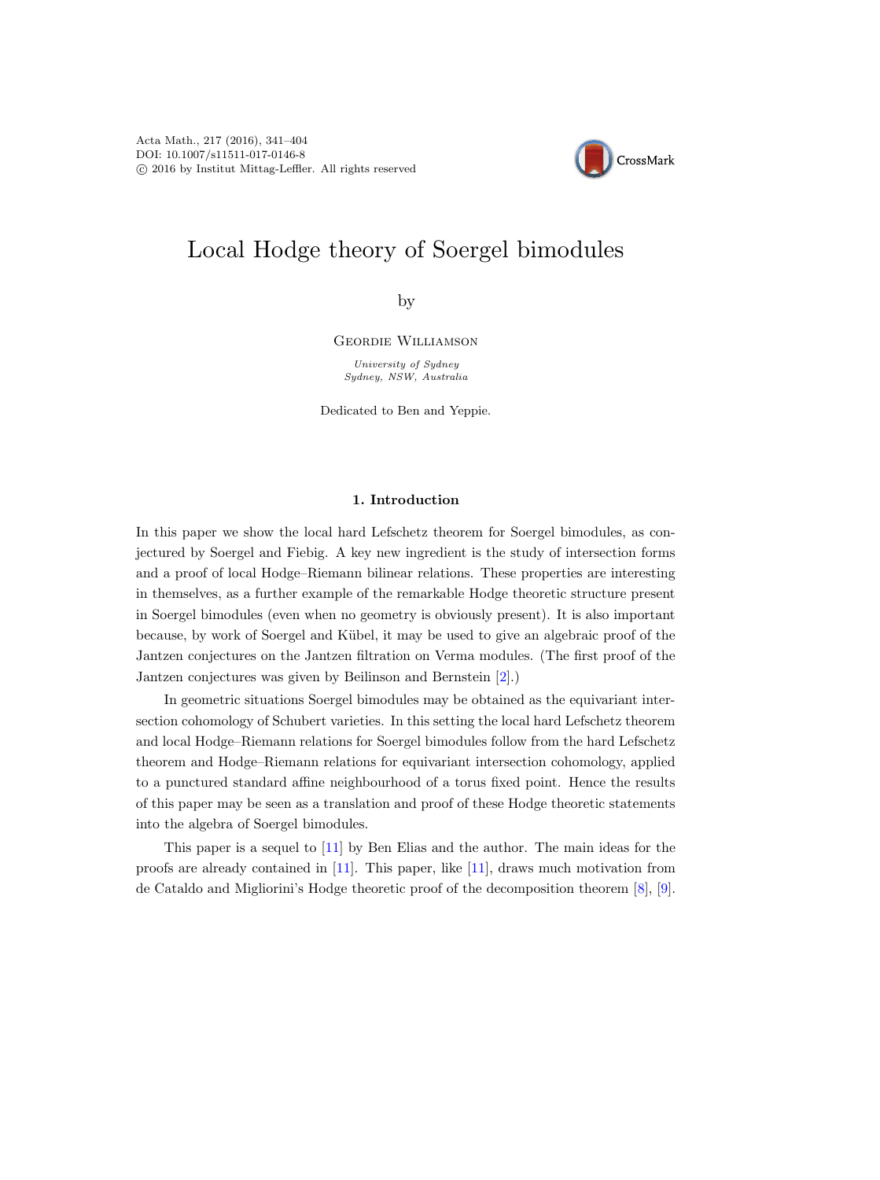# Local Hodge theory of Soergel bimodules

by

Geordie Williamson

*University of Sydney*
*Sydney, NSW, Australia*

Dedicated to Ben and Yeppie.

## 1. Introduction

In this paper we show the local hard Lefschetz theorem for Soergel bimodules, as conjectured by Soergel and Fiebig. A key new ingredient is the study of intersection forms and a proof of local Hodge–Riemann bilinear relations. These properties are interesting in themselves, as a further example of the remarkable Hodge theoretic structure present in Soergel bimodules (even when no geometry is obviously present). It is also important because, by work of Soergel and Kübel, it may be used to give an algebraic proof of the Jantzen conjectures on the Jantzen filtration on Verma modules. (The first proof of the Jantzen conjectures was given by Beilinson and Bernstein [2].)

In geometric situations Soergel bimodules may be obtained as the equivariant intersection cohomology of Schubert varieties. In this setting the local hard Lefschetz theorem and local Hodge–Riemann relations for Soergel bimodules follow from the hard Lefschetz theorem and Hodge–Riemann relations for equivariant intersection cohomology, applied to a punctured standard affine neighbourhood of a torus fixed point. Hence the results of this paper may be seen as a translation and proof of these Hodge theoretic statements into the algebra of Soergel bimodules.

This paper is a sequel to [11] by Ben Elias and the author. The main ideas for the proofs are already contained in [11]. This paper, like [11], draws much motivation from de Cataldo and Migliorini's Hodge theoretic proof of the decomposition theorem [8], [9].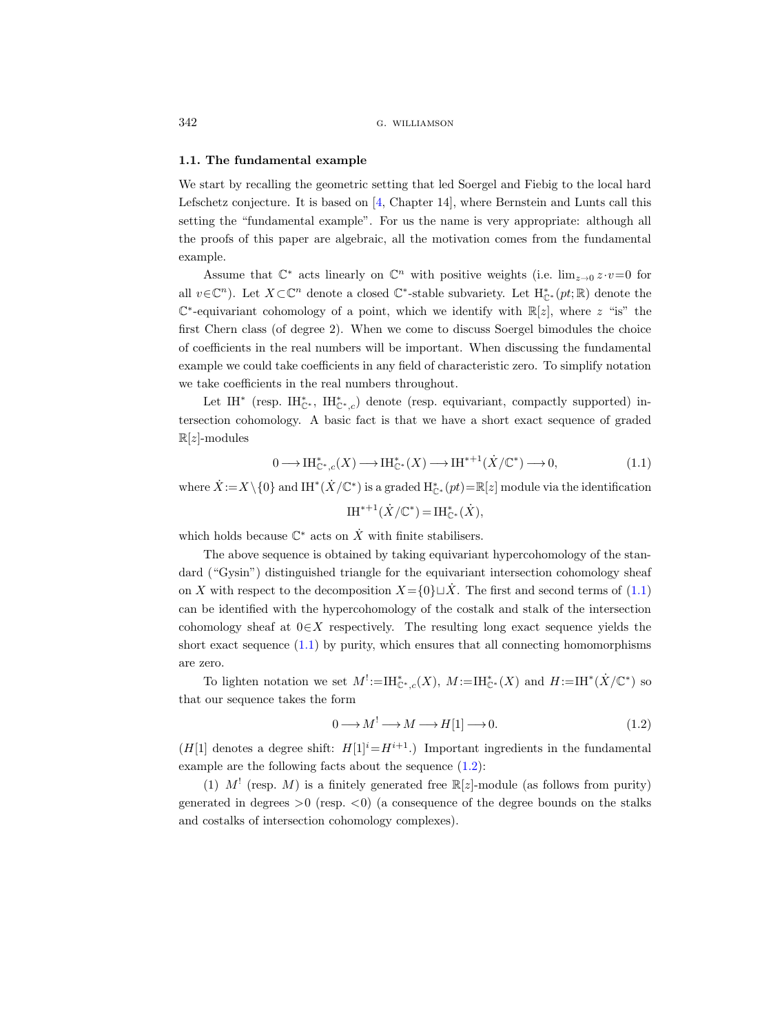### 1.1. The fundamental example

We start by recalling the geometric setting that led Soergel and Fiebig to the local hard Lefschetz conjecture. It is based on [4, Chapter 14], where Bernstein and Lunts call this setting the "fundamental example". For us the name is very appropriate: although all the proofs of this paper are algebraic, all the motivation comes from the fundamental example.

Assume that $\mathbb{C}^*$ acts linearly on $\mathbb{C}^n$ with positive weights (i.e. $\lim_{z\to 0} z\cdot v=0$ for all $v\in\mathbb{C}^n$). Let $X\subset\mathbb{C}^n$ denote a closed $\mathbb{C}^*$-stable subvariety. Let $\mathrm{H}^*_{\mathbb{C}^*}(pt;\mathbb{R})$ denote the $\mathbb{C}^*$-equivariant cohomology of a point, which we identify with $\mathbb{R}[z]$, where $z$ "is" the first Chern class (of degree 2). When we come to discuss Soergel bimodules the choice of coefficients in the real numbers will be important. When discussing the fundamental example we could take coefficients in any field of characteristic zero. To simplify notation we take coefficients in the real numbers throughout.

Let $\mathrm{IH}^*$ (resp. $\mathrm{IH}^*_{\mathbb{C}^*}$, $\mathrm{IH}^*_{\mathbb{C}^*,c}$) denote (resp. equivariant, compactly supported) intersection cohomology. A basic fact is that we have a short exact sequence of graded $\mathbb{R}[z]$-modules

$$0\longrightarrow \mathrm{IH}^*_{\mathbb{C}^*,c}(X)\longrightarrow \mathrm{IH}^*_{\mathbb{C}^*}(X)\longrightarrow \mathrm{IH}^{*+1}(\dot{X}/\mathbb{C}^*)\longrightarrow 0, \tag{1.1}$$

where $\dot{X}:=X\setminus\{0\}$ and $\mathrm{IH}^*(\dot{X}/\mathbb{C}^*)$ is a graded $\mathrm{H}^*_{\mathbb{C}^*}(pt)=\mathbb{R}[z]$ module via the identification

$$\mathrm{IH}^{*+1}(\dot{X}/\mathbb{C}^*)=\mathrm{IH}^*_{\mathbb{C}^*}(\dot{X}),$$

which holds because $\mathbb{C}^*$ acts on $\dot{X}$ with finite stabilisers.

The above sequence is obtained by taking equivariant hypercohomology of the standard ("Gysin") distinguished triangle for the equivariant intersection cohomology sheaf on $X$ with respect to the decomposition $X=\{0\}\sqcup\dot{X}$. The first and second terms of (1.1) can be identified with the hypercohomology of the costalk and stalk of the intersection cohomology sheaf at $0\in X$ respectively. The resulting long exact sequence yields the short exact sequence (1.1) by purity, which ensures that all connecting homomorphisms are zero.

To lighten notation we set $M^!:=\mathrm{IH}^*_{\mathbb{C}^*,c}(X)$, $M:=\mathrm{IH}^*_{\mathbb{C}^*}(X)$ and $H:=\mathrm{IH}^*(\dot{X}/\mathbb{C}^*)$ so that our sequence takes the form

$$0\longrightarrow M^!\longrightarrow M\longrightarrow H[1]\longrightarrow 0. \tag{1.2}$$

($H[1]$ denotes a degree shift: $H[1]^i=H^{i+1}$.) Important ingredients in the fundamental example are the following facts about the sequence (1.2):

(1) $M^!$ (resp. $M$) is a finitely generated free $\mathbb{R}[z]$-module (as follows from purity) generated in degrees $>0$ (resp. $<0$) (a consequence of the degree bounds on the stalks and costalks of intersection cohomology complexes).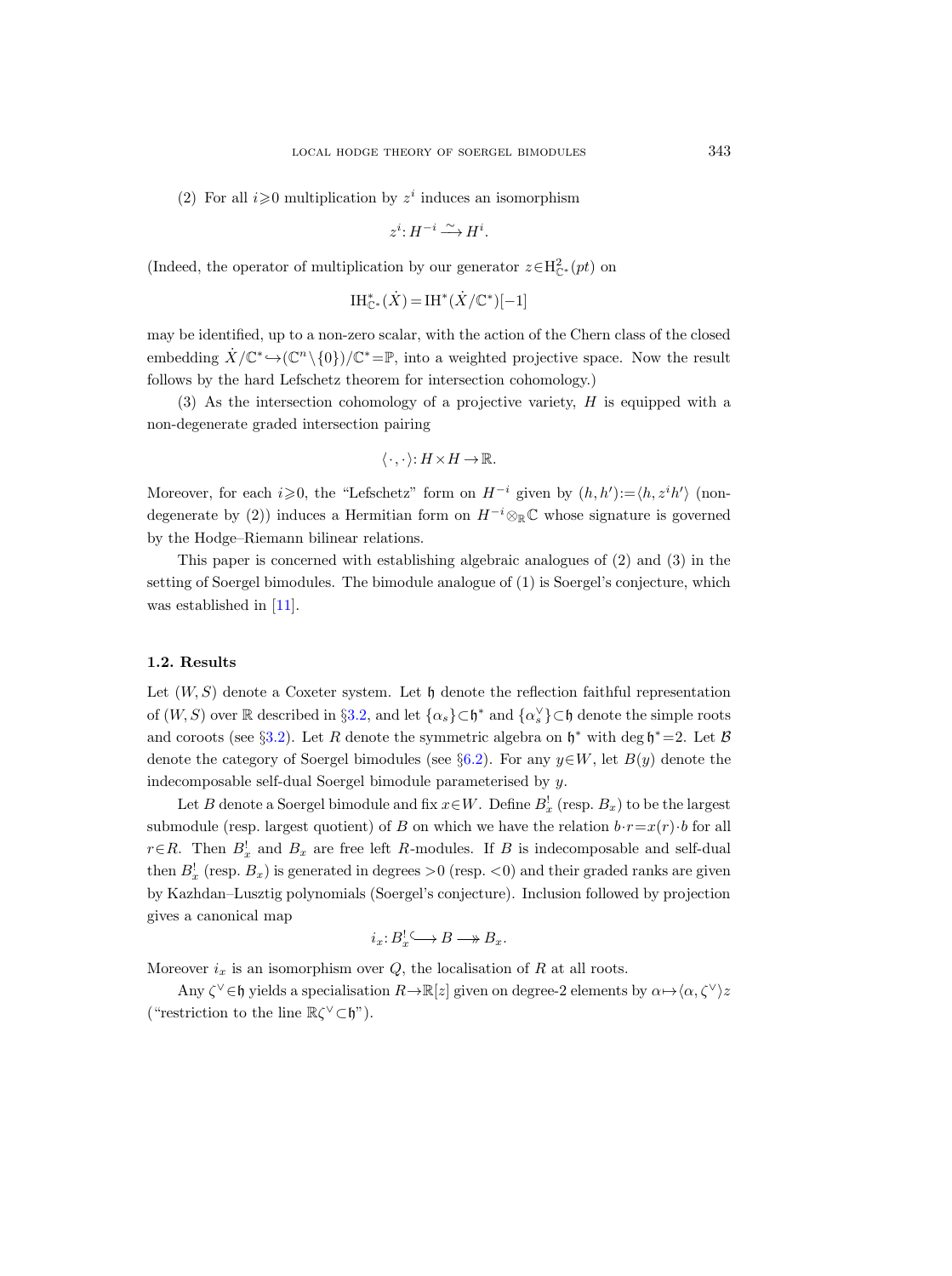(2) For all $i \geqslant 0$ multiplication by $z^i$ induces an isomorphism

$$z^i : H^{-i} \xrightarrow{\sim} H^i.$$

(Indeed, the operator of multiplication by our generator $z \in \mathrm{H}^2_{\mathbb{C}^*}(pt)$ on

$$\mathrm{IH}^*_{\mathbb{C}^*}(\dot{X}) = \mathrm{IH}^*(\dot{X}/\mathbb{C}^*)[-1]$$

may be identified, up to a non-zero scalar, with the action of the Chern class of the closed embedding $\dot{X}/\mathbb{C}^* \hookrightarrow (\mathbb{C}^n \setminus \{0\})/\mathbb{C}^* = \mathbb{P}$, into a weighted projective space. Now the result follows by the hard Lefschetz theorem for intersection cohomology.)

(3) As the intersection cohomology of a projective variety, $H$ is equipped with a non-degenerate graded intersection pairing

$$\langle \cdot , \cdot \rangle : H \times H \to \mathbb{R}.$$

Moreover, for each $i \geqslant 0$, the "Lefschetz" form on $H^{-i}$ given by $(h, h') := \langle h, z^i h' \rangle$ (non-degenerate by (2)) induces a Hermitian form on $H^{-i} \otimes_{\mathbb{R}} \mathbb{C}$ whose signature is governed by the Hodge–Riemann bilinear relations.

This paper is concerned with establishing algebraic analogues of (2) and (3) in the setting of Soergel bimodules. The bimodule analogue of (1) is Soergel's conjecture, which was established in [11].

### 1.2. Results

Let $(W, S)$ denote a Coxeter system. Let $\mathfrak{h}$ denote the reflection faithful representation of $(W, S)$ over $\mathbb{R}$ described in §3.2, and let $\{\alpha_s\} \subset \mathfrak{h}^*$ and $\{\alpha_s^\vee\} \subset \mathfrak{h}$ denote the simple roots and coroots (see §3.2). Let $R$ denote the symmetric algebra on $\mathfrak{h}^*$ with $\deg \mathfrak{h}^* = 2$. Let $\mathcal{B}$ denote the category of Soergel bimodules (see §6.2). For any $y \in W$, let $B(y)$ denote the indecomposable self-dual Soergel bimodule parameterised by $y$.

Let $B$ denote a Soergel bimodule and fix $x \in W$. Define $B_x^!$ (resp. $B_x$) to be the largest submodule (resp. largest quotient) of $B$ on which we have the relation $b \cdot r = x(r) \cdot b$ for all $r \in R$. Then $B_x^!$ and $B_x$ are free left $R$-modules. If $B$ is indecomposable and self-dual then $B_x^!$ (resp. $B_x$) is generated in degrees $>0$ (resp. $<0$) and their graded ranks are given by Kazhdan–Lusztig polynomials (Soergel's conjecture). Inclusion followed by projection gives a canonical map

$$i_x : B_x^! \hookrightarrow B \twoheadrightarrow B_x.$$

Moreover $i_x$ is an isomorphism over $Q$, the localisation of $R$ at all roots.

Any $\zeta^\vee \in \mathfrak{h}$ yields a specialisation $R \to \mathbb{R}[z]$ given on degree-2 elements by $\alpha \mapsto \langle \alpha, \zeta^\vee \rangle z$ ("restriction to the line $\mathbb{R}\zeta^\vee \subset \mathfrak{h}$").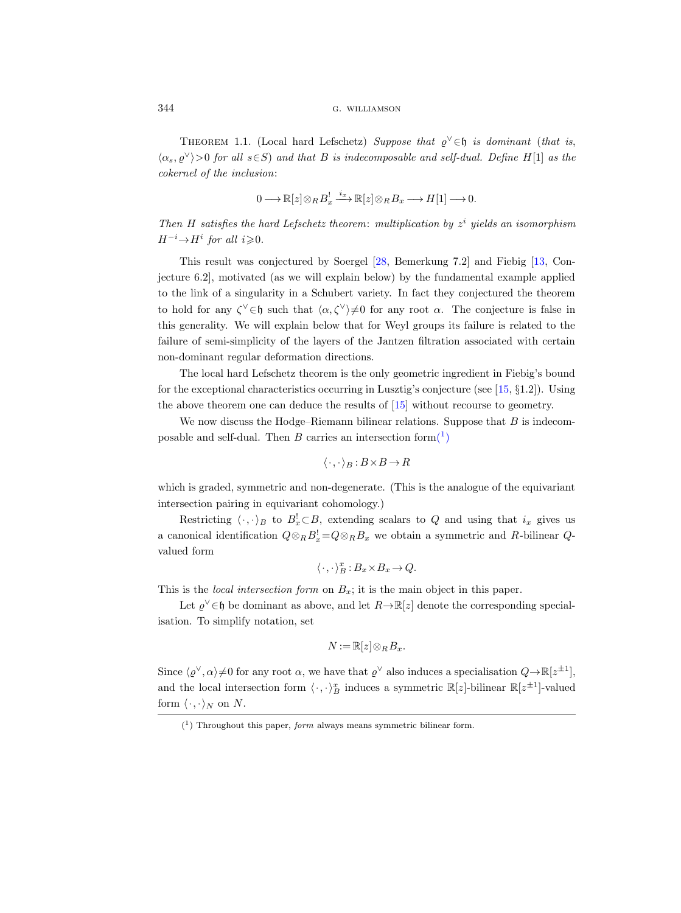THEOREM 1.1. (Local hard Lefschetz) *Suppose that $\varrho^\vee \in \mathfrak{h}$ is dominant (that is, $\langle \alpha_s, \varrho^\vee \rangle > 0$ for all $s \in S$) and that $B$ is indecomposable and self-dual. Define $H[1]$ as the cokernel of the inclusion*:

$$0 \longrightarrow \mathbb{R}[z] \otimes_R B_x^! \xrightarrow{i_x} \mathbb{R}[z] \otimes_R B_x \longrightarrow H[1] \longrightarrow 0.$$

*Then $H$ satisfies the hard Lefschetz theorem: multiplication by $z^i$ yields an isomorphism $H^{-i} \to H^i$ for all $i \geqslant 0$.*

This result was conjectured by Soergel [28, Bemerkung 7.2] and Fiebig [13, Conjecture 6.2], motivated (as we will explain below) by the fundamental example applied to the link of a singularity in a Schubert variety. In fact they conjectured the theorem to hold for any $\zeta^\vee \in \mathfrak{h}$ such that $\langle \alpha, \zeta^\vee \rangle \neq 0$ for any root $\alpha$. The conjecture is false in this generality. We will explain below that for Weyl groups its failure is related to the failure of semi-simplicity of the layers of the Jantzen filtration associated with certain non-dominant regular deformation directions.

The local hard Lefschetz theorem is the only geometric ingredient in Fiebig's bound for the exceptional characteristics occurring in Lusztig's conjecture (see [15, §1.2]). Using the above theorem one can deduce the results of [15] without recourse to geometry.

We now discuss the Hodge–Riemann bilinear relations. Suppose that $B$ is indecomposable and self-dual. Then $B$ carries an intersection form[1]

$$\langle \cdot, \cdot \rangle_B : B \times B \to R$$

which is graded, symmetric and non-degenerate. (This is the analogue of the equivariant intersection pairing in equivariant cohomology.)

Restricting $\langle \cdot, \cdot \rangle_B$ to $B_x^! \subset B$, extending scalars to $Q$ and using that $i_x$ gives us a canonical identification $Q \otimes_R B_x^! = Q \otimes_R B_x$ we obtain a symmetric and $R$-bilinear $Q$-valued form

$$\langle \cdot, \cdot \rangle_B^x : B_x \times B_x \to Q.$$

This is the *local intersection form* on $B_x$; it is the main object in this paper.

Let $\varrho^\vee \in \mathfrak{h}$ be dominant as above, and let $R \to \mathbb{R}[z]$ denote the corresponding specialisation. To simplify notation, set

$$N := \mathbb{R}[z] \otimes_R B_x.$$

Since $\langle \varrho^\vee, \alpha \rangle \neq 0$ for any root $\alpha$, we have that $\varrho^\vee$ also induces a specialisation $Q \to \mathbb{R}[z^{\pm 1}]$, and the local intersection form $\langle \cdot, \cdot \rangle_B^x$ induces a symmetric $\mathbb{R}[z]$-bilinear $\mathbb{R}[z^{\pm 1}]$-valued form $\langle \cdot, \cdot \rangle_N$ on $N$.

---

[1] Throughout this paper, *form* always means symmetric bilinear form.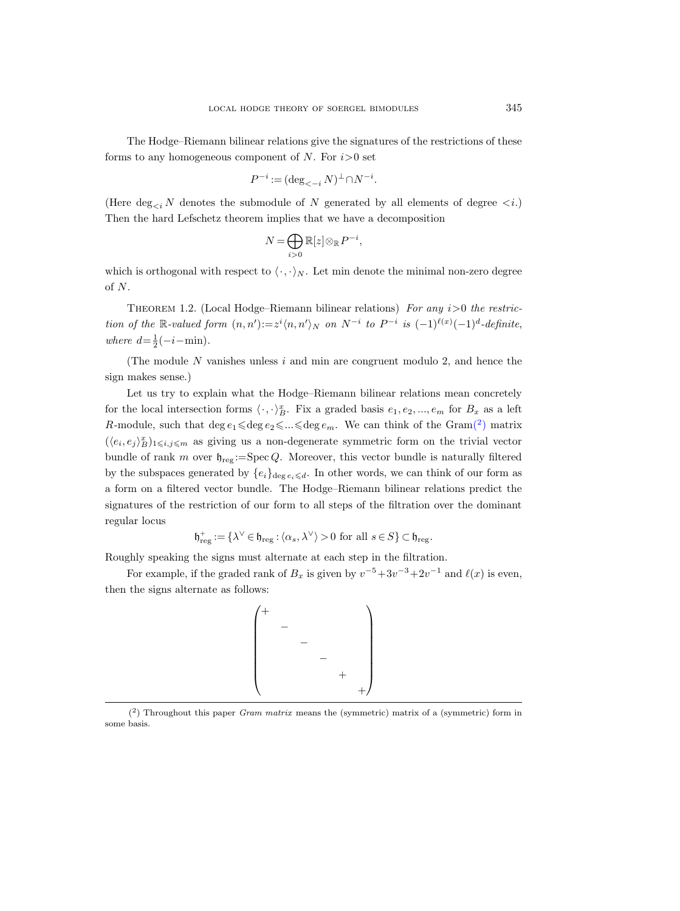The Hodge–Riemann bilinear relations give the signatures of the restrictions of these forms to any homogeneous component of $N$. For $i>0$ set

$$P^{-i} := (\deg_{<-i} N)^{\perp} \cap N^{-i}.$$

(Here $\deg_{<i} N$ denotes the submodule of $N$ generated by all elements of degree $<i$.) Then the hard Lefschetz theorem implies that we have a decomposition

$$N = \bigoplus_{i>0} \mathbb{R}[z] \otimes_{\mathbb{R}} P^{-i},$$

which is orthogonal with respect to $\langle \cdot, \cdot \rangle_N$. Let min denote the minimal non-zero degree of $N$.

Theorem 1.2. (Local Hodge–Riemann bilinear relations) *For any $i>0$ the restriction of the $\mathbb{R}$-valued form $(n, n') := z^i \langle n, n' \rangle_N$ on $N^{-i}$ to $P^{-i}$ is $(-1)^{\ell(x)}(-1)^d$-definite, where $d = \frac{1}{2}(-i - \min)$.*

(The module $N$ vanishes unless $i$ and min are congruent modulo 2, and hence the sign makes sense.)

Let us try to explain what the Hodge–Riemann bilinear relations mean concretely for the local intersection forms $\langle \cdot, \cdot \rangle_B^x$. Fix a graded basis $e_1, e_2, ..., e_m$ for $B_x$ as a left $R$-module, such that $\deg e_1 \leqslant \deg e_2 \leqslant ... \leqslant \deg e_m$. We can think of the Gram([2]) matrix $(\langle e_i, e_j \rangle_B^x)_{1 \leqslant i,j \leqslant m}$ as giving us a non-degenerate symmetric form on the trivial vector bundle of rank $m$ over $\mathfrak{h}_{\mathrm{reg}} := \operatorname{Spec} Q$. Moreover, this vector bundle is naturally filtered by the subspaces generated by $\{e_i\}_{\deg e_i \leqslant d}$. In other words, we can think of our form as a form on a filtered vector bundle. The Hodge–Riemann bilinear relations predict the signatures of the restriction of our form to all steps of the filtration over the dominant regular locus

$$\mathfrak{h}_{\mathrm{reg}}^+ := \{\lambda^\vee \in \mathfrak{h}_{\mathrm{reg}} : \langle \alpha_s, \lambda^\vee \rangle > 0 \text{ for all } s \in S\} \subset \mathfrak{h}_{\mathrm{reg}}.$$

Roughly speaking the signs must alternate at each step in the filtration.

For example, if the graded rank of $B_x$ is given by $v^{-5} + 3v^{-3} + 2v^{-1}$ and $\ell(x)$ is even, then the signs alternate as follows:

$$\begin{pmatrix} + & & & & & \\ & - & & & & \\ & & - & & & \\ & & & - & & \\ & & & & + & \\ & & & & & + \end{pmatrix}$$

([2]) Throughout this paper *Gram matrix* means the (symmetric) matrix of a (symmetric) form in some basis.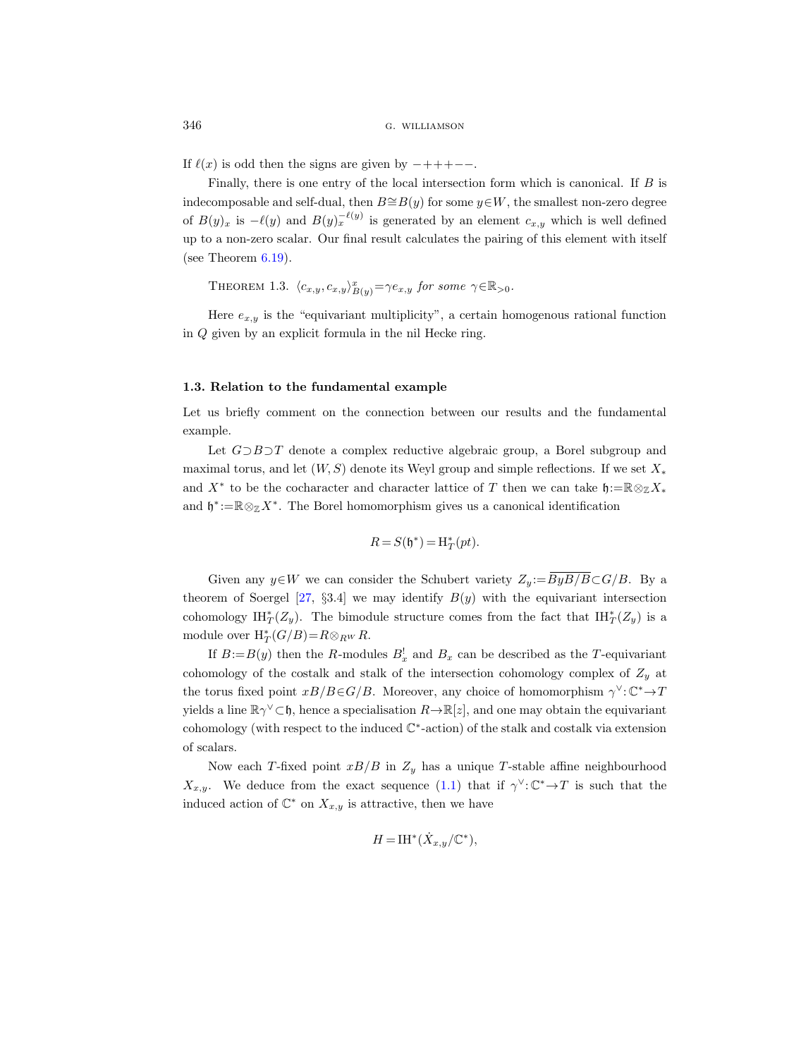If $\ell(x)$ is odd then the signs are given by $-++\!+--$.

Finally, there is one entry of the local intersection form which is canonical. If $B$ is indecomposable and self-dual, then $B\cong B(y)$ for some $y\in W$, the smallest non-zero degree of $B(y)_x$ is $-\ell(y)$ and $B(y)_x^{-\ell(y)}$ is generated by an element $c_{x,y}$ which is well defined up to a non-zero scalar. Our final result calculates the pairing of this element with itself (see Theorem 6.19).

Theorem 1.3. *$\langle c_{x,y}, c_{x,y}\rangle^x_{B(y)} = \gamma e_{x,y}$ for some $\gamma\in\mathbb{R}_{>0}$.*

Here $e_{x,y}$ is the "equivariant multiplicity", a certain homogenous rational function in $Q$ given by an explicit formula in the nil Hecke ring.

### 1.3. Relation to the fundamental example

Let us briefly comment on the connection between our results and the fundamental example.

Let $G\supset B\supset T$ denote a complex reductive algebraic group, a Borel subgroup and maximal torus, and let $(W,S)$ denote its Weyl group and simple reflections. If we set $X_*$ and $X^*$ to be the cocharacter and character lattice of $T$ then we can take $\mathfrak{h}:=\mathbb{R}\otimes_{\mathbb{Z}} X_*$ and $\mathfrak{h}^*:=\mathbb{R}\otimes_{\mathbb{Z}} X^*$. The Borel homomorphism gives us a canonical identification

$$R = S(\mathfrak{h}^*) = \mathrm{H}^*_T(pt).$$

Given any $y\in W$ we can consider the Schubert variety $Z_y:=\overline{ByB/B}\subset G/B$. By a theorem of Soergel [27, §3.4] we may identify $B(y)$ with the equivariant intersection cohomology $\mathrm{IH}^*_T(Z_y)$. The bimodule structure comes from the fact that $\mathrm{IH}^*_T(Z_y)$ is a module over $\mathrm{H}^*_T(G/B) = R\otimes_{R^W} R$.

If $B:=B(y)$ then the $R$-modules $B^!_x$ and $B_x$ can be described as the $T$-equivariant cohomology of the costalk and stalk of the intersection cohomology complex of $Z_y$ at the torus fixed point $xB/B\in G/B$. Moreover, any choice of homomorphism $\gamma^\vee\colon\mathbb{C}^*\to T$ yields a line $\mathbb{R}\gamma^\vee\subset\mathfrak{h}$, hence a specialisation $R\to\mathbb{R}[z]$, and one may obtain the equivariant cohomology (with respect to the induced $\mathbb{C}^*$-action) of the stalk and costalk via extension of scalars.

Now each $T$-fixed point $xB/B$ in $Z_y$ has a unique $T$-stable affine neighbourhood $X_{x,y}$. We deduce from the exact sequence (1.1) that if $\gamma^\vee\colon\mathbb{C}^*\to T$ is such that the induced action of $\mathbb{C}^*$ on $X_{x,y}$ is attractive, then we have

$$H = \mathrm{IH}^*(\dot{X}_{x,y}/\mathbb{C}^*),$$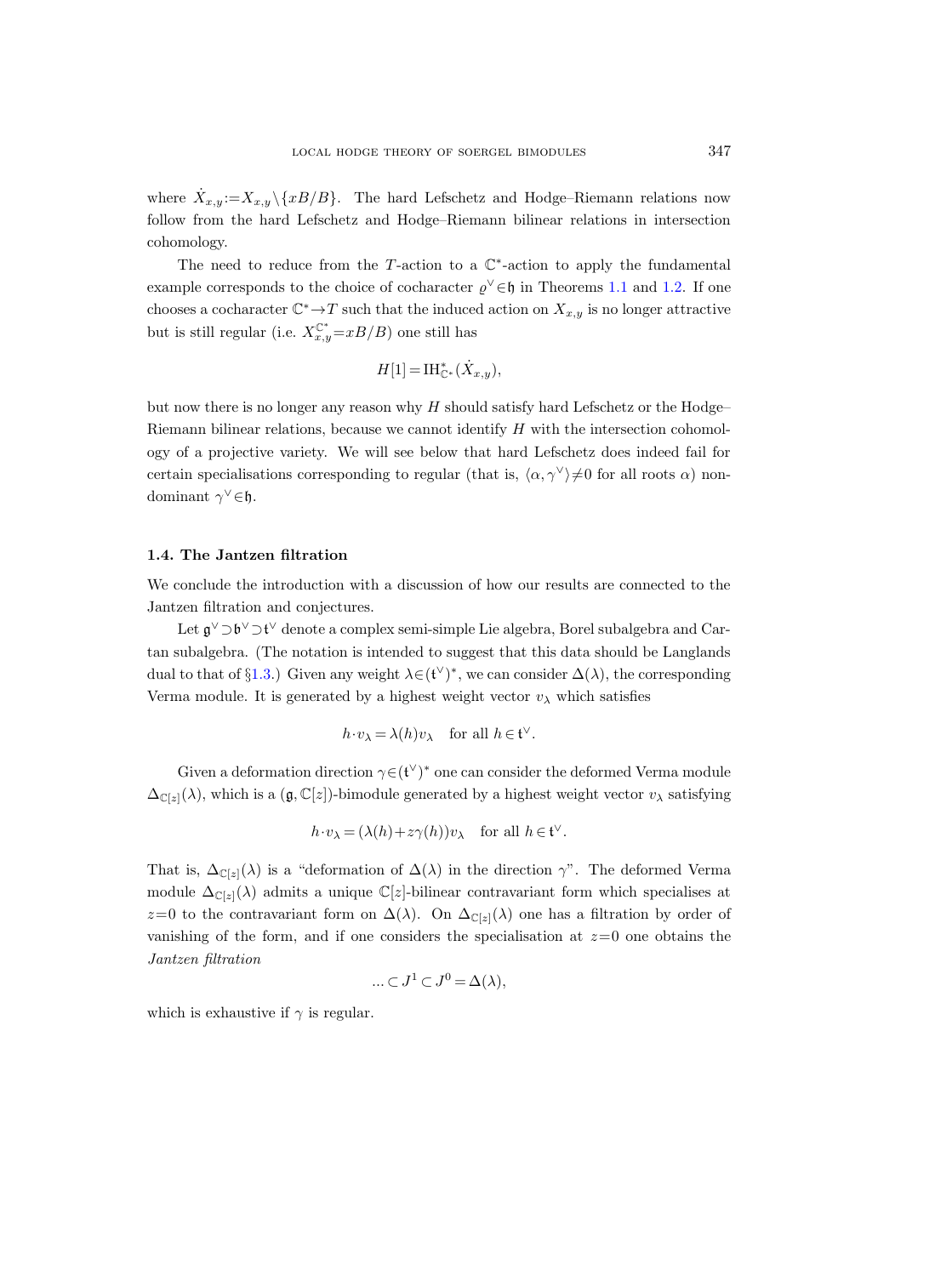where $\dot{X}_{x,y} := X_{x,y} \setminus \{xB/B\}$. The hard Lefschetz and Hodge–Riemann relations now follow from the hard Lefschetz and Hodge–Riemann bilinear relations in intersection cohomology.

The need to reduce from the $T$-action to a $\mathbb{C}^*$-action to apply the fundamental example corresponds to the choice of cocharacter $\varrho^\vee \in \mathfrak{h}$ in Theorems 1.1 and 1.2. If one chooses a cocharacter $\mathbb{C}^* \to T$ such that the induced action on $X_{x,y}$ is no longer attractive but is still regular (i.e. $X_{x,y}^{\mathbb{C}^*} = xB/B$) one still has

$$H[1] = \mathrm{IH}^*_{\mathbb{C}^*}(\dot{X}_{x,y}),$$

but now there is no longer any reason why $H$ should satisfy hard Lefschetz or the Hodge–Riemann bilinear relations, because we cannot identify $H$ with the intersection cohomology of a projective variety. We will see below that hard Lefschetz does indeed fail for certain specialisations corresponding to regular (that is, $\langle \alpha, \gamma^\vee \rangle \neq 0$ for all roots $\alpha$) non-dominant $\gamma^\vee \in \mathfrak{h}$.

### 1.4. The Jantzen filtration

We conclude the introduction with a discussion of how our results are connected to the Jantzen filtration and conjectures.

Let $\mathfrak{g}^\vee \supset \mathfrak{b}^\vee \supset \mathfrak{t}^\vee$ denote a complex semi-simple Lie algebra, Borel subalgebra and Cartan subalgebra. (The notation is intended to suggest that this data should be Langlands dual to that of §1.3.) Given any weight $\lambda \in (\mathfrak{t}^\vee)^*$, we can consider $\Delta(\lambda)$, the corresponding Verma module. It is generated by a highest weight vector $v_\lambda$ which satisfies

$$h \cdot v_\lambda = \lambda(h) v_\lambda \quad \text{for all } h \in \mathfrak{t}^\vee.$$

Given a deformation direction $\gamma \in (\mathfrak{t}^\vee)^*$ one can consider the deformed Verma module $\Delta_{\mathbb{C}[z]}(\lambda)$, which is a $(\mathfrak{g}, \mathbb{C}[z])$-bimodule generated by a highest weight vector $v_\lambda$ satisfying

$$h \cdot v_\lambda = (\lambda(h) + z\gamma(h)) v_\lambda \quad \text{for all } h \in \mathfrak{t}^\vee.$$

That is, $\Delta_{\mathbb{C}[z]}(\lambda)$ is a "deformation of $\Delta(\lambda)$ in the direction $\gamma$". The deformed Verma module $\Delta_{\mathbb{C}[z]}(\lambda)$ admits a unique $\mathbb{C}[z]$-bilinear contravariant form which specialises at $z=0$ to the contravariant form on $\Delta(\lambda)$. On $\Delta_{\mathbb{C}[z]}(\lambda)$ one has a filtration by order of vanishing of the form, and if one considers the specialisation at $z=0$ one obtains the *Jantzen filtration*

$$\ldots \subset J^1 \subset J^0 = \Delta(\lambda),$$

which is exhaustive if $\gamma$ is regular.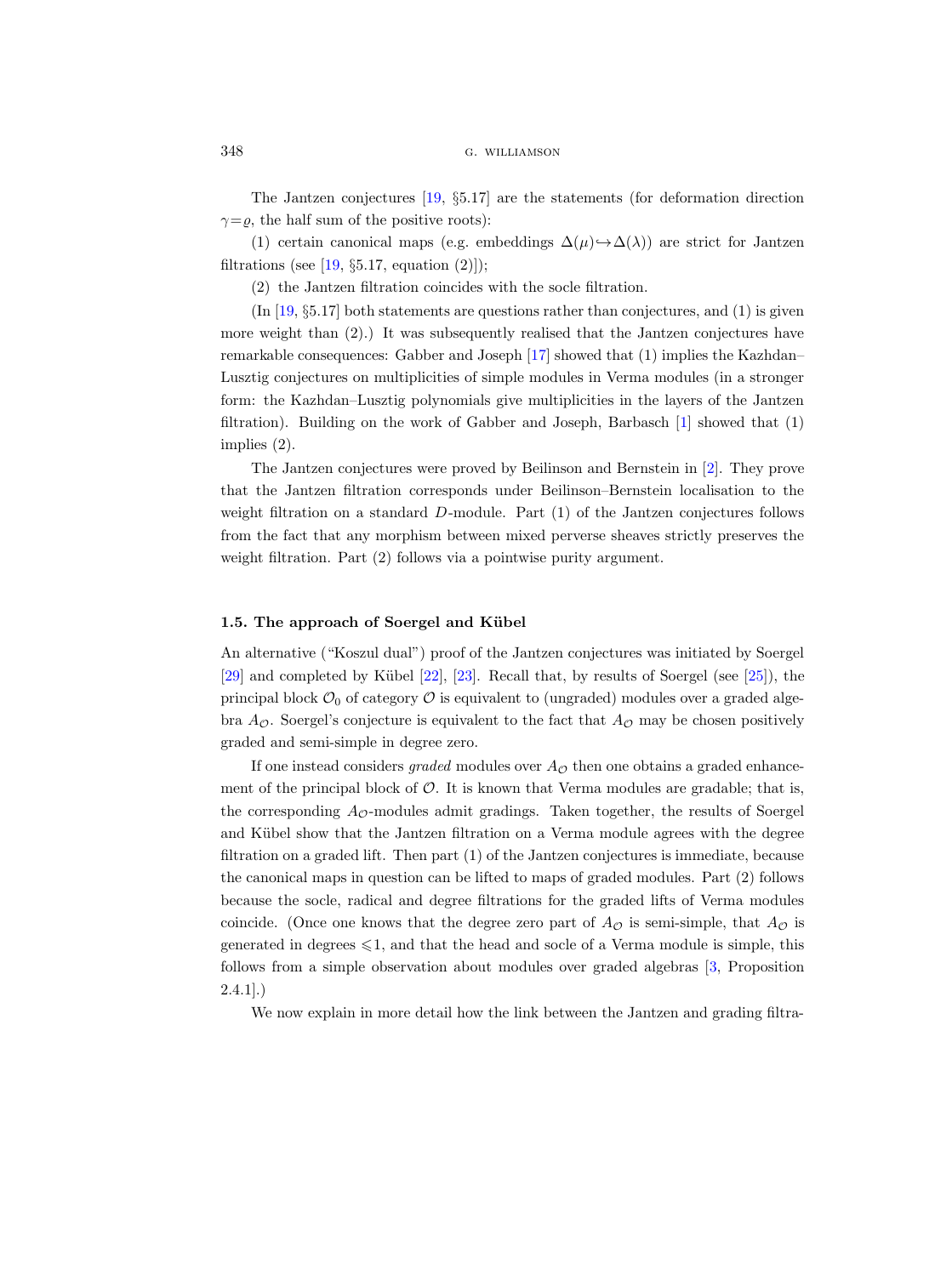The Jantzen conjectures [19, §5.17] are the statements (for deformation direction $\gamma = \varrho$, the half sum of the positive roots):

(1) certain canonical maps (e.g. embeddings $\Delta(\mu) \hookrightarrow \Delta(\lambda)$) are strict for Jantzen filtrations (see [19, §5.17, equation (2)]);

(2) the Jantzen filtration coincides with the socle filtration.

(In [19, §5.17] both statements are questions rather than conjectures, and (1) is given more weight than (2).) It was subsequently realised that the Jantzen conjectures have remarkable consequences: Gabber and Joseph [17] showed that (1) implies the Kazhdan–Lusztig conjectures on multiplicities of simple modules in Verma modules (in a stronger form: the Kazhdan–Lusztig polynomials give multiplicities in the layers of the Jantzen filtration). Building on the work of Gabber and Joseph, Barbasch [1] showed that (1) implies (2).

The Jantzen conjectures were proved by Beilinson and Bernstein in [2]. They prove that the Jantzen filtration corresponds under Beilinson–Bernstein localisation to the weight filtration on a standard $D$-module. Part (1) of the Jantzen conjectures follows from the fact that any morphism between mixed perverse sheaves strictly preserves the weight filtration. Part (2) follows via a pointwise purity argument.

### 1.5. The approach of Soergel and Kübel

An alternative ("Koszul dual") proof of the Jantzen conjectures was initiated by Soergel [29] and completed by Kübel [22], [23]. Recall that, by results of Soergel (see [25]), the principal block $\mathcal{O}_0$ of category $\mathcal{O}$ is equivalent to (ungraded) modules over a graded algebra $A_{\mathcal{O}}$. Soergel's conjecture is equivalent to the fact that $A_{\mathcal{O}}$ may be chosen positively graded and semi-simple in degree zero.

If one instead considers *graded* modules over $A_{\mathcal{O}}$ then one obtains a graded enhancement of the principal block of $\mathcal{O}$. It is known that Verma modules are gradable; that is, the corresponding $A_{\mathcal{O}}$-modules admit gradings. Taken together, the results of Soergel and Kübel show that the Jantzen filtration on a Verma module agrees with the degree filtration on a graded lift. Then part (1) of the Jantzen conjectures is immediate, because the canonical maps in question can be lifted to maps of graded modules. Part (2) follows because the socle, radical and degree filtrations for the graded lifts of Verma modules coincide. (Once one knows that the degree zero part of $A_{\mathcal{O}}$ is semi-simple, that $A_{\mathcal{O}}$ is generated in degrees $\leqslant 1$, and that the head and socle of a Verma module is simple, this follows from a simple observation about modules over graded algebras [3, Proposition 2.4.1].)

We now explain in more detail how the link between the Jantzen and grading filtra-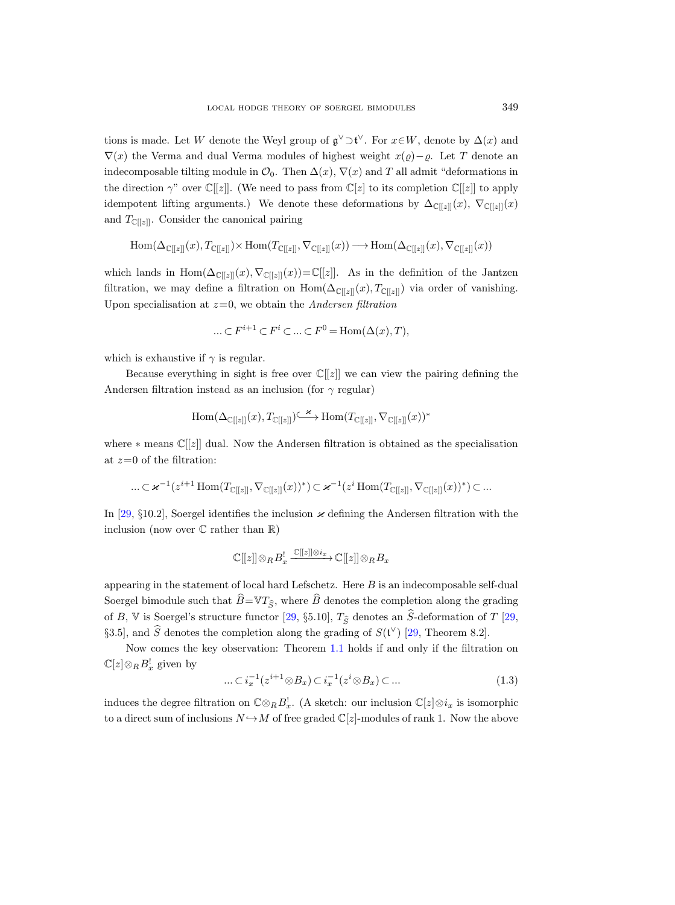tions is made. Let $W$ denote the Weyl group of $\mathfrak{g}^\vee \supset \mathfrak{t}^\vee$. For $x \in W$, denote by $\Delta(x)$ and $\nabla(x)$ the Verma and dual Verma modules of highest weight $x(\varrho)-\varrho$. Let $T$ denote an indecomposable tilting module in $\mathcal{O}_0$. Then $\Delta(x)$, $\nabla(x)$ and $T$ all admit "deformations in the direction $\gamma$" over $\mathbb{C}[[z]]$. (We need to pass from $\mathbb{C}[z]$ to its completion $\mathbb{C}[[z]]$ to apply idempotent lifting arguments.) We denote these deformations by $\Delta_{\mathbb{C}[[z]]}(x)$, $\nabla_{\mathbb{C}[[z]]}(x)$ and $T_{\mathbb{C}[[z]]}$. Consider the canonical pairing

$$\operatorname{Hom}(\Delta_{\mathbb{C}[[z]]}(x), T_{\mathbb{C}[[z]]}) \times \operatorname{Hom}(T_{\mathbb{C}[[z]]}, \nabla_{\mathbb{C}[[z]]}(x)) \longrightarrow \operatorname{Hom}(\Delta_{\mathbb{C}[[z]]}(x), \nabla_{\mathbb{C}[[z]]}(x))$$

which lands in $\operatorname{Hom}(\Delta_{\mathbb{C}[[z]]}(x), \nabla_{\mathbb{C}[[z]]}(x)) = \mathbb{C}[[z]]$. As in the definition of the Jantzen filtration, we may define a filtration on $\operatorname{Hom}(\Delta_{\mathbb{C}[[z]]}(x), T_{\mathbb{C}[[z]]})$ via order of vanishing. Upon specialisation at $z=0$, we obtain the *Andersen filtration*

$$\ldots \subset F^{i+1} \subset F^i \subset \ldots \subset F^0 = \operatorname{Hom}(\Delta(x), T),$$

which is exhaustive if $\gamma$ is regular.

Because everything in sight is free over $\mathbb{C}[[z]]$ we can view the pairing defining the Andersen filtration instead as an inclusion (for $\gamma$ regular)

$$\operatorname{Hom}(\Delta_{\mathbb{C}[[z]]}(x), T_{\mathbb{C}[[z]]}) \overset{\varkappa}{\hookrightarrow} \operatorname{Hom}(T_{\mathbb{C}[[z]]}, \nabla_{\mathbb{C}[[z]]}(x))^*$$

where $*$ means $\mathbb{C}[[z]]$ dual. Now the Andersen filtration is obtained as the specialisation at $z=0$ of the filtration:

$$\ldots \subset \varkappa^{-1}(z^{i+1} \operatorname{Hom}(T_{\mathbb{C}[[z]]}, \nabla_{\mathbb{C}[[z]]}(x))^*) \subset \varkappa^{-1}(z^{i} \operatorname{Hom}(T_{\mathbb{C}[[z]]}, \nabla_{\mathbb{C}[[z]]}(x))^*) \subset \ldots$$

In [29, §10.2], Soergel identifies the inclusion $\varkappa$ defining the Andersen filtration with the inclusion (now over $\mathbb{C}$ rather than $\mathbb{R}$)

$$\mathbb{C}[[z]] \otimes_R B_x^! \xrightarrow{\mathbb{C}[[z]] \otimes i_x} \mathbb{C}[[z]] \otimes_R B_x$$

appearing in the statement of local hard Lefschetz. Here $B$ is an indecomposable self-dual Soergel bimodule such that $\widehat{B} = \mathbb{V} T_{\widehat{S}}$, where $\widehat{B}$ denotes the completion along the grading of $B$, $\mathbb{V}$ is Soergel's structure functor [29, §5.10], $T_{\widehat{S}}$ denotes an $\widehat{S}$-deformation of $T$ [29, §3.5], and $\widehat{S}$ denotes the completion along the grading of $S(\mathfrak{t}^\vee)$ [29, Theorem 8.2].

Now comes the key observation: Theorem 1.1 holds if and only if the filtration on $\mathbb{C}[z] \otimes_R B_x^!$ given by

$$\ldots \subset i_x^{-1}(z^{i+1} \otimes B_x) \subset i_x^{-1}(z^i \otimes B_x) \subset \ldots \tag{1.3}$$

induces the degree filtration on $\mathbb{C} \otimes_R B_x^!$. (A sketch: our inclusion $\mathbb{C}[z] \otimes i_x$ is isomorphic to a direct sum of inclusions $N \hookrightarrow M$ of free graded $\mathbb{C}[z]$-modules of rank 1. Now the above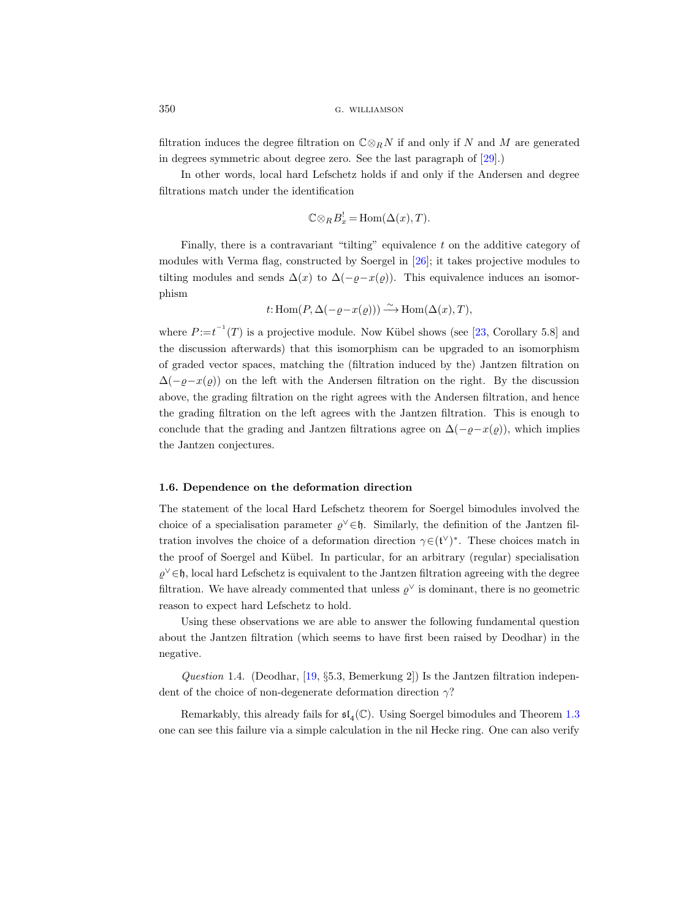filtration induces the degree filtration on $\mathbb{C}\otimes_R N$ if and only if $N$ and $M$ are generated in degrees symmetric about degree zero. See the last paragraph of [29].)

In other words, local hard Lefschetz holds if and only if the Andersen and degree filtrations match under the identification

$$\mathbb{C}\otimes_R B_x^! = \operatorname{Hom}(\Delta(x), T).$$

Finally, there is a contravariant "tilting" equivalence $t$ on the additive category of modules with Verma flag, constructed by Soergel in [26]; it takes projective modules to tilting modules and sends $\Delta(x)$ to $\Delta(-\varrho - x(\varrho))$. This equivalence induces an isomorphism

$$t\colon \operatorname{Hom}(P, \Delta(-\varrho - x(\varrho))) \xrightarrow{\sim} \operatorname{Hom}(\Delta(x), T),$$

where $P := t^{-1}(T)$ is a projective module. Now Kübel shows (see [23, Corollary 5.8] and the discussion afterwards) that this isomorphism can be upgraded to an isomorphism of graded vector spaces, matching the (filtration induced by the) Jantzen filtration on $\Delta(-\varrho - x(\varrho))$ on the left with the Andersen filtration on the right. By the discussion above, the grading filtration on the right agrees with the Andersen filtration, and hence the grading filtration on the left agrees with the Jantzen filtration. This is enough to conclude that the grading and Jantzen filtrations agree on $\Delta(-\varrho - x(\varrho))$, which implies the Jantzen conjectures.

### 1.6. Dependence on the deformation direction

The statement of the local Hard Lefschetz theorem for Soergel bimodules involved the choice of a specialisation parameter $\varrho^\vee \in \mathfrak{h}$. Similarly, the definition of the Jantzen filtration involves the choice of a deformation direction $\gamma \in (\mathfrak{t}^\vee)^*$. These choices match in the proof of Soergel and Kübel. In particular, for an arbitrary (regular) specialisation $\varrho^\vee \in \mathfrak{h}$, local hard Lefschetz is equivalent to the Jantzen filtration agreeing with the degree filtration. We have already commented that unless $\varrho^\vee$ is dominant, there is no geometric reason to expect hard Lefschetz to hold.

Using these observations we are able to answer the following fundamental question about the Jantzen filtration (which seems to have first been raised by Deodhar) in the negative.

*Question* 1.4. (Deodhar, [19, §5.3, Bemerkung 2]) Is the Jantzen filtration independent of the choice of non-degenerate deformation direction $\gamma$?

Remarkably, this already fails for $\mathfrak{sl}_4(\mathbb{C})$. Using Soergel bimodules and Theorem 1.3 one can see this failure via a simple calculation in the nil Hecke ring. One can also verify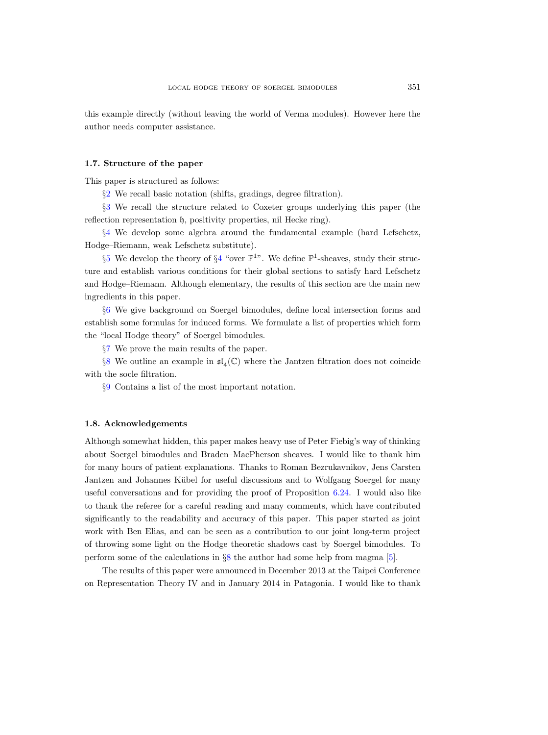this example directly (without leaving the world of Verma modules). However here the author needs computer assistance.

### 1.7. Structure of the paper

This paper is structured as follows:

§2 We recall basic notation (shifts, gradings, degree filtration).

§3 We recall the structure related to Coxeter groups underlying this paper (the reflection representation $\mathfrak{h}$, positivity properties, nil Hecke ring).

§4 We develop some algebra around the fundamental example (hard Lefschetz, Hodge–Riemann, weak Lefschetz substitute).

§5 We develop the theory of §4 "over $\mathbb{P}^1$". We define $\mathbb{P}^1$-sheaves, study their structure and establish various conditions for their global sections to satisfy hard Lefschetz and Hodge–Riemann. Although elementary, the results of this section are the main new ingredients in this paper.

§6 We give background on Soergel bimodules, define local intersection forms and establish some formulas for induced forms. We formulate a list of properties which form the "local Hodge theory" of Soergel bimodules.

§7 We prove the main results of the paper.

§8 We outline an example in $\mathfrak{sl}_4(\mathbb{C})$ where the Jantzen filtration does not coincide with the socle filtration.

§9 Contains a list of the most important notation.

### 1.8. Acknowledgements

Although somewhat hidden, this paper makes heavy use of Peter Fiebig's way of thinking about Soergel bimodules and Braden–MacPherson sheaves. I would like to thank him for many hours of patient explanations. Thanks to Roman Bezrukavnikov, Jens Carsten Jantzen and Johannes Kübel for useful discussions and to Wolfgang Soergel for many useful conversations and for providing the proof of Proposition 6.24. I would also like to thank the referee for a careful reading and many comments, which have contributed significantly to the readability and accuracy of this paper. This paper started as joint work with Ben Elias, and can be seen as a contribution to our joint long-term project of throwing some light on the Hodge theoretic shadows cast by Soergel bimodules. To perform some of the calculations in §8 the author had some help from magma [5].

The results of this paper were announced in December 2013 at the Taipei Conference on Representation Theory IV and in January 2014 in Patagonia. I would like to thank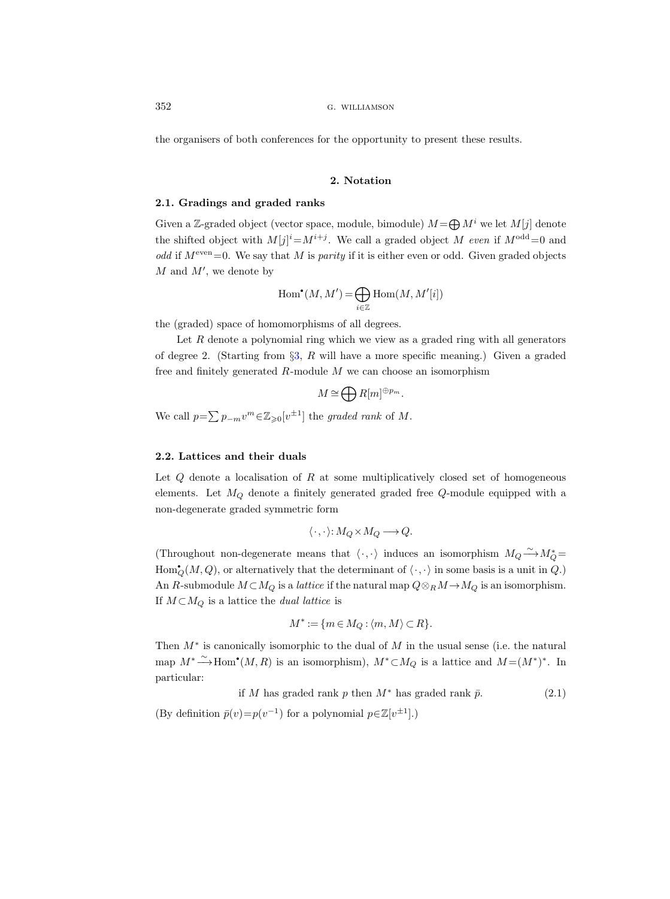the organisers of both conferences for the opportunity to present these results.

## 2. Notation

### 2.1. Gradings and graded ranks

Given a $\mathbb{Z}$-graded object (vector space, module, bimodule) $M = \bigoplus M^i$ we let $M[j]$ denote the shifted object with $M[j]^i = M^{i+j}$. We call a graded object $M$ *even* if $M^{\text{odd}} = 0$ and *odd* if $M^{\text{even}} = 0$. We say that $M$ is *parity* if it is either even or odd. Given graded objects $M$ and $M'$, we denote by

$$\operatorname{Hom}^\bullet(M, M') = \bigoplus_{i \in \mathbb{Z}} \operatorname{Hom}(M, M'[i])$$

the (graded) space of homomorphisms of all degrees.

Let $R$ denote a polynomial ring which we view as a graded ring with all generators of degree 2. (Starting from §3, $R$ will have a more specific meaning.) Given a graded free and finitely generated $R$-module $M$ we can choose an isomorphism

$$M \cong \bigoplus R[m]^{\oplus p_m}.$$

We call $p = \sum p_{-m} v^m \in \mathbb{Z}_{\geqslant 0}[v^{\pm 1}]$ the *graded rank* of $M$.

### 2.2. Lattices and their duals

Let $Q$ denote a localisation of $R$ at some multiplicatively closed set of homogeneous elements. Let $M_Q$ denote a finitely generated graded free $Q$-module equipped with a non-degenerate graded symmetric form

$$\langle \cdot, \cdot \rangle : M_Q \times M_Q \longrightarrow Q.$$

(Throughout non-degenerate means that $\langle \cdot, \cdot \rangle$ induces an isomorphism $M_Q \xrightarrow{\sim} M_Q^* = \operatorname{Hom}_Q^\bullet(M, Q)$, or alternatively that the determinant of $\langle \cdot, \cdot \rangle$ in some basis is a unit in $Q$.) An $R$-submodule $M \subset M_Q$ is a *lattice* if the natural map $Q \otimes_R M \to M_Q$ is an isomorphism. If $M \subset M_Q$ is a lattice the *dual lattice* is

$$M^* := \{ m \in M_Q : \langle m, M \rangle \subset R \}.$$

Then $M^*$ is canonically isomorphic to the dual of $M$ in the usual sense (i.e. the natural map $M^* \xrightarrow{\sim} \operatorname{Hom}^\bullet(M, R)$ is an isomorphism), $M^* \subset M_Q$ is a lattice and $M = (M^*)^*$. In particular:

$$\text{if } M \text{ has graded rank } p \text{ then } M^* \text{ has graded rank } \bar{p}. \tag{2.1}$$

(By definition $\bar{p}(v) = p(v^{-1})$ for a polynomial $p \in \mathbb{Z}[v^{\pm 1}]$.)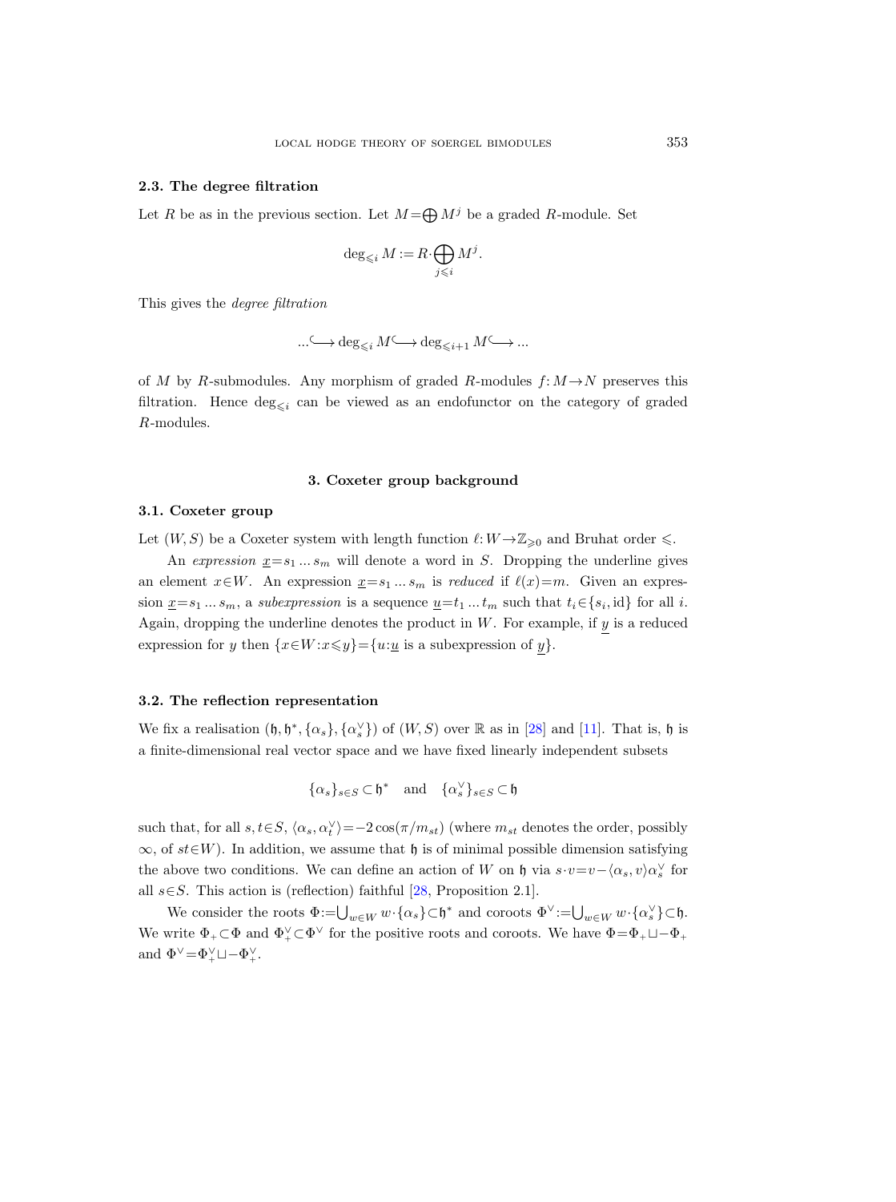### 2.3. The degree filtration

Let $R$ be as in the previous section. Let $M = \bigoplus M^j$ be a graded $R$-module. Set

$$\deg_{\leqslant i} M := R \cdot \bigoplus_{j \leqslant i} M^j.$$

This gives the *degree filtration*

$$\ldots \hookrightarrow \deg_{\leqslant i} M \hookrightarrow \deg_{\leqslant i+1} M \hookrightarrow \ldots$$

of $M$ by $R$-submodules. Any morphism of graded $R$-modules $f: M \to N$ preserves this filtration. Hence $\deg_{\leqslant i}$ can be viewed as an endofunctor on the category of graded $R$-modules.

## 3. Coxeter group background

### 3.1. Coxeter group

Let $(W, S)$ be a Coxeter system with length function $\ell: W \to \mathbb{Z}_{\geqslant 0}$ and Bruhat order $\leqslant$.

An *expression* $\underline{x} = s_1 \ldots s_m$ will denote a word in $S$. Dropping the underline gives an element $x \in W$. An expression $\underline{x} = s_1 \ldots s_m$ is *reduced* if $\ell(x) = m$. Given an expression $\underline{x} = s_1 \ldots s_m$, a *subexpression* is a sequence $\underline{u} = t_1 \ldots t_m$ such that $t_i \in \{s_i, \mathrm{id}\}$ for all $i$. Again, dropping the underline denotes the product in $W$. For example, if $\underline{y}$ is a reduced expression for $y$ then $\{x \in W : x \leqslant y\} = \{u : \underline{u}$ is a subexpression of $\underline{y}\}$.

### 3.2. The reflection representation

We fix a realisation $(\mathfrak{h}, \mathfrak{h}^*, \{\alpha_s\}, \{\alpha_s^\vee\})$ of $(W, S)$ over $\mathbb{R}$ as in [28] and [11]. That is, $\mathfrak{h}$ is a finite-dimensional real vector space and we have fixed linearly independent subsets

$$\{\alpha_s\}_{s \in S} \subset \mathfrak{h}^* \quad \text{and} \quad \{\alpha_s^\vee\}_{s \in S} \subset \mathfrak{h}$$

such that, for all $s, t \in S$, $\langle \alpha_s, \alpha_t^\vee \rangle = -2\cos(\pi/m_{st})$ (where $m_{st}$ denotes the order, possibly $\infty$, of $st \in W$). In addition, we assume that $\mathfrak{h}$ is of minimal possible dimension satisfying the above two conditions. We can define an action of $W$ on $\mathfrak{h}$ via $s \cdot v = v - \langle \alpha_s, v \rangle \alpha_s^\vee$ for all $s \in S$. This action is (reflection) faithful [28, Proposition 2.1].

We consider the roots $\Phi := \bigcup_{w \in W} w \cdot \{\alpha_s\} \subset \mathfrak{h}^*$ and coroots $\Phi^\vee := \bigcup_{w \in W} w \cdot \{\alpha_s^\vee\} \subset \mathfrak{h}$. We write $\Phi_+ \subset \Phi$ and $\Phi_+^\vee \subset \Phi^\vee$ for the positive roots and coroots. We have $\Phi = \Phi_+ \sqcup -\Phi_+$ and $\Phi^\vee = \Phi_+^\vee \sqcup -\Phi_+^\vee$.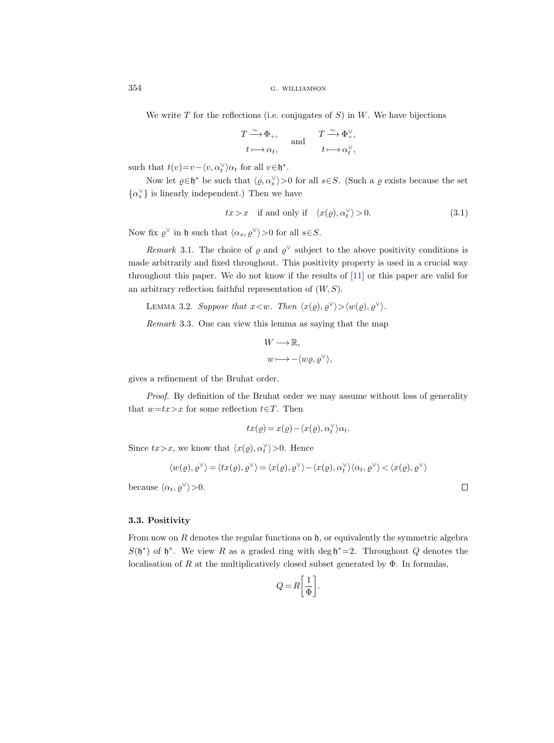We write $T$ for the reflections (i.e. conjugates of $S$) in $W$. We have bijections

$$\begin{aligned} T &\xrightarrow{\sim} \Phi_+, \\ t &\longmapsto \alpha_t, \end{aligned} \quad \text{and} \quad \begin{aligned} T &\xrightarrow{\sim} \Phi_+^\vee, \\ t &\longmapsto \alpha_t^\vee, \end{aligned}$$

such that $t(v)=v-\langle v, \alpha_t^\vee \rangle \alpha_t$ for all $v \in \mathfrak{h}^*$.

Now let $\varrho \in \mathfrak{h}^*$ be such that $\langle \varrho, \alpha_s^\vee \rangle > 0$ for all $s \in S$. (Such a $\varrho$ exists because the set $\{\alpha_s^\vee\}$ is linearly independent.) Then we have

$$tx > x \quad \text{if and only if} \quad \langle x(\varrho), \alpha_t^\vee \rangle > 0. \tag{3.1}$$

Now fix $\varrho^\vee$ in $\mathfrak{h}$ such that $\langle \alpha_s, \varrho^\vee \rangle > 0$ for all $s \in S$.

*Remark* 3.1. The choice of $\varrho$ and $\varrho^\vee$ subject to the above positivity conditions is made arbitrarily and fixed throughout. This positivity property is used in a crucial way throughout this paper. We do not know if the results of [11] or this paper are valid for an arbitrary reflection faithful representation of $(W, S)$.

LEMMA 3.2. *Suppose that* $x<w$. *Then* $\langle x(\varrho), \varrho^\vee \rangle > \langle w(\varrho), \varrho^\vee \rangle$.

*Remark* 3.3. One can view this lemma as saying that the map

$$\begin{aligned} W &\longrightarrow \mathbb{R}, \\ w &\longmapsto -\langle w\varrho, \varrho^\vee \rangle, \end{aligned}$$

gives a refinement of the Bruhat order.

*Proof.* By definition of the Bruhat order we may assume without loss of generality that $w=tx>x$ for some reflection $t \in T$. Then

$$tx(\varrho) = x(\varrho) - \langle x(\varrho), \alpha_t^\vee \rangle \alpha_t.$$

Since $tx>x$, we know that $\langle x(\varrho), \alpha_t^\vee \rangle > 0$. Hence

$$\langle w(\varrho), \varrho^\vee \rangle = \langle tx(\varrho), \varrho^\vee \rangle = \langle x(\varrho), \varrho^\vee \rangle - \langle x(\varrho), \alpha_t^\vee \rangle \langle \alpha_t, \varrho^\vee \rangle < \langle x(\varrho), \varrho^\vee \rangle$$

because $\langle \alpha_t, \varrho^\vee \rangle > 0$. □

### 3.3. Positivity

From now on $R$ denotes the regular functions on $\mathfrak{h}$, or equivalently the symmetric algebra $S(\mathfrak{h}^*)$ of $\mathfrak{h}^*$. We view $R$ as a graded ring with $\deg \mathfrak{h}^* = 2$. Throughout $Q$ denotes the localisation of $R$ at the multiplicatively closed subset generated by $\Phi$. In formulas,

$$Q = R\left[\frac{1}{\Phi}\right].$$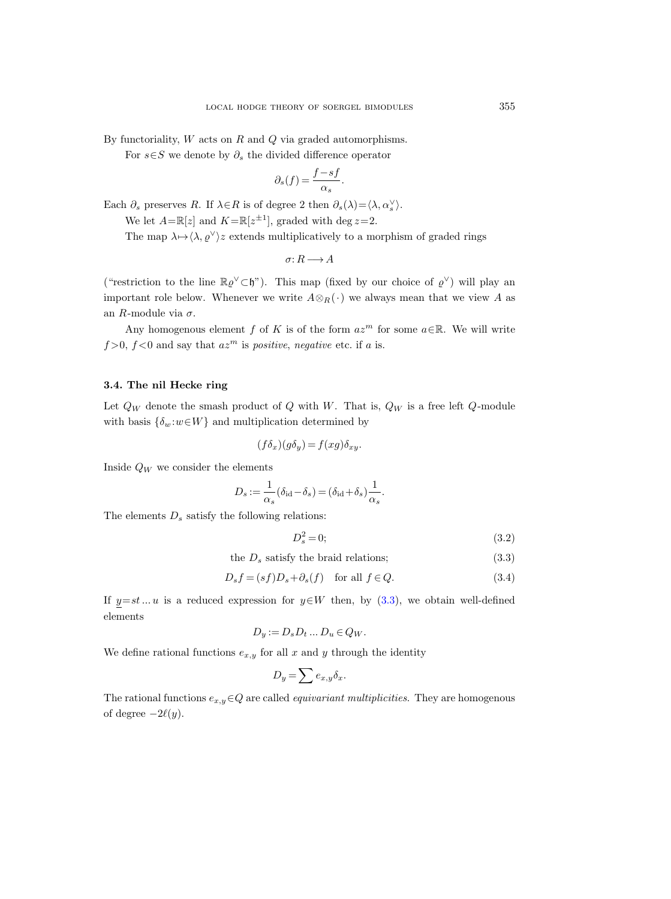By functoriality, $W$ acts on $R$ and $Q$ via graded automorphisms.

For $s \in S$ we denote by $\partial_s$ the divided difference operator

$$\partial_s(f) = \frac{f - sf}{\alpha_s}.$$

Each $\partial_s$ preserves $R$. If $\lambda \in R$ is of degree 2 then $\partial_s(\lambda) = \langle \lambda, \alpha_s^\vee \rangle$.

We let $A = \mathbb{R}[z]$ and $K = \mathbb{R}[z^{\pm 1}]$, graded with $\deg z = 2$.

The map $\lambda \mapsto \langle \lambda, \varrho^\vee \rangle z$ extends multiplicatively to a morphism of graded rings

$$\sigma: R \longrightarrow A$$

("restriction to the line $\mathbb{R}\varrho^\vee \subset \mathfrak{h}$"). This map (fixed by our choice of $\varrho^\vee$) will play an important role below. Whenever we write $A \otimes_R (\cdot)$ we always mean that we view $A$ as an $R$-module via $\sigma$.

Any homogenous element $f$ of $K$ is of the form $az^m$ for some $a \in \mathbb{R}$. We will write $f > 0$, $f < 0$ and say that $az^m$ is *positive*, *negative* etc. if $a$ is.

### 3.4. The nil Hecke ring

Let $Q_W$ denote the smash product of $Q$ with $W$. That is, $Q_W$ is a free left $Q$-module with basis $\{\delta_w : w \in W\}$ and multiplication determined by

$$(f\delta_x)(g\delta_y) = f(xg)\delta_{xy}.$$

Inside $Q_W$ we consider the elements

$$D_s := \frac{1}{\alpha_s}(\delta_{\mathrm{id}} - \delta_s) = (\delta_{\mathrm{id}} + \delta_s)\frac{1}{\alpha_s}.$$

The elements $D_s$ satisfy the following relations:

$$D_s^2 = 0; \tag{3.2}$$

$$\text{the } D_s \text{ satisfy the braid relations;} \tag{3.3}$$

$$D_s f = (sf)D_s + \partial_s(f) \quad \text{for all } f \in Q. \tag{3.4}$$

If $\underline{y} = st \dots u$ is a reduced expression for $y \in W$ then, by (3.3), we obtain well-defined elements

$$D_y := D_s D_t \dots D_u \in Q_W.$$

We define rational functions $e_{x,y}$ for all $x$ and $y$ through the identity

$$D_y = \sum e_{x,y}\delta_x.$$

The rational functions $e_{x,y} \in Q$ are called *equivariant multiplicities*. They are homogenous of degree $-2\ell(y)$.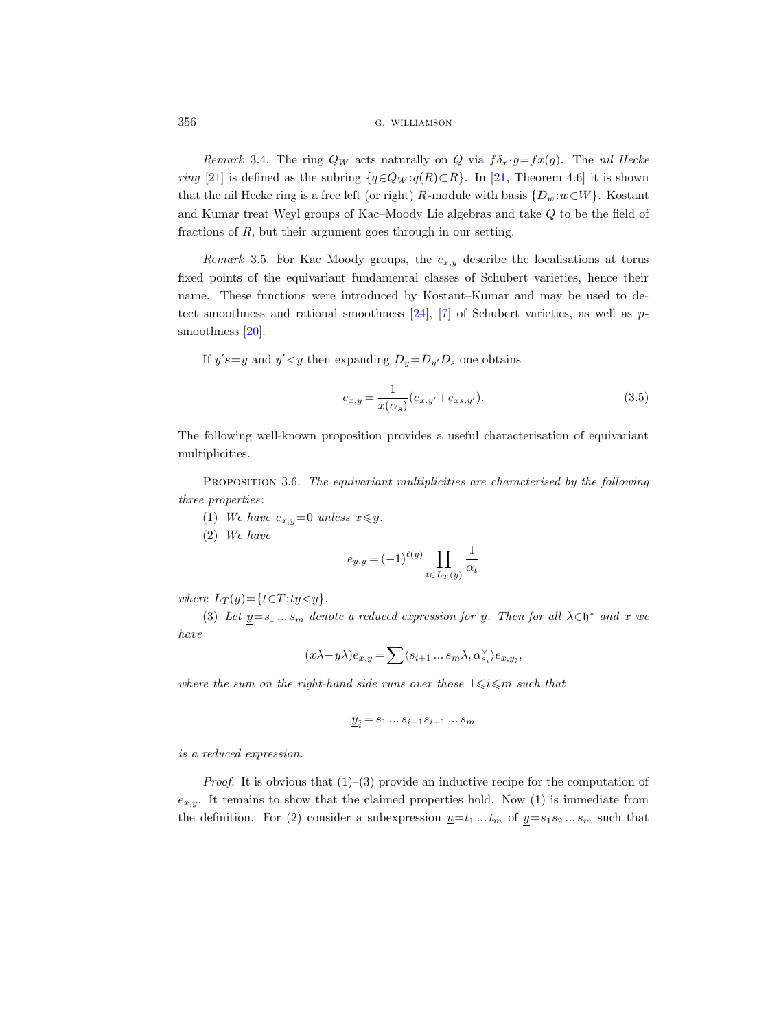*Remark* 3.4. The ring $Q_W$ acts naturally on $Q$ via $f\delta_x \cdot g = fx(g)$. The *nil Hecke ring* [21] is defined as the subring $\{q \in Q_W : q(R) \subset R\}$. In [21, Theorem 4.6] it is shown that the nil Hecke ring is a free left (or right) $R$-module with basis $\{D_w : w \in W\}$. Kostant and Kumar treat Weyl groups of Kac–Moody Lie algebras and take $Q$ to be the field of fractions of $R$, but their argument goes through in our setting.

*Remark* 3.5. For Kac–Moody groups, the $e_{x,y}$ describe the localisations at torus fixed points of the equivariant fundamental classes of Schubert varieties, hence their name. These functions were introduced by Kostant–Kumar and may be used to detect smoothness and rational smoothness [24], [7] of Schubert varieties, as well as $p$-smoothness [20].

If $y's = y$ and $y' < y$ then expanding $D_y = D_{y'} D_s$ one obtains

$$e_{x,y} = \frac{1}{x(\alpha_s)}(e_{x,y'} + e_{xs,y'}). \tag{3.5}$$

The following well-known proposition provides a useful characterisation of equivariant multiplicities.

Proposition 3.6. *The equivariant multiplicities are characterised by the following three properties*:

(1) *We have* $e_{x,y} = 0$ *unless* $x \leqslant y$.

(2) *We have*

$$e_{y,y} = (-1)^{\ell(y)} \prod_{t \in L_T(y)} \frac{1}{\alpha_t}$$

*where* $L_T(y) = \{t \in T : ty < y\}$.

(3) *Let* $\underline{y} = s_1 \dots s_m$ *denote a reduced expression for* $y$. *Then for all* $\lambda \in \mathfrak{h}^*$ *and* $x$ *we have*

$$(x\lambda - y\lambda) e_{x,y} = \sum \langle s_{i+1} \dots s_m \lambda, \alpha_{s_i}^\vee \rangle e_{x,y_{\hat{i}}},$$

*where the sum on the right-hand side runs over those* $1 \leqslant i \leqslant m$ *such that*

$$\underline{y}_{\hat{i}} = s_1 \dots s_{i-1} s_{i+1} \dots s_m$$

*is a reduced expression.*

*Proof.* It is obvious that (1)–(3) provide an inductive recipe for the computation of $e_{x,y}$. It remains to show that the claimed properties hold. Now (1) is immediate from the definition. For (2) consider a subexpression $\underline{u} = t_1 \dots t_m$ of $\underline{y} = s_1 s_2 \dots s_m$ such that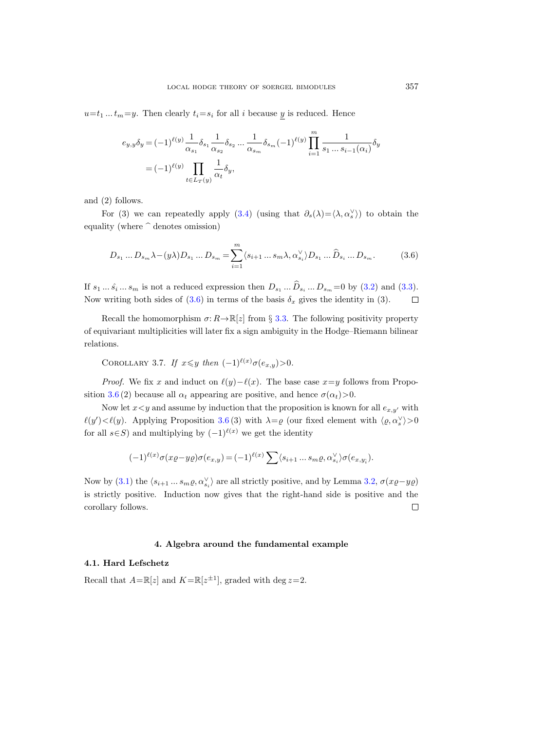$u=t_1 \dots t_m = y$. Then clearly $t_i = s_i$ for all $i$ because $\underline{y}$ is reduced. Hence

$$
\begin{aligned}
e_{y,y}\delta_y &= (-1)^{\ell(y)} \frac{1}{\alpha_{s_1}} \delta_{s_1} \frac{1}{\alpha_{s_2}} \delta_{s_2} \dots \frac{1}{\alpha_{s_m}} \delta_{s_m} (-1)^{\ell(y)} \prod_{i=1}^{m} \frac{1}{s_1 \dots s_{i-1}(\alpha_i)} \delta_y \\
&= (-1)^{\ell(y)} \prod_{t \in L_T(y)} \frac{1}{\alpha_t} \delta_y,
\end{aligned}
$$

and (2) follows.

For (3) we can repeatedly apply (3.4) (using that $\partial_s(\lambda) = \langle \lambda, \alpha_s^\vee \rangle$) to obtain the equality (where $\widehat{\ }$ denotes omission)

$$
D_{s_1} \dots D_{s_m} \lambda - (y\lambda) D_{s_1} \dots D_{s_m} = \sum_{i=1}^{m} \langle s_{i+1} \dots s_m \lambda, \alpha_{s_i}^\vee \rangle D_{s_1} \dots \widehat{D}_{s_i} \dots D_{s_m}. \tag{3.6}
$$

If $s_1 \dots \hat{s}_i \dots s_m$ is not a reduced expression then $D_{s_1} \dots \widehat{D}_{s_i} \dots D_{s_m} = 0$ by (3.2) and (3.3). Now writing both sides of (3.6) in terms of the basis $\delta_x$ gives the identity in (3). □

Recall the homomorphism $\sigma: R \to \mathbb{R}[z]$ from § 3.3. The following positivity property of equivariant multiplicities will later fix a sign ambiguity in the Hodge–Riemann bilinear relations.

Corollary 3.7. *If $x \leqslant y$ then $(-1)^{\ell(x)} \sigma(e_{x,y}) > 0$.*

*Proof.* We fix $x$ and induct on $\ell(y) - \ell(x)$. The base case $x = y$ follows from Proposition 3.6 (2) because all $\alpha_t$ appearing are positive, and hence $\sigma(\alpha_t) > 0$.

Now let $x < y$ and assume by induction that the proposition is known for all $e_{x,y'}$ with $\ell(y') < \ell(y)$. Applying Proposition 3.6 (3) with $\lambda = \varrho$ (our fixed element with $\langle \varrho, \alpha_s^\vee \rangle > 0$ for all $s \in S$) and multiplying by $(-1)^{\ell(x)}$ we get the identity

$$
(-1)^{\ell(x)} \sigma(x\varrho - y\varrho) \sigma(e_{x,y}) = (-1)^{\ell(x)} \sum \langle s_{i+1} \dots s_m \varrho, \alpha_{s_i}^\vee \rangle \sigma(e_{x,y_i}).
$$

Now by (3.1) the $\langle s_{i+1} \dots s_m \varrho, \alpha_{s_i}^\vee \rangle$ are all strictly positive, and by Lemma 3.2, $\sigma(x\varrho - y\varrho)$ is strictly positive. Induction now gives that the right-hand side is positive and the corollary follows. □

## 4. Algebra around the fundamental example

### 4.1. Hard Lefschetz

Recall that $A = \mathbb{R}[z]$ and $K = \mathbb{R}[z^{\pm 1}]$, graded with $\deg z = 2$.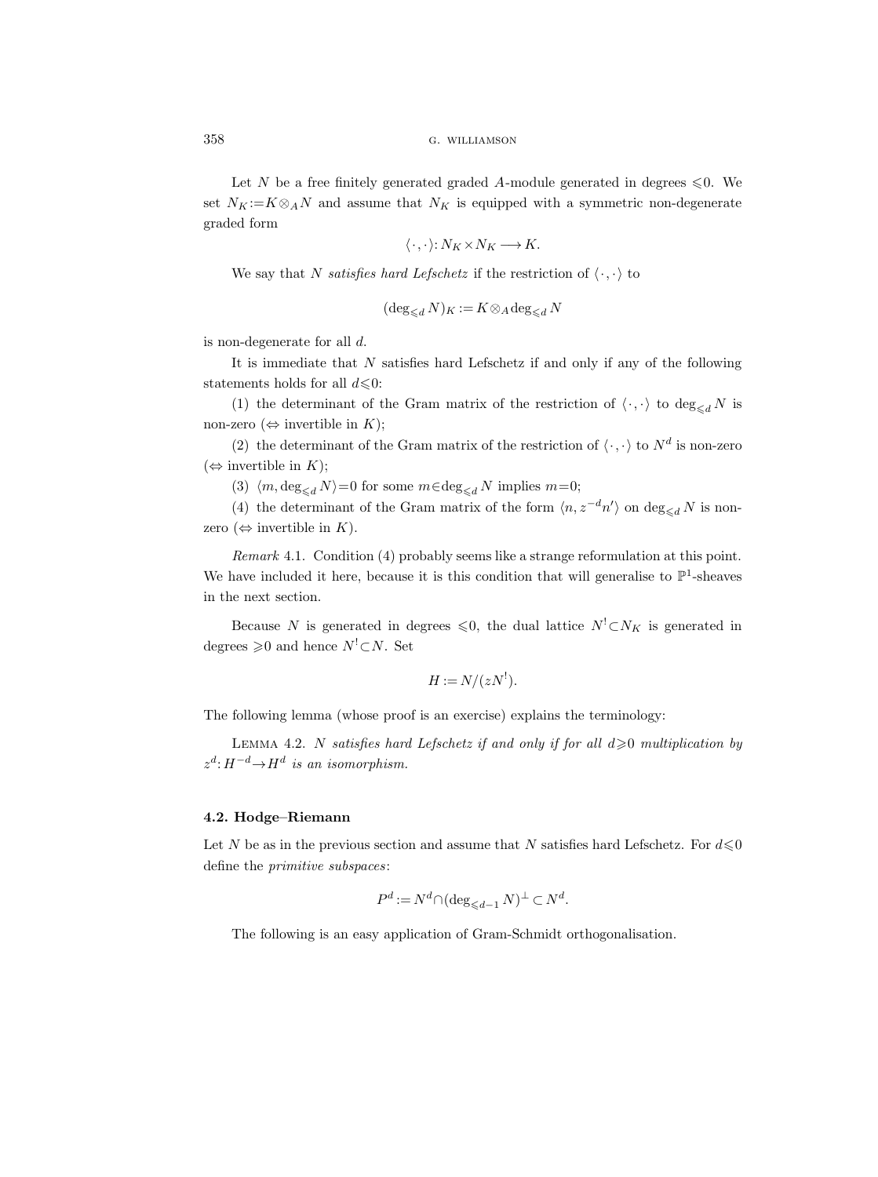Let $N$ be a free finitely generated graded $A$-module generated in degrees $\leqslant 0$. We set $N_K := K \otimes_A N$ and assume that $N_K$ is equipped with a symmetric non-degenerate graded form

$$\langle \cdot, \cdot \rangle : N_K \times N_K \longrightarrow K.$$

We say that $N$ *satisfies hard Lefschetz* if the restriction of $\langle \cdot, \cdot \rangle$ to

$$(\deg_{\leqslant d} N)_K := K \otimes_A \deg_{\leqslant d} N$$

is non-degenerate for all $d$.

It is immediate that $N$ satisfies hard Lefschetz if and only if any of the following statements holds for all $d \leqslant 0$:

(1) the determinant of the Gram matrix of the restriction of $\langle \cdot, \cdot \rangle$ to $\deg_{\leqslant d} N$ is non-zero ($\Leftrightarrow$ invertible in $K$);

(2) the determinant of the Gram matrix of the restriction of $\langle \cdot, \cdot \rangle$ to $N^d$ is non-zero ($\Leftrightarrow$ invertible in $K$);

(3) $\langle m, \deg_{\leqslant d} N \rangle = 0$ for some $m \in \deg_{\leqslant d} N$ implies $m = 0$;

(4) the determinant of the Gram matrix of the form $\langle n, z^{-d} n' \rangle$ on $\deg_{\leqslant d} N$ is non-zero ($\Leftrightarrow$ invertible in $K$).

*Remark* 4.1. Condition (4) probably seems like a strange reformulation at this point. We have included it here, because it is this condition that will generalise to $\mathbb{P}^1$-sheaves in the next section.

Because $N$ is generated in degrees $\leqslant 0$, the dual lattice $N^! \subset N_K$ is generated in degrees $\geqslant 0$ and hence $N^! \subset N$. Set

$$H := N/(zN^!).$$

The following lemma (whose proof is an exercise) explains the terminology:

Lemma 4.2. *$N$ satisfies hard Lefschetz if and only if for all $d \geqslant 0$ multiplication by $z^d : H^{-d} \to H^d$ is an isomorphism.*

### 4.2. Hodge–Riemann

Let $N$ be as in the previous section and assume that $N$ satisfies hard Lefschetz. For $d \leqslant 0$ define the *primitive subspaces*:

$$P^d := N^d \cap (\deg_{\leqslant d-1} N)^{\perp} \subset N^d.$$

The following is an easy application of Gram-Schmidt orthogonalisation.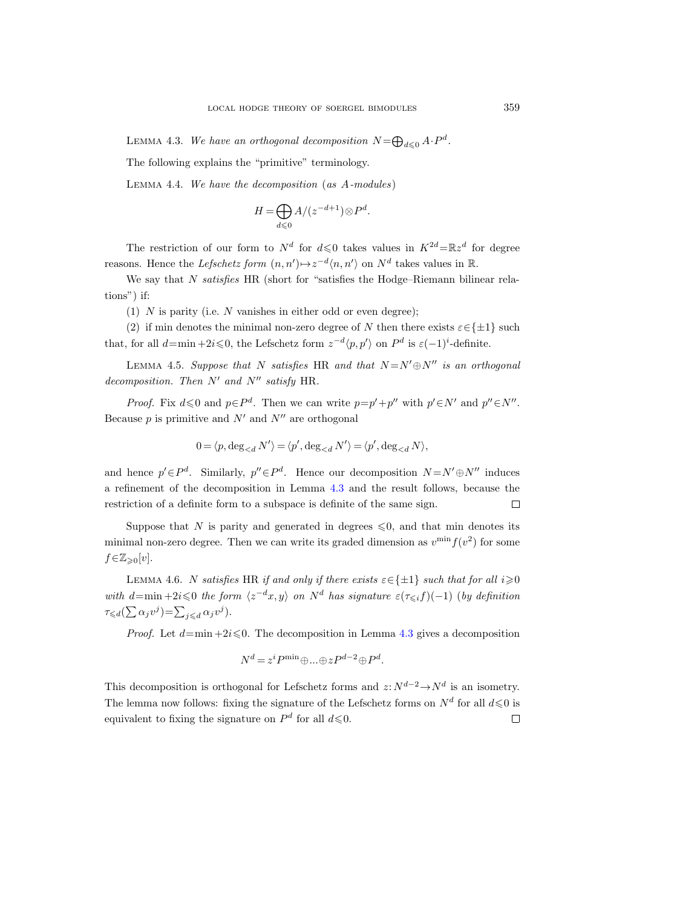Lemma 4.3. *We have an orthogonal decomposition* $N = \bigoplus_{d \leqslant 0} A \cdot P^d$.

The following explains the "primitive" terminology.

Lemma 4.4. *We have the decomposition* (*as* $A$*-modules*)

$$H = \bigoplus_{d \leqslant 0} A/(z^{-d+1}) \otimes P^d.$$

The restriction of our form to $N^d$ for $d \leqslant 0$ takes values in $K^{2d} = \mathbb{R} z^d$ for degree reasons. Hence the *Lefschetz form* $(n, n') \mapsto z^{-d} \langle n, n' \rangle$ on $N^d$ takes values in $\mathbb{R}$.

We say that $N$ *satisfies* HR (short for "satisfies the Hodge–Riemann bilinear relations") if:

(1) $N$ is parity (i.e. $N$ vanishes in either odd or even degree);

(2) if min denotes the minimal non-zero degree of $N$ then there exists $\varepsilon \in \{\pm 1\}$ such that, for all $d = \min + 2i \leqslant 0$, the Lefschetz form $z^{-d} \langle p, p' \rangle$ on $P^d$ is $\varepsilon(-1)^i$-definite.

Lemma 4.5. *Suppose that* $N$ *satisfies* HR *and that* $N = N' \oplus N''$ *is an orthogonal decomposition. Then* $N'$ *and* $N''$ *satisfy* HR.

*Proof.* Fix $d \leqslant 0$ and $p \in P^d$. Then we can write $p = p' + p''$ with $p' \in N'$ and $p'' \in N''$. Because $p$ is primitive and $N'$ and $N''$ are orthogonal

$$0 = \langle p, \deg_{<d} N' \rangle = \langle p', \deg_{<d} N' \rangle = \langle p', \deg_{<d} N \rangle,$$

and hence $p' \in P^d$. Similarly, $p'' \in P^d$. Hence our decomposition $N = N' \oplus N''$ induces a refinement of the decomposition in Lemma 4.3 and the result follows, because the restriction of a definite form to a subspace is definite of the same sign. $\square$

Suppose that $N$ is parity and generated in degrees $\leqslant 0$, and that min denotes its minimal non-zero degree. Then we can write its graded dimension as $v^{\min} f(v^2)$ for some $f \in \mathbb{Z}_{\geqslant 0}[v]$.

Lemma 4.6. $N$ *satisfies* HR *if and only if there exists* $\varepsilon \in \{\pm 1\}$ *such that for all* $i \geqslant 0$ *with* $d = \min + 2i \leqslant 0$ *the form* $\langle z^{-d} x, y \rangle$ *on* $N^d$ *has signature* $\varepsilon(\tau_{\leqslant i} f)(-1)$ (*by definition* $\tau_{\leqslant d}(\sum \alpha_j v^j) = \sum_{j \leqslant d} \alpha_j v^j$).

*Proof.* Let $d = \min + 2i \leqslant 0$. The decomposition in Lemma 4.3 gives a decomposition

$$N^d = z^i P^{\min} \oplus \ldots \oplus z P^{d-2} \oplus P^d.$$

This decomposition is orthogonal for Lefschetz forms and $z \colon N^{d-2} \to N^d$ is an isometry. The lemma now follows: fixing the signature of the Lefschetz forms on $N^d$ for all $d \leqslant 0$ is equivalent to fixing the signature on $P^d$ for all $d \leqslant 0$. $\square$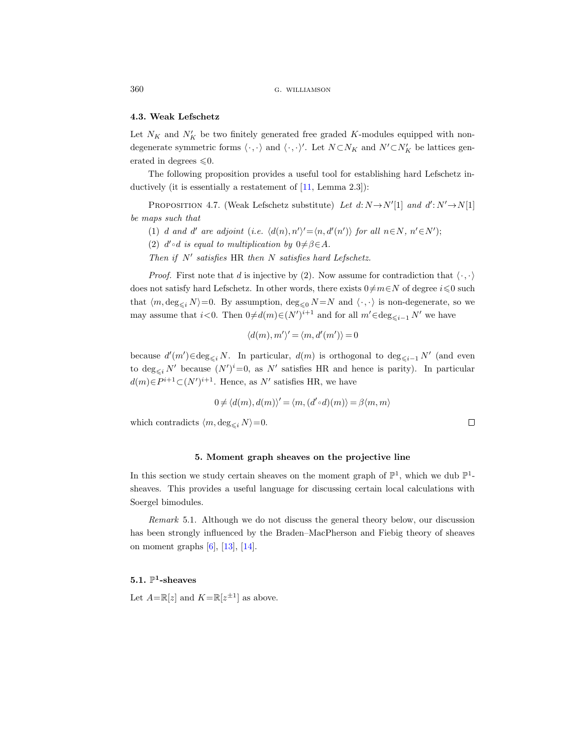### 4.3. Weak Lefschetz

Let $N_K$ and $N'_K$ be two finitely generated free graded $K$-modules equipped with non-degenerate symmetric forms $\langle \cdot, \cdot \rangle$ and $\langle \cdot, \cdot \rangle'$. Let $N \subset N_K$ and $N' \subset N'_K$ be lattices generated in degrees $\leqslant 0$.

The following proposition provides a useful tool for establishing hard Lefschetz inductively (it is essentially a restatement of [11, Lemma 2.3]):

Proposition 4.7. (Weak Lefschetz substitute) *Let $d: N \to N'[1]$ and $d': N' \to N[1]$ be maps such that*

(1) *$d$ and $d'$ are adjoint (i.e. $\langle d(n), n' \rangle' = \langle n, d'(n') \rangle$ for all $n \in N$, $n' \in N'$);*

(2) *$d' \circ d$ is equal to multiplication by $0 \neq \beta \in A$.*

*Then if $N'$ satisfies* HR *then $N$ satisfies hard Lefschetz.*

*Proof.* First note that $d$ is injective by (2). Now assume for contradiction that $\langle \cdot, \cdot \rangle$ does not satisfy hard Lefschetz. In other words, there exists $0 \neq m \in N$ of degree $i \leqslant 0$ such that $\langle m, \deg_{\leqslant i} N \rangle = 0$. By assumption, $\deg_{\leqslant 0} N = N$ and $\langle \cdot, \cdot \rangle$ is non-degenerate, so we may assume that $i < 0$. Then $0 \neq d(m) \in (N')^{i+1}$ and for all $m' \in \deg_{\leqslant i-1} N'$ we have

$$\langle d(m), m' \rangle' = \langle m, d'(m') \rangle = 0$$

because $d'(m') \in \deg_{\leqslant i} N$. In particular, $d(m)$ is orthogonal to $\deg_{\leqslant i-1} N'$ (and even to $\deg_{\leqslant i} N'$ because $(N')^i = 0$, as $N'$ satisfies HR and hence is parity). In particular $d(m) \in P^{i+1} \subset (N')^{i+1}$. Hence, as $N'$ satisfies HR, we have

$$0 \neq \langle d(m), d(m) \rangle' = \langle m, (d' \circ d)(m) \rangle = \beta \langle m, m \rangle$$

which contradicts $\langle m, \deg_{\leqslant i} N \rangle = 0$. $\square$

## 5. Moment graph sheaves on the projective line

In this section we study certain sheaves on the moment graph of $\mathbb{P}^1$, which we dub $\mathbb{P}^1$-sheaves. This provides a useful language for discussing certain local calculations with Soergel bimodules.

*Remark* 5.1. Although we do not discuss the general theory below, our discussion has been strongly influenced by the Braden–MacPherson and Fiebig theory of sheaves on moment graphs [6], [13], [14].

### 5.1. $\mathbb{P}^1$-sheaves

Let $A = \mathbb{R}[z]$ and $K = \mathbb{R}[z^{\pm 1}]$ as above.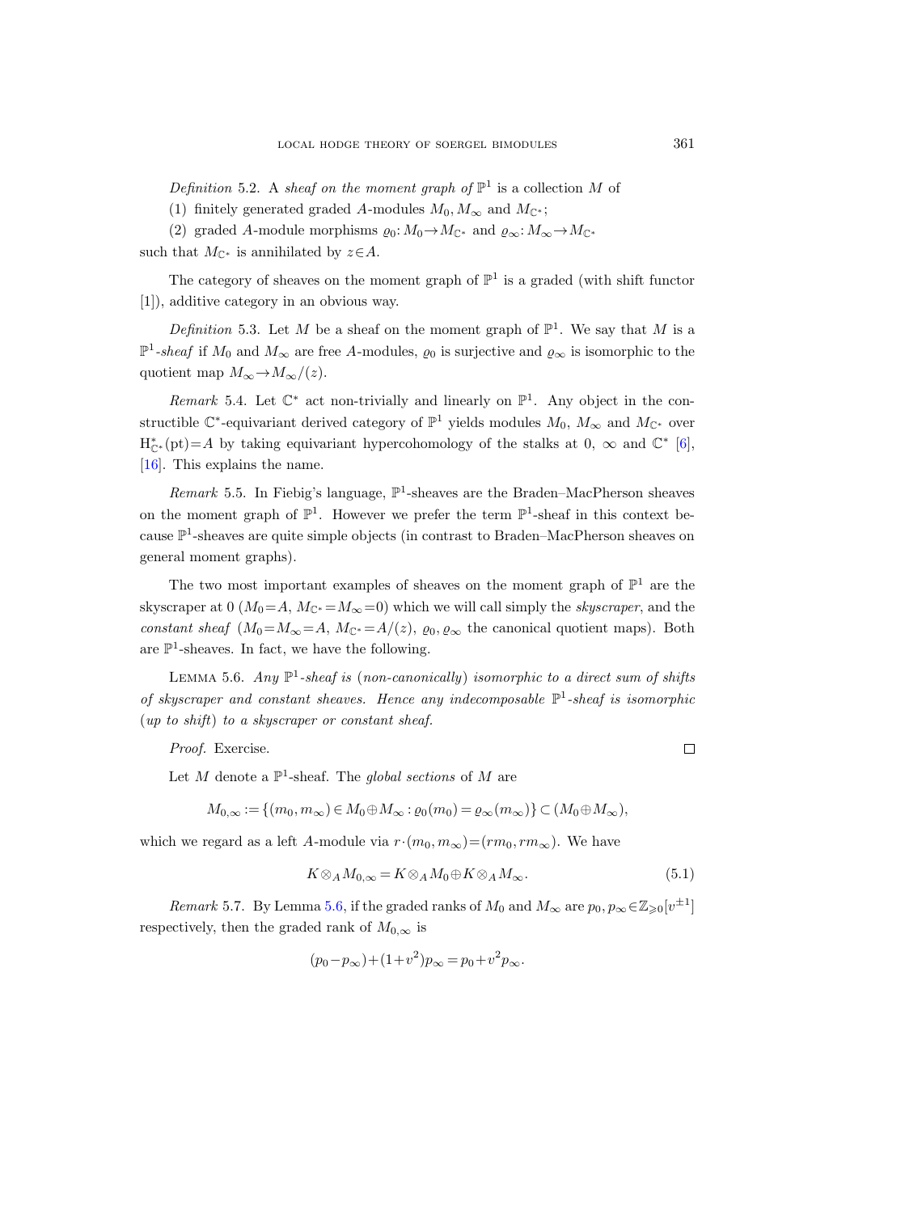*Definition* 5.2. A *sheaf on the moment graph of* $\mathbb{P}^1$ is a collection $M$ of

(1) finitely generated graded $A$-modules $M_0, M_\infty$ and $M_{\mathbb{C}^*}$;

(2) graded $A$-module morphisms $\varrho_0 \colon M_0 \to M_{\mathbb{C}^*}$ and $\varrho_\infty \colon M_\infty \to M_{\mathbb{C}^*}$

such that $M_{\mathbb{C}^*}$ is annihilated by $z \in A$.

The category of sheaves on the moment graph of $\mathbb{P}^1$ is a graded (with shift functor [1]), additive category in an obvious way.

*Definition* 5.3. Let $M$ be a sheaf on the moment graph of $\mathbb{P}^1$. We say that $M$ is a $\mathbb{P}^1$-*sheaf* if $M_0$ and $M_\infty$ are free $A$-modules, $\varrho_0$ is surjective and $\varrho_\infty$ is isomorphic to the quotient map $M_\infty \to M_\infty/(z)$.

*Remark* 5.4. Let $\mathbb{C}^*$ act non-trivially and linearly on $\mathbb{P}^1$. Any object in the constructible $\mathbb{C}^*$-equivariant derived category of $\mathbb{P}^1$ yields modules $M_0$, $M_\infty$ and $M_{\mathbb{C}^*}$ over $\mathrm{H}^*_{\mathbb{C}^*}(\mathrm{pt}) = A$ by taking equivariant hypercohomology of the stalks at 0, $\infty$ and $\mathbb{C}^*$ [6], [16]. This explains the name.

*Remark* 5.5. In Fiebig's language, $\mathbb{P}^1$-sheaves are the Braden–MacPherson sheaves on the moment graph of $\mathbb{P}^1$. However we prefer the term $\mathbb{P}^1$-sheaf in this context because $\mathbb{P}^1$-sheaves are quite simple objects (in contrast to Braden–MacPherson sheaves on general moment graphs).

The two most important examples of sheaves on the moment graph of $\mathbb{P}^1$ are the skyscraper at 0 ($M_0 = A$, $M_{\mathbb{C}^*} = M_\infty = 0$) which we will call simply the *skyscraper*, and the *constant sheaf* ($M_0 = M_\infty = A$, $M_{\mathbb{C}^*} = A/(z)$, $\varrho_0, \varrho_\infty$ the canonical quotient maps). Both are $\mathbb{P}^1$-sheaves. In fact, we have the following.

Lemma 5.6. *Any $\mathbb{P}^1$-sheaf is* (*non-canonically*) *isomorphic to a direct sum of shifts of skyscraper and constant sheaves. Hence any indecomposable $\mathbb{P}^1$-sheaf is isomorphic* (*up to shift*) *to a skyscraper or constant sheaf.*

*Proof.* Exercise. □

Let $M$ denote a $\mathbb{P}^1$-sheaf. The *global sections* of $M$ are

$$M_{0,\infty} := \{(m_0, m_\infty) \in M_0 \oplus M_\infty : \varrho_0(m_0) = \varrho_\infty(m_\infty)\} \subset (M_0 \oplus M_\infty),$$

which we regard as a left $A$-module via $r \cdot (m_0, m_\infty) = (rm_0, rm_\infty)$. We have

$$K \otimes_A M_{0,\infty} = K \otimes_A M_0 \oplus K \otimes_A M_\infty. \tag{5.1}$$

*Remark* 5.7. By Lemma 5.6, if the graded ranks of $M_0$ and $M_\infty$ are $p_0, p_\infty \in \mathbb{Z}_{\geqslant 0}[v^{\pm 1}]$ respectively, then the graded rank of $M_{0,\infty}$ is

$$(p_0 - p_\infty) + (1 + v^2) p_\infty = p_0 + v^2 p_\infty.$$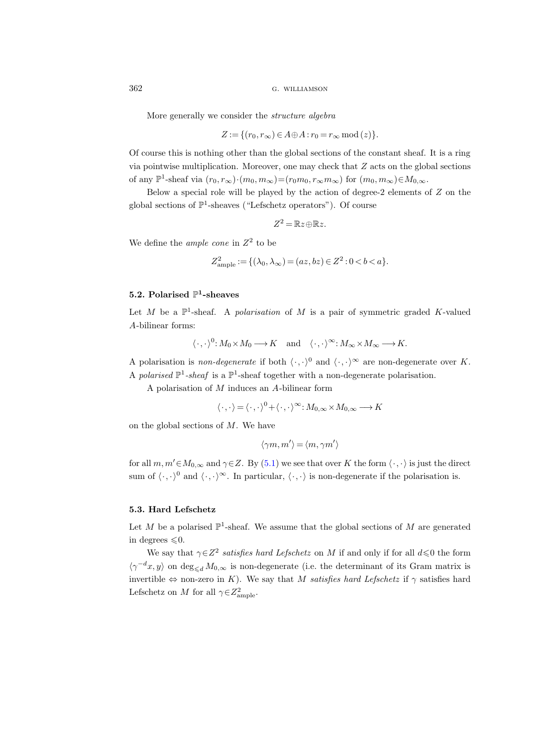More generally we consider the *structure algebra*

$$Z := \{(r_0, r_\infty) \in A \oplus A : r_0 = r_\infty \bmod (z)\}.$$

Of course this is nothing other than the global sections of the constant sheaf. It is a ring via pointwise multiplication. Moreover, one may check that $Z$ acts on the global sections of any $\mathbb{P}^1$-sheaf via $(r_0, r_\infty) \cdot (m_0, m_\infty) = (r_0 m_0, r_\infty m_\infty)$ for $(m_0, m_\infty) \in M_{0,\infty}$.

Below a special role will be played by the action of degree-2 elements of $Z$ on the global sections of $\mathbb{P}^1$-sheaves ("Lefschetz operators"). Of course

$$Z^2 = \mathbb{R}z \oplus \mathbb{R}z.$$

We define the *ample cone* in $Z^2$ to be

$$Z^2_{\text{ample}} := \{(\lambda_0, \lambda_\infty) = (az, bz) \in Z^2 : 0 < b < a\}.$$

### 5.2. Polarised $\mathbb{P}^1$-sheaves

Let $M$ be a $\mathbb{P}^1$-sheaf. A *polarisation* of $M$ is a pair of symmetric graded $K$-valued $A$-bilinear forms:

$$\langle \cdot, \cdot \rangle^0 : M_0 \times M_0 \longrightarrow K \quad \text{and} \quad \langle \cdot, \cdot \rangle^\infty : M_\infty \times M_\infty \longrightarrow K.$$

A polarisation is *non-degenerate* if both $\langle \cdot, \cdot \rangle^0$ and $\langle \cdot, \cdot \rangle^\infty$ are non-degenerate over $K$. A *polarised* $\mathbb{P}^1$*-sheaf* is a $\mathbb{P}^1$-sheaf together with a non-degenerate polarisation.

A polarisation of $M$ induces an $A$-bilinear form

$$\langle \cdot, \cdot \rangle = \langle \cdot, \cdot \rangle^0 + \langle \cdot, \cdot \rangle^\infty : M_{0,\infty} \times M_{0,\infty} \longrightarrow K$$

on the global sections of $M$. We have

$$\langle \gamma m, m' \rangle = \langle m, \gamma m' \rangle$$

for all $m, m' \in M_{0,\infty}$ and $\gamma \in Z$. By (5.1) we see that over $K$ the form $\langle \cdot, \cdot \rangle$ is just the direct sum of $\langle \cdot, \cdot \rangle^0$ and $\langle \cdot, \cdot \rangle^\infty$. In particular, $\langle \cdot, \cdot \rangle$ is non-degenerate if the polarisation is.

### 5.3. Hard Lefschetz

Let $M$ be a polarised $\mathbb{P}^1$-sheaf. We assume that the global sections of $M$ are generated in degrees $\leqslant 0$.

We say that $\gamma \in Z^2$ *satisfies hard Lefschetz* on $M$ if and only if for all $d \leqslant 0$ the form $\langle \gamma^{-d} x, y \rangle$ on $\deg_{\leqslant d} M_{0,\infty}$ is non-degenerate (i.e. the determinant of its Gram matrix is invertible $\Leftrightarrow$ non-zero in $K$). We say that $M$ *satisfies hard Lefschetz* if $\gamma$ satisfies hard Lefschetz on $M$ for all $\gamma \in Z^2_{\text{ample}}$.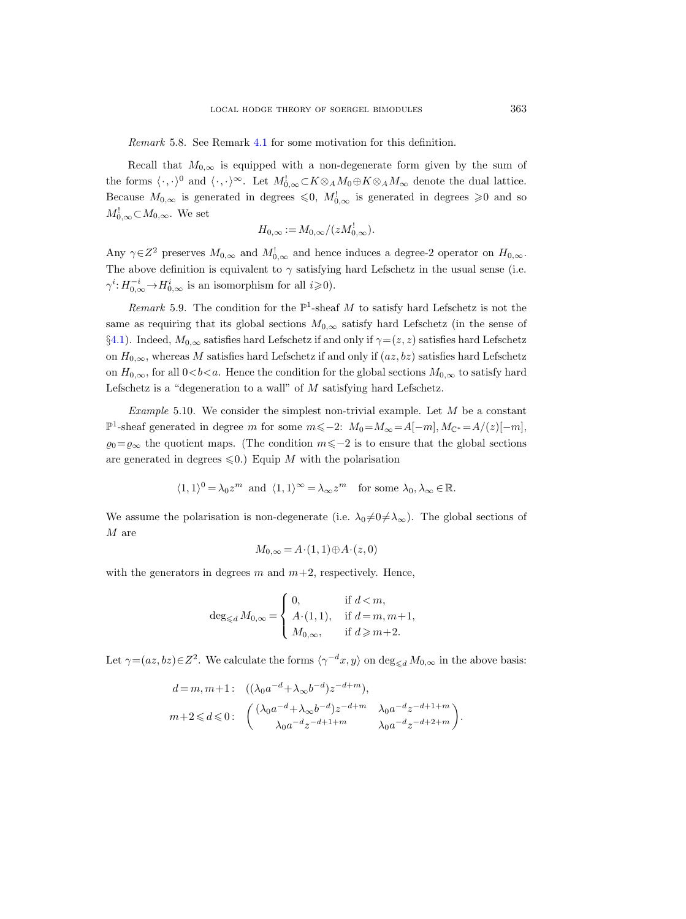*Remark* 5.8. See Remark 4.1 for some motivation for this definition.

Recall that $M_{0,\infty}$ is equipped with a non-degenerate form given by the sum of the forms $\langle\cdot,\cdot\rangle^0$ and $\langle\cdot,\cdot\rangle^\infty$. Let $M_{0,\infty}^! \subset K\otimes_A M_0 \oplus K\otimes_A M_\infty$ denote the dual lattice. Because $M_{0,\infty}$ is generated in degrees $\leqslant 0$, $M_{0,\infty}^!$ is generated in degrees $\geqslant 0$ and so $M_{0,\infty}^! \subset M_{0,\infty}$. We set

$$H_{0,\infty} := M_{0,\infty}/(zM_{0,\infty}^!).$$

Any $\gamma \in Z^2$ preserves $M_{0,\infty}$ and $M_{0,\infty}^!$ and hence induces a degree-2 operator on $H_{0,\infty}$. The above definition is equivalent to $\gamma$ satisfying hard Lefschetz in the usual sense (i.e. $\gamma^i: H_{0,\infty}^{-i} \to H_{0,\infty}^i$ is an isomorphism for all $i \geqslant 0$).

*Remark* 5.9. The condition for the $\mathbb{P}^1$-sheaf $M$ to satisfy hard Lefschetz is not the same as requiring that its global sections $M_{0,\infty}$ satisfy hard Lefschetz (in the sense of §4.1). Indeed, $M_{0,\infty}$ satisfies hard Lefschetz if and only if $\gamma=(z,z)$ satisfies hard Lefschetz on $H_{0,\infty}$, whereas $M$ satisfies hard Lefschetz if and only if $(az, bz)$ satisfies hard Lefschetz on $H_{0,\infty}$, for all $0<b<a$. Hence the condition for the global sections $M_{0,\infty}$ to satisfy hard Lefschetz is a "degeneration to a wall" of $M$ satisfying hard Lefschetz.

*Example* 5.10. We consider the simplest non-trivial example. Let $M$ be a constant $\mathbb{P}^1$-sheaf generated in degree $m$ for some $m \leqslant -2$: $M_0 = M_\infty = A[-m]$, $M_{\mathbb{C}^*} = A/(z)[-m]$, $\varrho_0 = \varrho_\infty$ the quotient maps. (The condition $m \leqslant -2$ is to ensure that the global sections are generated in degrees $\leqslant 0$.) Equip $M$ with the polarisation

$$\langle 1,1\rangle^0 = \lambda_0 z^m \text{ and } \langle 1,1\rangle^\infty = \lambda_\infty z^m \quad \text{for some } \lambda_0, \lambda_\infty \in \mathbb{R}.$$

We assume the polarisation is non-degenerate (i.e. $\lambda_0 \neq 0 \neq \lambda_\infty$). The global sections of $M$ are

$$M_{0,\infty} = A\cdot(1,1) \oplus A\cdot(z,0)$$

with the generators in degrees $m$ and $m+2$, respectively. Hence,

$$\deg_{\leqslant d} M_{0,\infty} = \begin{cases} 0, & \text{if } d<m, \\ A\cdot(1,1), & \text{if } d=m, m+1, \\ M_{0,\infty}, & \text{if } d \geqslant m+2. \end{cases}$$

Let $\gamma = (az, bz) \in Z^2$. We calculate the forms $\langle \gamma^{-d}x, y\rangle$ on $\deg_{\leqslant d} M_{0,\infty}$ in the above basis:

$$\begin{aligned} d=m, m+1: &\quad ((\lambda_0 a^{-d} + \lambda_\infty b^{-d}) z^{-d+m}), \\ m+2 \leqslant d \leqslant 0: &\quad \begin{pmatrix} (\lambda_0 a^{-d} + \lambda_\infty b^{-d}) z^{-d+m} & \lambda_0 a^{-d} z^{-d+1+m} \\ \lambda_0 a^{-d} z^{-d+1+m} & \lambda_0 a^{-d} z^{-d+2+m} \end{pmatrix}. \end{aligned}$$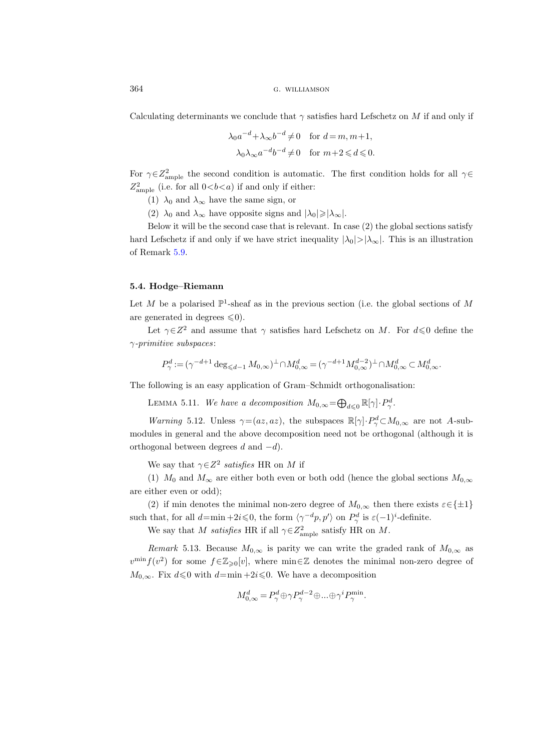Calculating determinants we conclude that $\gamma$ satisfies hard Lefschetz on $M$ if and only if

$$\lambda_0 a^{-d} + \lambda_\infty b^{-d} \neq 0 \quad \text{for } d = m, m+1,$$
$$\lambda_0 \lambda_\infty a^{-d} b^{-d} \neq 0 \quad \text{for } m+2 \leqslant d \leqslant 0.$$

For $\gamma \in Z^2_{\text{ample}}$ the second condition is automatic. The first condition holds for all $\gamma \in Z^2_{\text{ample}}$ (i.e. for all $0 < b < a$) if and only if either:

(1) $\lambda_0$ and $\lambda_\infty$ have the same sign, or

(2) $\lambda_0$ and $\lambda_\infty$ have opposite signs and $|\lambda_0| \geqslant |\lambda_\infty|$.

Below it will be the second case that is relevant. In case (2) the global sections satisfy hard Lefschetz if and only if we have strict inequality $|\lambda_0| > |\lambda_\infty|$. This is an illustration of Remark 5.9.

### 5.4. Hodge–Riemann

Let $M$ be a polarised $\mathbb{P}^1$-sheaf as in the previous section (i.e. the global sections of $M$ are generated in degrees $\leqslant 0$).

Let $\gamma \in Z^2$ and assume that $\gamma$ satisfies hard Lefschetz on $M$. For $d \leqslant 0$ define the *$\gamma$-primitive subspaces*:

$$P^d_\gamma := (\gamma^{-d+1} \deg_{\leqslant d-1} M_{0,\infty})^\perp \cap M^d_{0,\infty} = (\gamma^{-d+1} M^{d-2}_{0,\infty})^\perp \cap M^d_{0,\infty} \subset M^d_{0,\infty}.$$

The following is an easy application of Gram–Schmidt orthogonalisation:

Lemma 5.11. *We have a decomposition* $M_{0,\infty} = \bigoplus_{d \leqslant 0} \mathbb{R}[\gamma] \cdot P^d_\gamma$.

*Warning* 5.12. Unless $\gamma = (az, az)$, the subspaces $\mathbb{R}[\gamma] \cdot P^d_\gamma \subset M_{0,\infty}$ are not $A$-submodules in general and the above decomposition need not be orthogonal (although it is orthogonal between degrees $d$ and $-d$).

We say that $\gamma \in Z^2$ *satisfies* HR on $M$ if

(1) $M_0$ and $M_\infty$ are either both even or both odd (hence the global sections $M_{0,\infty}$ are either even or odd);

(2) if min denotes the minimal non-zero degree of $M_{0,\infty}$ then there exists $\varepsilon \in \{\pm 1\}$ such that, for all $d = \min + 2i \leqslant 0$, the form $\langle \gamma^{-d} p, p' \rangle$ on $P^d_\gamma$ is $\varepsilon(-1)^i$-definite.

We say that $M$ *satisfies* HR if all $\gamma \in Z^2_{\text{ample}}$ satisfy HR on $M$.

*Remark* 5.13. Because $M_{0,\infty}$ is parity we can write the graded rank of $M_{0,\infty}$ as $v^{\min} f(v^2)$ for some $f \in \mathbb{Z}_{\geqslant 0}[v]$, where $\min \in \mathbb{Z}$ denotes the minimal non-zero degree of $M_{0,\infty}$. Fix $d \leqslant 0$ with $d = \min + 2i \leqslant 0$. We have a decomposition

$$M^d_{0,\infty} = P^d_\gamma \oplus \gamma P^{d-2}_\gamma \oplus \ldots \oplus \gamma^i P^{\min}_\gamma.$$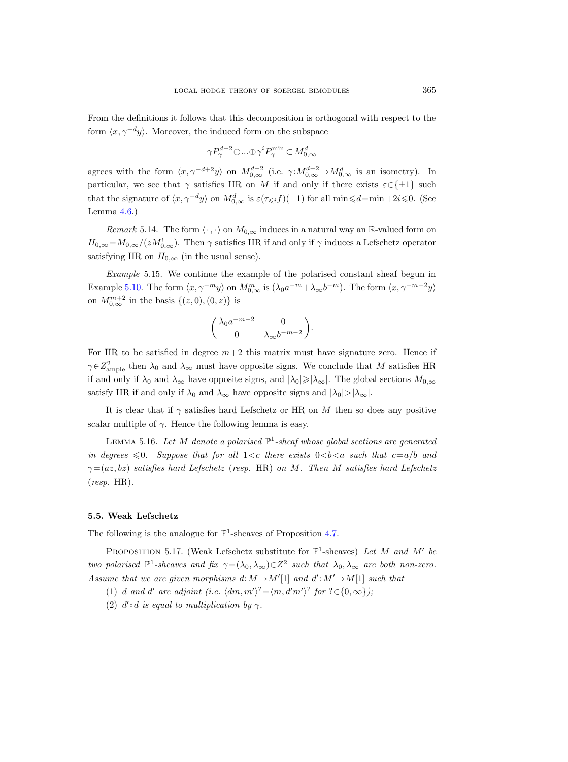From the definitions it follows that this decomposition is orthogonal with respect to the form $\langle x, \gamma^{-d} y\rangle$. Moreover, the induced form on the subspace

$$\gamma P_\gamma^{d-2} \oplus \ldots \oplus \gamma^i P_\gamma^{\min} \subset M_{0,\infty}^d$$

agrees with the form $\langle x, \gamma^{-d+2} y\rangle$ on $M_{0,\infty}^{d-2}$ (i.e. $\gamma: M_{0,\infty}^{d-2} \to M_{0,\infty}^d$ is an isometry). In particular, we see that $\gamma$ satisfies HR on $M$ if and only if there exists $\varepsilon \in \{\pm 1\}$ such that the signature of $\langle x, \gamma^{-d} y\rangle$ on $M_{0,\infty}^d$ is $\varepsilon(\tau_{\leqslant i} f)(-1)$ for all $\min \leqslant d = \min + 2i \leqslant 0$. (See Lemma 4.6.)

*Remark* 5.14. The form $\langle \cdot, \cdot \rangle$ on $M_{0,\infty}$ induces in a natural way an $\mathbb{R}$-valued form on $H_{0,\infty} = M_{0,\infty}/(zM_{0,\infty}^!)$. Then $\gamma$ satisfies HR if and only if $\gamma$ induces a Lefschetz operator satisfying HR on $H_{0,\infty}$ (in the usual sense).

*Example* 5.15. We continue the example of the polarised constant sheaf begun in Example 5.10. The form $\langle x, \gamma^{-m} y\rangle$ on $M_{0,\infty}^m$ is $(\lambda_0 a^{-m} + \lambda_\infty b^{-m})$. The form $\langle x, \gamma^{-m-2} y\rangle$ on $M_{0,\infty}^{m+2}$ in the basis $\{(z,0),(0,z)\}$ is

$$\begin{pmatrix} \lambda_0 a^{-m-2} & 0 \\ 0 & \lambda_\infty b^{-m-2} \end{pmatrix}.$$

For HR to be satisfied in degree $m+2$ this matrix must have signature zero. Hence if $\gamma \in Z_{\mathrm{ample}}^2$ then $\lambda_0$ and $\lambda_\infty$ must have opposite signs. We conclude that $M$ satisfies HR if and only if $\lambda_0$ and $\lambda_\infty$ have opposite signs, and $|\lambda_0| \geqslant |\lambda_\infty|$. The global sections $M_{0,\infty}$ satisfy HR if and only if $\lambda_0$ and $\lambda_\infty$ have opposite signs and $|\lambda_0| > |\lambda_\infty|$.

It is clear that if $\gamma$ satisfies hard Lefschetz or HR on $M$ then so does any positive scalar multiple of $\gamma$. Hence the following lemma is easy.

LEMMA 5.16. *Let $M$ denote a polarised $\mathbb{P}^1$-sheaf whose global sections are generated in degrees $\leqslant 0$. Suppose that for all $1 < c$ there exists $0 < b < a$ such that $c = a/b$ and $\gamma = (az, bz)$ satisfies hard Lefschetz (resp. HR) on $M$. Then $M$ satisfies hard Lefschetz (resp. HR).*

### 5.5. Weak Lefschetz

The following is the analogue for $\mathbb{P}^1$-sheaves of Proposition 4.7.

PROPOSITION 5.17. (Weak Lefschetz substitute for $\mathbb{P}^1$-sheaves) *Let $M$ and $M'$ be two polarised $\mathbb{P}^1$-sheaves and fix $\gamma = (\lambda_0, \lambda_\infty) \in Z^2$ such that $\lambda_0, \lambda_\infty$ are both non-zero. Assume that we are given morphisms $d: M \to M'[1]$ and $d': M' \to M[1]$ such that*

1. *$d$ and $d'$ are adjoint (i.e. $\langle dm, m'\rangle^? = \langle m, d'm'\rangle^?$ for $? \in \{0, \infty\}$);*
2. *$d' \circ d$ is equal to multiplication by $\gamma$.*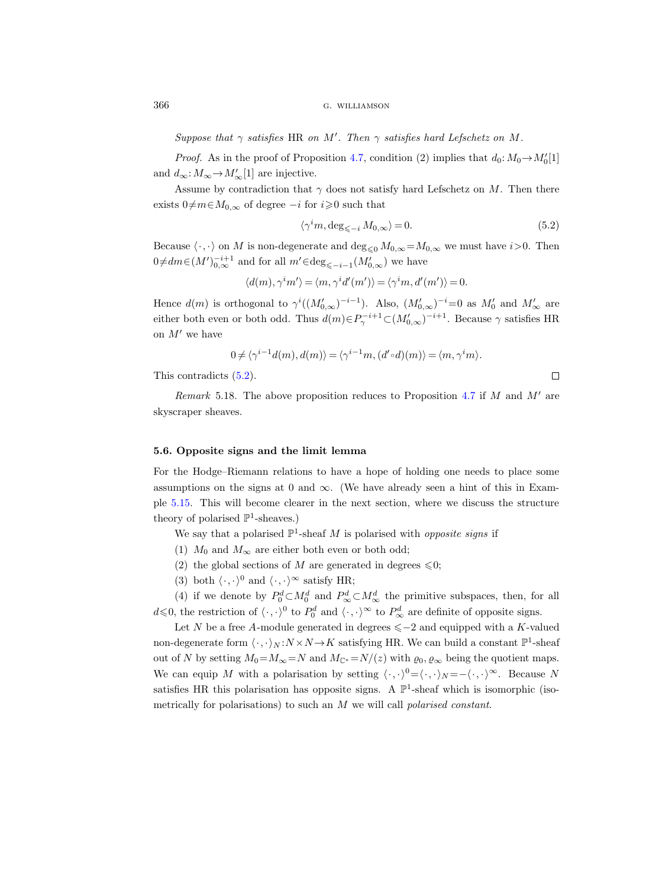*Suppose that* $\gamma$ *satisfies* HR *on* $M'$. *Then* $\gamma$ *satisfies hard Lefschetz on* $M$.

*Proof.* As in the proof of Proposition 4.7, condition (2) implies that $d_0: M_0 \to M'_0[1]$ and $d_\infty: M_\infty \to M'_\infty[1]$ are injective.

Assume by contradiction that $\gamma$ does not satisfy hard Lefschetz on $M$. Then there exists $0 \neq m \in M_{0,\infty}$ of degree $-i$ for $i \geqslant 0$ such that

$$\langle \gamma^i m, \deg_{\leqslant -i} M_{0,\infty} \rangle = 0. \tag{5.2}$$

Because $\langle \cdot, \cdot \rangle$ on $M$ is non-degenerate and $\deg_{\leqslant 0} M_{0,\infty} = M_{0,\infty}$ we must have $i > 0$. Then $0 \neq dm \in (M')^{-i+1}_{0,\infty}$ and for all $m' \in \deg_{\leqslant -i-1}(M'_{0,\infty})$ we have

$$\langle d(m), \gamma^i m' \rangle = \langle m, \gamma^i d'(m') \rangle = \langle \gamma^i m, d'(m') \rangle = 0.$$

Hence $d(m)$ is orthogonal to $\gamma^i((M'_{0,\infty})^{-i-1})$. Also, $(M'_{0,\infty})^{-i} = 0$ as $M'_0$ and $M'_\infty$ are either both even or both odd. Thus $d(m) \in P^{-i+1}_\gamma \subset (M'_{0,\infty})^{-i+1}$. Because $\gamma$ satisfies HR on $M'$ we have

$$0 \neq \langle \gamma^{i-1} d(m), d(m) \rangle = \langle \gamma^{i-1} m, (d' \circ d)(m) \rangle = \langle m, \gamma^i m \rangle.$$

This contradicts (5.2). $\square$

*Remark* 5.18. The above proposition reduces to Proposition 4.7 if $M$ and $M'$ are skyscraper sheaves.

### 5.6. Opposite signs and the limit lemma

For the Hodge–Riemann relations to have a hope of holding one needs to place some assumptions on the signs at 0 and $\infty$. (We have already seen a hint of this in Example 5.15. This will become clearer in the next section, where we discuss the structure theory of polarised $\mathbb{P}^1$-sheaves.)

We say that a polarised $\mathbb{P}^1$-sheaf $M$ is polarised with *opposite signs* if

(1) $M_0$ and $M_\infty$ are either both even or both odd;

(2) the global sections of $M$ are generated in degrees $\leqslant 0$;

(3) both $\langle \cdot, \cdot \rangle^0$ and $\langle \cdot, \cdot \rangle^\infty$ satisfy HR;

(4) if we denote by $P^d_0 \subset M^d_0$ and $P^d_\infty \subset M^d_\infty$ the primitive subspaces, then, for all $d \leqslant 0$, the restriction of $\langle \cdot, \cdot \rangle^0$ to $P^d_0$ and $\langle \cdot, \cdot \rangle^\infty$ to $P^d_\infty$ are definite of opposite signs.

Let $N$ be a free $A$-module generated in degrees $\leqslant -2$ and equipped with a $K$-valued non-degenerate form $\langle \cdot, \cdot \rangle_N: N \times N \to K$ satisfying HR. We can build a constant $\mathbb{P}^1$-sheaf out of $N$ by setting $M_0 = M_\infty = N$ and $M_{\mathbb{C}^*} = N/(z)$ with $\varrho_0, \varrho_\infty$ being the quotient maps. We can equip $M$ with a polarisation by setting $\langle \cdot, \cdot \rangle^0 = \langle \cdot, \cdot \rangle_N = -\langle \cdot, \cdot \rangle^\infty$. Because $N$ satisfies HR this polarisation has opposite signs. A $\mathbb{P}^1$-sheaf which is isomorphic (isometrically for polarisations) to such an $M$ we will call *polarised constant*.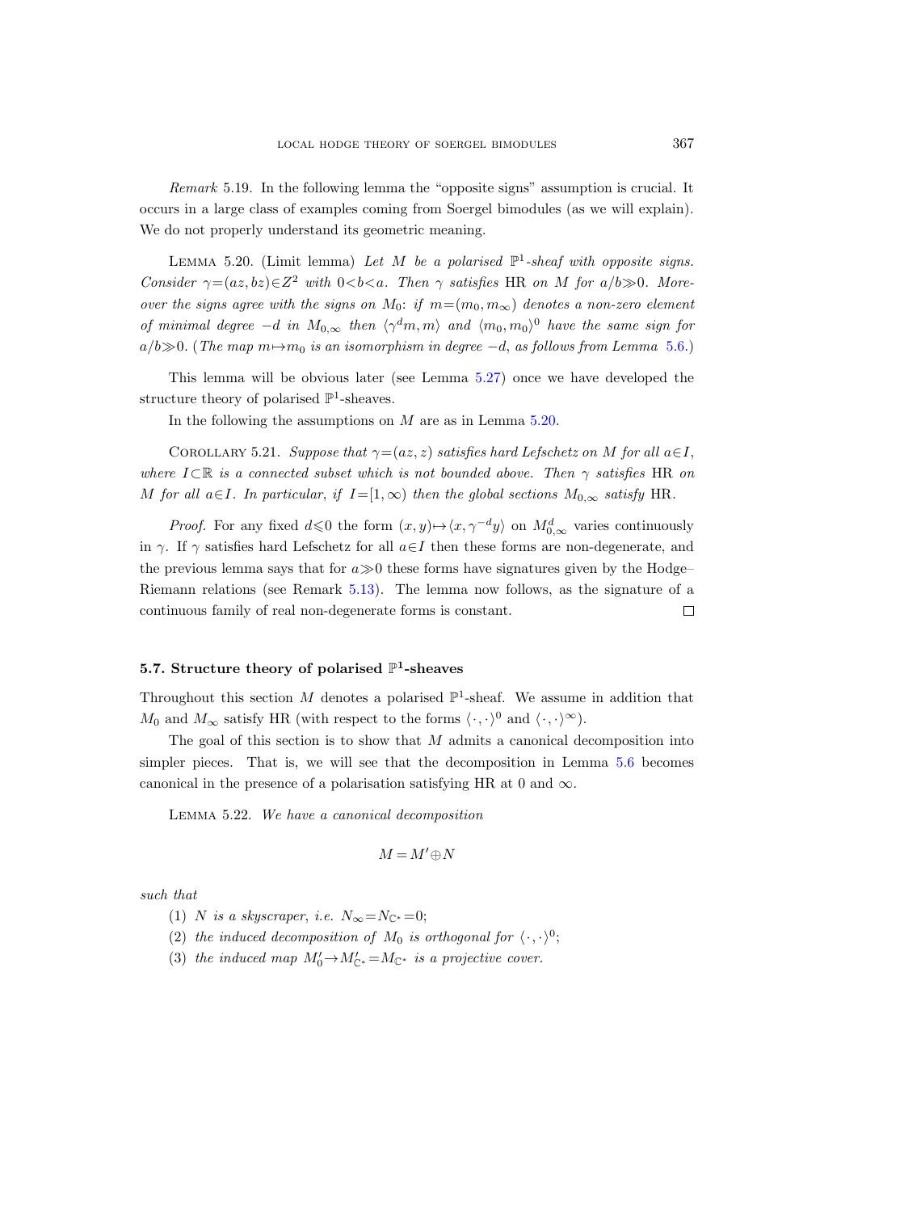*Remark* 5.19. In the following lemma the "opposite signs" assumption is crucial. It occurs in a large class of examples coming from Soergel bimodules (as we will explain). We do not properly understand its geometric meaning.

LEMMA 5.20. (Limit lemma) *Let $M$ be a polarised $\mathbb{P}^1$-sheaf with opposite signs. Consider $\gamma=(az, bz)\in Z^2$ with $0<b<a$. Then $\gamma$ satisfies* HR *on $M$ for $a/b\gg 0$. Moreover the signs agree with the signs on $M_0$: if $m=(m_0, m_\infty)$ denotes a non-zero element of minimal degree $-d$ in $M_{0,\infty}$ then $\langle \gamma^d m, m\rangle$ and $\langle m_0, m_0\rangle^0$ have the same sign for $a/b\gg 0$.* (*The map $m\mapsto m_0$ is an isomorphism in degree $-d$, as follows from Lemma* 5.6.)

This lemma will be obvious later (see Lemma 5.27) once we have developed the structure theory of polarised $\mathbb{P}^1$-sheaves.

In the following the assumptions on $M$ are as in Lemma 5.20.

COROLLARY 5.21. *Suppose that $\gamma=(az, z)$ satisfies hard Lefschetz on $M$ for all $a\in I$, where $I\subset\mathbb{R}$ is a connected subset which is not bounded above. Then $\gamma$ satisfies* HR *on $M$ for all $a\in I$. In particular, if $I=[1,\infty)$ then the global sections $M_{0,\infty}$ satisfy* HR.

*Proof.* For any fixed $d\leqslant 0$ the form $(x,y)\mapsto\langle x, \gamma^{-d}y\rangle$ on $M^d_{0,\infty}$ varies continuously in $\gamma$. If $\gamma$ satisfies hard Lefschetz for all $a\in I$ then these forms are non-degenerate, and the previous lemma says that for $a\gg 0$ these forms have signatures given by the Hodge–Riemann relations (see Remark 5.13). The lemma now follows, as the signature of a continuous family of real non-degenerate forms is constant. $\square$

### 5.7. Structure theory of polarised $\mathbb{P}^1$-sheaves

Throughout this section $M$ denotes a polarised $\mathbb{P}^1$-sheaf. We assume in addition that $M_0$ and $M_\infty$ satisfy HR (with respect to the forms $\langle\cdot,\cdot\rangle^0$ and $\langle\cdot,\cdot\rangle^\infty$).

The goal of this section is to show that $M$ admits a canonical decomposition into simpler pieces. That is, we will see that the decomposition in Lemma 5.6 becomes canonical in the presence of a polarisation satisfying HR at 0 and $\infty$.

LEMMA 5.22. *We have a canonical decomposition*

$$M=M'\oplus N$$

*such that*

(1) *$N$ is a skyscraper, i.e. $N_\infty=N_{\mathbb{C}^*}=0$;*

(2) *the induced decomposition of $M_0$ is orthogonal for $\langle\cdot,\cdot\rangle^0$;*

(3) *the induced map $M'_0\to M'_{\mathbb{C}^*}=M_{\mathbb{C}^*}$ is a projective cover.*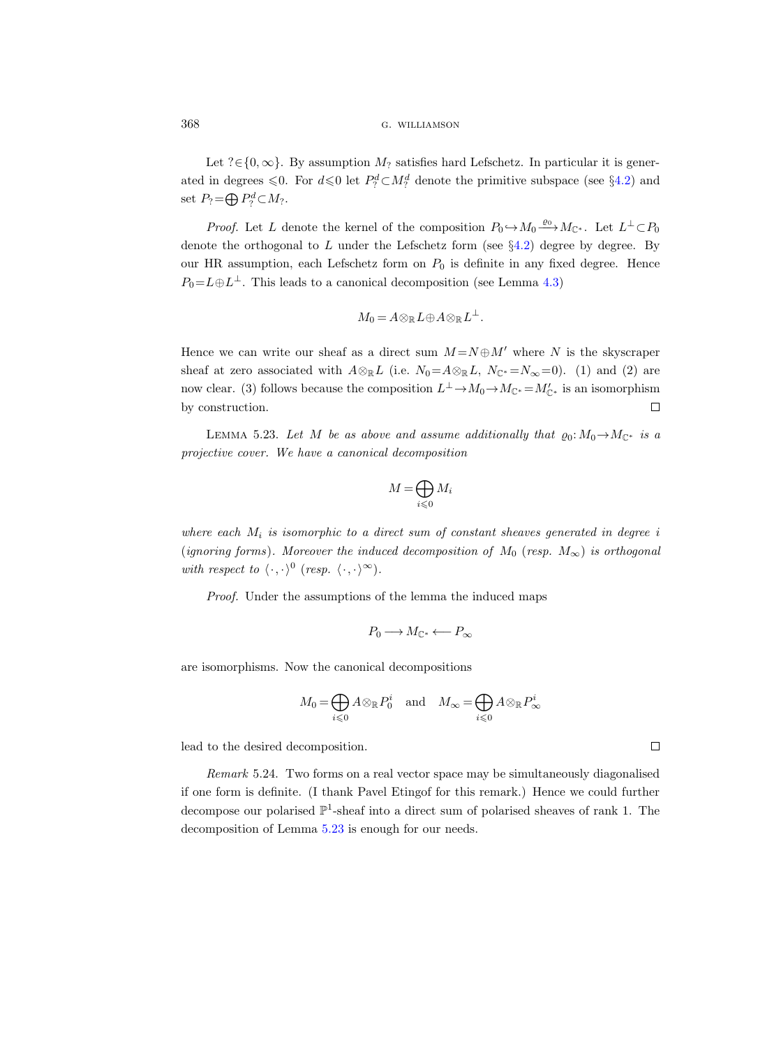Let $? \in \{0, \infty\}$. By assumption $M_?$ satisfies hard Lefschetz. In particular it is generated in degrees $\leqslant 0$. For $d \leqslant 0$ let $P_?^d \subset M_?^d$ denote the primitive subspace (see §4.2) and set $P_? = \bigoplus P_?^d \subset M_?$.

*Proof.* Let $L$ denote the kernel of the composition $P_0 \hookrightarrow M_0 \xrightarrow{\varrho_0} M_{\mathbb{C}^*}$. Let $L^\perp \subset P_0$ denote the orthogonal to $L$ under the Lefschetz form (see §4.2) degree by degree. By our HR assumption, each Lefschetz form on $P_0$ is definite in any fixed degree. Hence $P_0 = L \oplus L^\perp$. This leads to a canonical decomposition (see Lemma 4.3)

$$M_0 = A \otimes_{\mathbb{R}} L \oplus A \otimes_{\mathbb{R}} L^\perp.$$

Hence we can write our sheaf as a direct sum $M = N \oplus M'$ where $N$ is the skyscraper sheaf at zero associated with $A \otimes_{\mathbb{R}} L$ (i.e. $N_0 = A \otimes_{\mathbb{R}} L$, $N_{\mathbb{C}^*} = N_\infty = 0$). (1) and (2) are now clear. (3) follows because the composition $L^\perp \to M_0 \to M_{\mathbb{C}^*} = M'_{\mathbb{C}^*}$ is an isomorphism by construction. $\square$

Lemma 5.23. *Let $M$ be as above and assume additionally that $\varrho_0 : M_0 \to M_{\mathbb{C}^*}$ is a projective cover. We have a canonical decomposition*

$$M = \bigoplus_{i \leqslant 0} M_i$$

*where each $M_i$ is isomorphic to a direct sum of constant sheaves generated in degree $i$ (ignoring forms). Moreover the induced decomposition of $M_0$ (resp. $M_\infty$) is orthogonal with respect to $\langle \cdot, \cdot \rangle^0$ (resp. $\langle \cdot, \cdot \rangle^\infty$).*

*Proof.* Under the assumptions of the lemma the induced maps

$$P_0 \longrightarrow M_{\mathbb{C}^*} \longleftarrow P_\infty$$

are isomorphisms. Now the canonical decompositions

$$M_0 = \bigoplus_{i \leqslant 0} A \otimes_{\mathbb{R}} P_0^i \quad \text{and} \quad M_\infty = \bigoplus_{i \leqslant 0} A \otimes_{\mathbb{R}} P_\infty^i$$

lead to the desired decomposition. $\square$

*Remark* 5.24. Two forms on a real vector space may be simultaneously diagonalised if one form is definite. (I thank Pavel Etingof for this remark.) Hence we could further decompose our polarised $\mathbb{P}^1$-sheaf into a direct sum of polarised sheaves of rank 1. The decomposition of Lemma 5.23 is enough for our needs.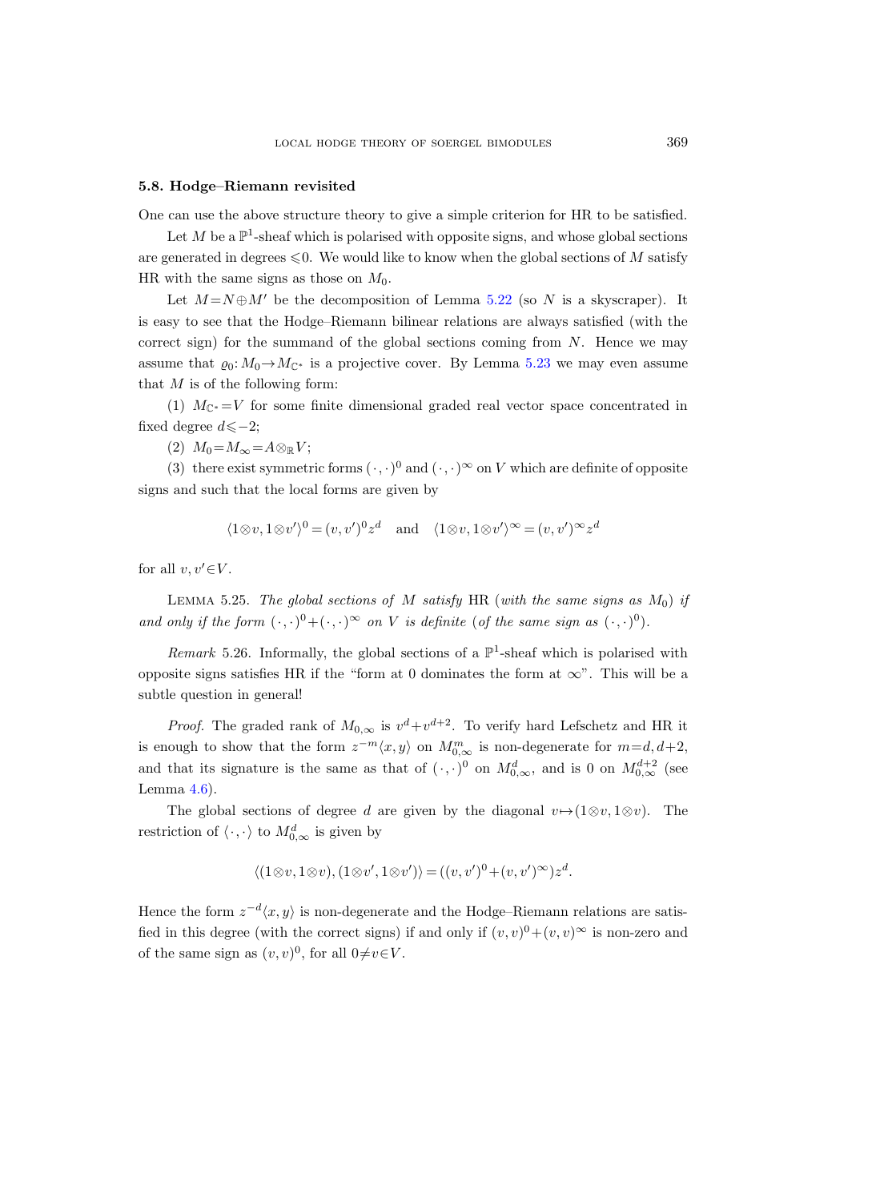### 5.8. Hodge–Riemann revisited

One can use the above structure theory to give a simple criterion for HR to be satisfied.

Let $M$ be a $\mathbb{P}^1$-sheaf which is polarised with opposite signs, and whose global sections are generated in degrees $\leqslant 0$. We would like to know when the global sections of $M$ satisfy HR with the same signs as those on $M_0$.

Let $M = N \oplus M'$ be the decomposition of Lemma 5.22 (so $N$ is a skyscraper). It is easy to see that the Hodge–Riemann bilinear relations are always satisfied (with the correct sign) for the summand of the global sections coming from $N$. Hence we may assume that $\varrho_0 \colon M_0 \to M_{\mathbb{C}^*}$ is a projective cover. By Lemma 5.23 we may even assume that $M$ is of the following form:

(1) $M_{\mathbb{C}^*} = V$ for some finite dimensional graded real vector space concentrated in fixed degree $d \leqslant -2$;

(2) $M_0 = M_\infty = A \otimes_{\mathbb{R}} V$;

(3) there exist symmetric forms $(\cdot,\cdot)^0$ and $(\cdot,\cdot)^\infty$ on $V$ which are definite of opposite signs and such that the local forms are given by

$$\langle 1 \otimes v, 1 \otimes v' \rangle^0 = (v, v')^0 z^d \quad \text{and} \quad \langle 1 \otimes v, 1 \otimes v' \rangle^\infty = (v, v')^\infty z^d$$

for all $v, v' \in V$.

Lemma 5.25. *The global sections of $M$ satisfy* HR *(with the same signs as $M_0$) if and only if the form $(\cdot,\cdot)^0 + (\cdot,\cdot)^\infty$ on $V$ is definite (of the same sign as $(\cdot,\cdot)^0$).*

*Remark* 5.26. Informally, the global sections of a $\mathbb{P}^1$-sheaf which is polarised with opposite signs satisfies HR if the "form at 0 dominates the form at $\infty$". This will be a subtle question in general!

*Proof.* The graded rank of $M_{0,\infty}$ is $v^d + v^{d+2}$. To verify hard Lefschetz and HR it is enough to show that the form $z^{-m}\langle x, y\rangle$ on $M_{0,\infty}^m$ is non-degenerate for $m = d, d+2$, and that its signature is the same as that of $(\cdot,\cdot)^0$ on $M_{0,\infty}^d$, and is 0 on $M_{0,\infty}^{d+2}$ (see Lemma 4.6).

The global sections of degree $d$ are given by the diagonal $v \mapsto (1 \otimes v, 1 \otimes v)$. The restriction of $\langle \cdot,\cdot \rangle$ to $M_{0,\infty}^d$ is given by

$$\langle (1 \otimes v, 1 \otimes v), (1 \otimes v', 1 \otimes v') \rangle = ((v, v')^0 + (v, v')^\infty) z^d.$$

Hence the form $z^{-d}\langle x, y\rangle$ is non-degenerate and the Hodge–Riemann relations are satisfied in this degree (with the correct signs) if and only if $(v, v)^0 + (v, v)^\infty$ is non-zero and of the same sign as $(v, v)^0$, for all $0 \neq v \in V$.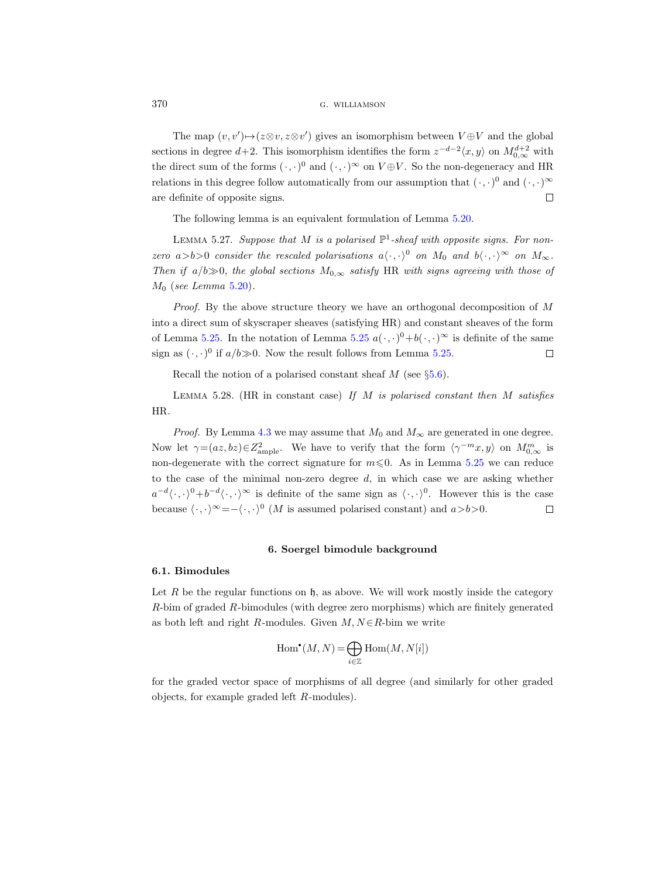The map $(v, v') \mapsto (z \otimes v, z \otimes v')$ gives an isomorphism between $V \oplus V$ and the global sections in degree $d+2$. This isomorphism identifies the form $z^{-d-2}\langle x, y\rangle$ on $M_{0,\infty}^{d+2}$ with the direct sum of the forms $(\cdot,\cdot)^0$ and $(\cdot,\cdot)^\infty$ on $V \oplus V$. So the non-degeneracy and HR relations in this degree follow automatically from our assumption that $(\cdot,\cdot)^0$ and $(\cdot,\cdot)^\infty$ are definite of opposite signs. $\square$

The following lemma is an equivalent formulation of Lemma 5.20.

Lemma 5.27. *Suppose that $M$ is a polarised $\mathbb{P}^1$-sheaf with opposite signs. For non-zero $a > b > 0$ consider the rescaled polarisations $a\langle\cdot,\cdot\rangle^0$ on $M_0$ and $b\langle\cdot,\cdot\rangle^\infty$ on $M_\infty$. Then if $a/b \gg 0$, the global sections $M_{0,\infty}$ satisfy* HR *with signs agreeing with those of $M_0$ (see Lemma 5.20).*

*Proof.* By the above structure theory we have an orthogonal decomposition of $M$ into a direct sum of skyscraper sheaves (satisfying HR) and constant sheaves of the form of Lemma 5.25. In the notation of Lemma 5.25 $a(\cdot,\cdot)^0 + b(\cdot,\cdot)^\infty$ is definite of the same sign as $(\cdot,\cdot)^0$ if $a/b \gg 0$. Now the result follows from Lemma 5.25. $\square$

Recall the notion of a polarised constant sheaf $M$ (see §5.6).

Lemma 5.28. (HR in constant case) *If $M$ is polarised constant then $M$ satisfies* HR.

*Proof.* By Lemma 4.3 we may assume that $M_0$ and $M_\infty$ are generated in one degree. Now let $\gamma = (az, bz) \in Z^2_{\text{ample}}$. We have to verify that the form $\langle \gamma^{-m} x, y\rangle$ on $M_{0,\infty}^m$ is non-degenerate with the correct signature for $m \leqslant 0$. As in Lemma 5.25 we can reduce to the case of the minimal non-zero degree $d$, in which case we are asking whether $a^{-d}\langle\cdot,\cdot\rangle^0 + b^{-d}\langle\cdot,\cdot\rangle^\infty$ is definite of the same sign as $\langle\cdot,\cdot\rangle^0$. However this is the case because $\langle\cdot,\cdot\rangle^\infty = -\langle\cdot,\cdot\rangle^0$ ($M$ is assumed polarised constant) and $a > b > 0$. $\square$

## 6. Soergel bimodule background

### 6.1. Bimodules

Let $R$ be the regular functions on $\mathfrak{h}$, as above. We will work mostly inside the category $R$-bim of graded $R$-bimodules (with degree zero morphisms) which are finitely generated as both left and right $R$-modules. Given $M, N \in R$-bim we write

$$\operatorname{Hom}^\bullet(M, N) = \bigoplus_{i \in \mathbb{Z}} \operatorname{Hom}(M, N[i])$$

for the graded vector space of morphisms of all degree (and similarly for other graded objects, for example graded left $R$-modules).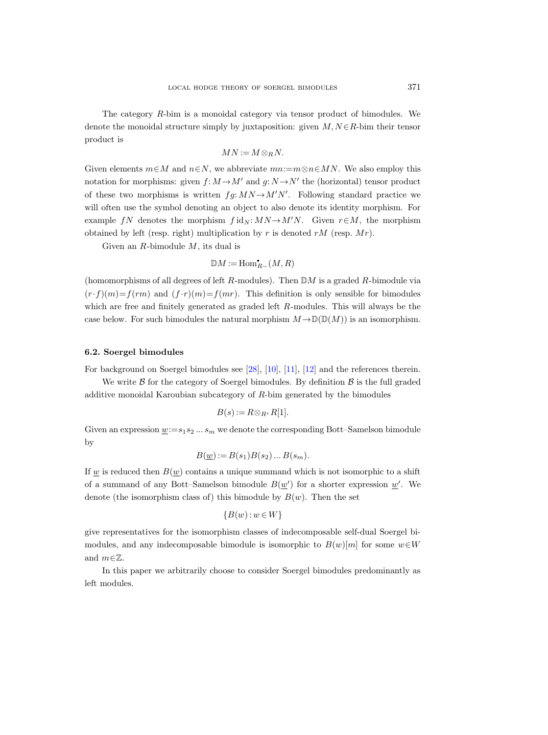The category $R$-bim is a monoidal category via tensor product of bimodules. We denote the monoidal structure simply by juxtaposition: given $M, N \in R$-bim their tensor product is

$$MN := M \otimes_R N.$$

Given elements $m \in M$ and $n \in N$, we abbreviate $mn := m \otimes n \in MN$. We also employ this notation for morphisms: given $f: M \to M'$ and $g: N \to N'$ the (horizontal) tensor product of these two morphisms is written $fg: MN \to M'N'$. Following standard practice we will often use the symbol denoting an object to also denote its identity morphism. For example $fN$ denotes the morphism $f \,\mathrm{id}_N: MN \to M'N$. Given $r \in M$, the morphism obtained by left (resp. right) multiplication by $r$ is denoted $rM$ (resp. $Mr$).

Given an $R$-bimodule $M$, its dual is

$$\mathbb{D}M := \mathrm{Hom}^{\bullet}_{R-}(M, R)$$

(homomorphisms of all degrees of left $R$-modules). Then $\mathbb{D}M$ is a graded $R$-bimodule via $(r \cdot f)(m) = f(rm)$ and $(f \cdot r)(m) = f(mr)$. This definition is only sensible for bimodules which are free and finitely generated as graded left $R$-modules. This will always be the case below. For such bimodules the natural morphism $M \to \mathbb{D}(\mathbb{D}(M))$ is an isomorphism.

### 6.2. Soergel bimodules

For background on Soergel bimodules see [28], [10], [11], [12] and the references therein.

We write $\mathcal{B}$ for the category of Soergel bimodules. By definition $\mathcal{B}$ is the full graded additive monoidal Karoubian subcategory of $R$-bim generated by the bimodules

$$B(s) := R \otimes_{R^s} R[1].$$

Given an expression $\underline{w} := s_1 s_2 \ldots s_m$ we denote the corresponding Bott–Samelson bimodule by

$$B(\underline{w}) := B(s_1) B(s_2) \ldots B(s_m).$$

If $\underline{w}$ is reduced then $B(\underline{w})$ contains a unique summand which is not isomorphic to a shift of a summand of any Bott–Samelson bimodule $B(\underline{w}')$ for a shorter expression $\underline{w}'$. We denote (the isomorphism class of) this bimodule by $B(w)$. Then the set

$$\{B(w) : w \in W\}$$

give representatives for the isomorphism classes of indecomposable self-dual Soergel bimodules, and any indecomposable bimodule is isomorphic to $B(w)[m]$ for some $w \in W$ and $m \in \mathbb{Z}$.

In this paper we arbitrarily choose to consider Soergel bimodules predominantly as left modules.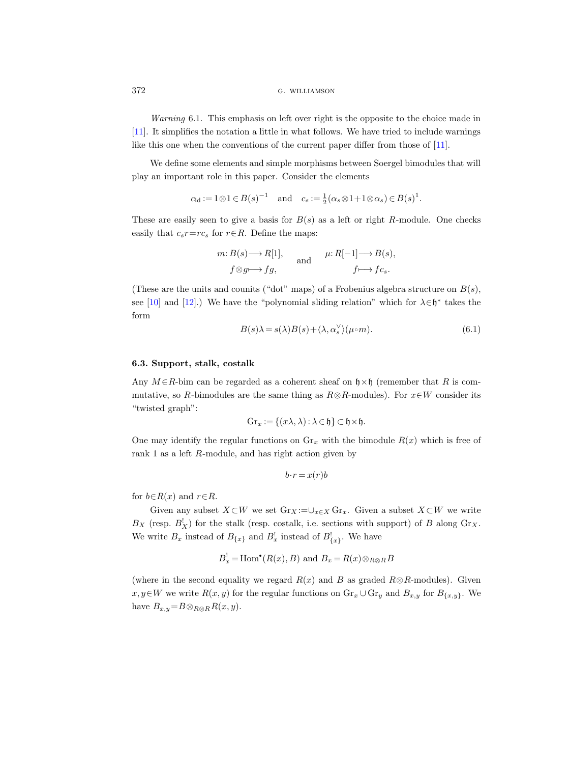*Warning* 6.1. This emphasis on left over right is the opposite to the choice made in [11]. It simplifies the notation a little in what follows. We have tried to include warnings like this one when the conventions of the current paper differ from those of [11].

We define some elements and simple morphisms between Soergel bimodules that will play an important role in this paper. Consider the elements

$$c_{\mathrm{id}} := 1\otimes 1 \in B(s)^{-1} \quad \text{and} \quad c_s := \tfrac{1}{2}(\alpha_s\otimes 1 + 1\otimes\alpha_s) \in B(s)^1.$$

These are easily seen to give a basis for $B(s)$ as a left or right $R$-module. One checks easily that $c_s r = r c_s$ for $r\in R$. Define the maps:

$$\begin{aligned} m\colon B(s) &\longrightarrow R[1], \\ f\otimes g &\longmapsto fg, \end{aligned} \qquad \text{and} \qquad \begin{aligned} \mu\colon R[-1] &\longrightarrow B(s), \\ f &\longmapsto f c_s. \end{aligned}$$

(These are the units and counits ("dot" maps) of a Frobenius algebra structure on $B(s)$, see [10] and [12].) We have the "polynomial sliding relation" which for $\lambda\in\mathfrak{h}^*$ takes the form

$$B(s)\lambda = s(\lambda)B(s) + \langle \lambda, \alpha_s^\vee\rangle(\mu\circ m). \tag{6.1}$$

### 6.3. Support, stalk, costalk

Any $M\in R$-bim can be regarded as a coherent sheaf on $\mathfrak{h}\times\mathfrak{h}$ (remember that $R$ is commutative, so $R$-bimodules are the same thing as $R\otimes R$-modules). For $x\in W$ consider its "twisted graph":

$$\mathrm{Gr}_x := \{(x\lambda, \lambda) : \lambda\in\mathfrak{h}\} \subset \mathfrak{h}\times\mathfrak{h}.$$

One may identify the regular functions on $\mathrm{Gr}_x$ with the bimodule $R(x)$ which is free of rank 1 as a left $R$-module, and has right action given by

$$b\cdot r = x(r)b$$

for $b\in R(x)$ and $r\in R$.

Given any subset $X\subset W$ we set $\mathrm{Gr}_X := \cup_{x\in X}\mathrm{Gr}_x$. Given a subset $X\subset W$ we write $B_X$ (resp. $B_X^!$) for the stalk (resp. costalk, i.e. sections with support) of $B$ along $\mathrm{Gr}_X$. We write $B_x$ instead of $B_{\{x\}}$ and $B_x^!$ instead of $B_{\{x\}}^!$. We have

$$B_x^! = \mathrm{Hom}^\bullet(R(x), B) \text{ and } B_x = R(x)\otimes_{R\otimes R} B$$

(where in the second equality we regard $R(x)$ and $B$ as graded $R\otimes R$-modules). Given $x,y\in W$ we write $R(x,y)$ for the regular functions on $\mathrm{Gr}_x\cup\mathrm{Gr}_y$ and $B_{x,y}$ for $B_{\{x,y\}}$. We have $B_{x,y} = B\otimes_{R\otimes R} R(x,y)$.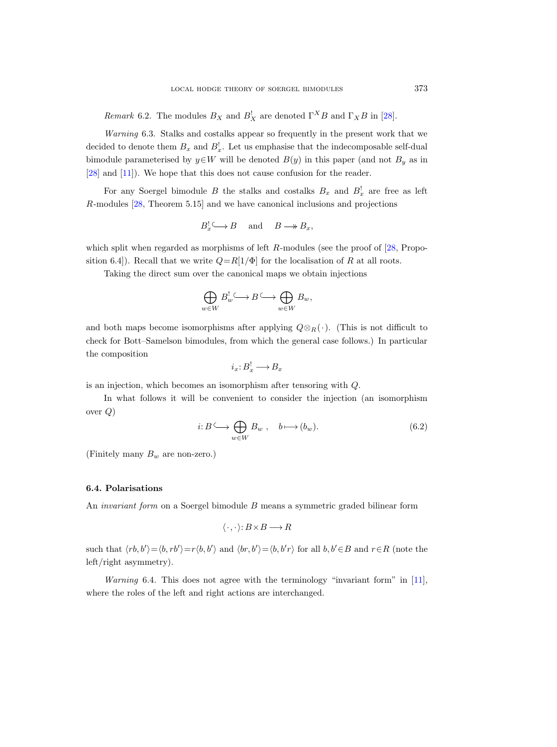*Remark* 6.2. The modules $B_X$ and $B_X^!$ are denoted $\Gamma^X B$ and $\Gamma_X B$ in [28].

*Warning* 6.3. Stalks and costalks appear so frequently in the present work that we decided to denote them $B_x$ and $B_x^!$. Let us emphasise that the indecomposable self-dual bimodule parameterised by $y \in W$ will be denoted $B(y)$ in this paper (and not $B_y$ as in [28] and [11]). We hope that this does not cause confusion for the reader.

For any Soergel bimodule $B$ the stalks and costalks $B_x$ and $B_x^!$ are free as left $R$-modules [28, Theorem 5.15] and we have canonical inclusions and projections

$$B_x^! \hookrightarrow B \quad \text{and} \quad B \twoheadrightarrow B_x,$$

which split when regarded as morphisms of left $R$-modules (see the proof of [28, Proposition 6.4]). Recall that we write $Q = R[1/\Phi]$ for the localisation of $R$ at all roots.

Taking the direct sum over the canonical maps we obtain injections

$$\bigoplus_{w \in W} B_w^! \hookrightarrow B \hookrightarrow \bigoplus_{w \in W} B_w,$$

and both maps become isomorphisms after applying $Q \otimes_R (\cdot)$. (This is not difficult to check for Bott–Samelson bimodules, from which the general case follows.) In particular the composition

$$i_x : B_x^! \longrightarrow B_x$$

is an injection, which becomes an isomorphism after tensoring with $Q$.

In what follows it will be convenient to consider the injection (an isomorphism over $Q$)

$$i: B \hookrightarrow \bigoplus_{w \in W} B_w \,, \quad b \longmapsto (b_w). \tag{6.2}$$

(Finitely many $B_w$ are non-zero.)

### 6.4. Polarisations

An *invariant form* on a Soergel bimodule $B$ means a symmetric graded bilinear form

$$\langle \cdot, \cdot \rangle : B \times B \longrightarrow R$$

such that $\langle rb, b' \rangle = \langle b, rb' \rangle = r\langle b, b' \rangle$ and $\langle br, b' \rangle = \langle b, b'r \rangle$ for all $b, b' \in B$ and $r \in R$ (note the left/right asymmetry).

*Warning* 6.4. This does not agree with the terminology "invariant form" in [11], where the roles of the left and right actions are interchanged.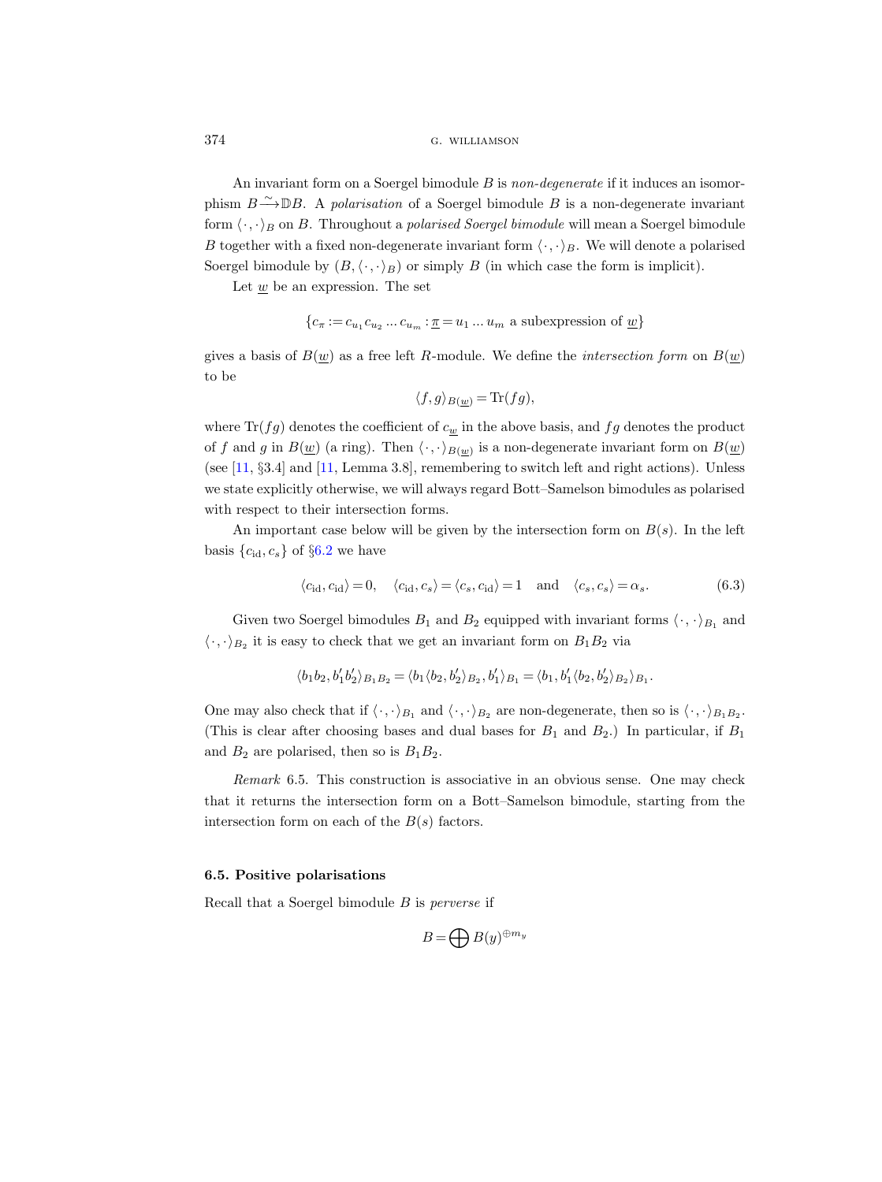An invariant form on a Soergel bimodule $B$ is *non-degenerate* if it induces an isomorphism $B \xrightarrow{\sim} \mathbb{D}B$. A *polarisation* of a Soergel bimodule $B$ is a non-degenerate invariant form $\langle \cdot, \cdot \rangle_B$ on $B$. Throughout a *polarised Soergel bimodule* will mean a Soergel bimodule $B$ together with a fixed non-degenerate invariant form $\langle \cdot, \cdot \rangle_B$. We will denote a polarised Soergel bimodule by $(B, \langle \cdot, \cdot \rangle_B)$ or simply $B$ (in which case the form is implicit).

Let $\underline{w}$ be an expression. The set

$$\{c_\pi := c_{u_1} c_{u_2} \dots c_{u_m} : \underline{\pi} = u_1 \dots u_m \text{ a subexpression of } \underline{w}\}$$

gives a basis of $B(\underline{w})$ as a free left $R$-module. We define the *intersection form* on $B(\underline{w})$ to be

$$\langle f, g \rangle_{B(\underline{w})} = \mathrm{Tr}(fg),$$

where $\mathrm{Tr}(fg)$ denotes the coefficient of $c_{\underline{w}}$ in the above basis, and $fg$ denotes the product of $f$ and $g$ in $B(\underline{w})$ (a ring). Then $\langle \cdot, \cdot \rangle_{B(\underline{w})}$ is a non-degenerate invariant form on $B(\underline{w})$ (see [11, §3.4] and [11, Lemma 3.8], remembering to switch left and right actions). Unless we state explicitly otherwise, we will always regard Bott–Samelson bimodules as polarised with respect to their intersection forms.

An important case below will be given by the intersection form on $B(s)$. In the left basis $\{c_{\mathrm{id}}, c_s\}$ of §6.2 we have

$$\langle c_{\mathrm{id}}, c_{\mathrm{id}} \rangle = 0, \quad \langle c_{\mathrm{id}}, c_s \rangle = \langle c_s, c_{\mathrm{id}} \rangle = 1 \quad \text{and} \quad \langle c_s, c_s \rangle = \alpha_s. \tag{6.3}$$

Given two Soergel bimodules $B_1$ and $B_2$ equipped with invariant forms $\langle \cdot, \cdot \rangle_{B_1}$ and $\langle \cdot, \cdot \rangle_{B_2}$ it is easy to check that we get an invariant form on $B_1 B_2$ via

$$\langle b_1 b_2, b_1' b_2' \rangle_{B_1 B_2} = \langle b_1 \langle b_2, b_2' \rangle_{B_2}, b_1' \rangle_{B_1} = \langle b_1, b_1' \langle b_2, b_2' \rangle_{B_2} \rangle_{B_1}.$$

One may also check that if $\langle \cdot, \cdot \rangle_{B_1}$ and $\langle \cdot, \cdot \rangle_{B_2}$ are non-degenerate, then so is $\langle \cdot, \cdot \rangle_{B_1 B_2}$. (This is clear after choosing bases and dual bases for $B_1$ and $B_2$.) In particular, if $B_1$ and $B_2$ are polarised, then so is $B_1 B_2$.

*Remark* 6.5. This construction is associative in an obvious sense. One may check that it returns the intersection form on a Bott–Samelson bimodule, starting from the intersection form on each of the $B(s)$ factors.

### 6.5. Positive polarisations

Recall that a Soergel bimodule $B$ is *perverse* if

$$B = \bigoplus B(y)^{\oplus m_y}$$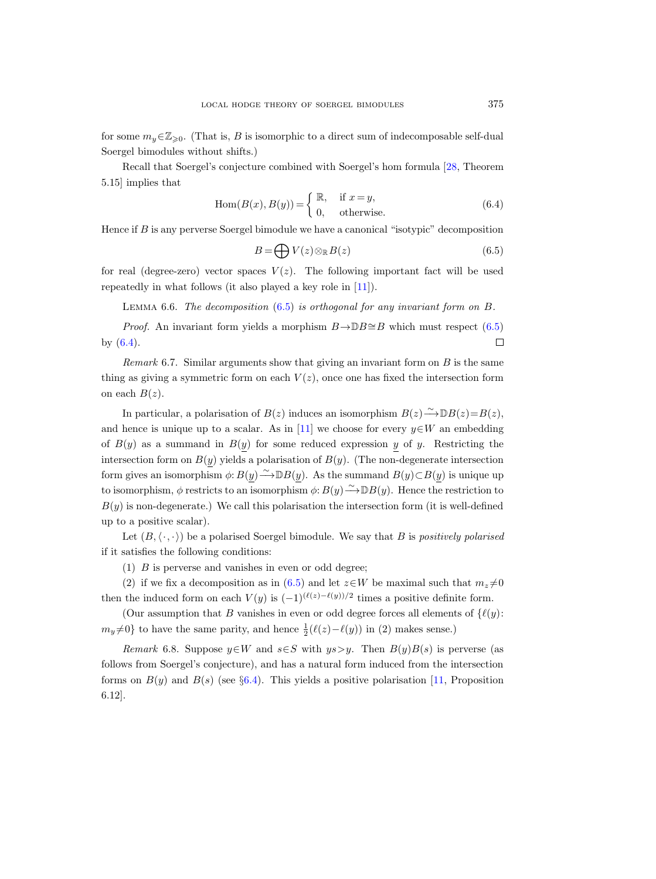for some $m_y \in \mathbb{Z}_{\geqslant 0}$. (That is, $B$ is isomorphic to a direct sum of indecomposable self-dual Soergel bimodules without shifts.)

Recall that Soergel's conjecture combined with Soergel's hom formula [28, Theorem 5.15] implies that

$$\operatorname{Hom}(B(x), B(y)) = \begin{cases} \mathbb{R}, & \text{if } x = y, \\ 0, & \text{otherwise.} \end{cases} \tag{6.4}$$

Hence if $B$ is any perverse Soergel bimodule we have a canonical "isotypic" decomposition

$$B = \bigoplus V(z) \otimes_{\mathbb{R}} B(z) \tag{6.5}$$

for real (degree-zero) vector spaces $V(z)$. The following important fact will be used repeatedly in what follows (it also played a key role in [11]).

Lemma 6.6. *The decomposition* (6.5) *is orthogonal for any invariant form on* $B$.

*Proof.* An invariant form yields a morphism $B \to \mathbb{D}B \cong B$ which must respect (6.5) by (6.4). $\square$

*Remark* 6.7. Similar arguments show that giving an invariant form on $B$ is the same thing as giving a symmetric form on each $V(z)$, once one has fixed the intersection form on each $B(z)$.

In particular, a polarisation of $B(z)$ induces an isomorphism $B(z) \xrightarrow{\sim} \mathbb{D}B(z) = B(z)$, and hence is unique up to a scalar. As in [11] we choose for every $y \in W$ an embedding of $B(y)$ as a summand in $B(\underline{y})$ for some reduced expression $\underline{y}$ of $y$. Restricting the intersection form on $B(\underline{y})$ yields a polarisation of $B(y)$. (The non-degenerate intersection form gives an isomorphism $\phi: B(\underline{y}) \xrightarrow{\sim} \mathbb{D}B(\underline{y})$. As the summand $B(y) \subset B(\underline{y})$ is unique up to isomorphism, $\phi$ restricts to an isomorphism $\phi: B(y) \xrightarrow{\sim} \mathbb{D}B(y)$. Hence the restriction to $B(y)$ is non-degenerate.) We call this polarisation the intersection form (it is well-defined up to a positive scalar).

Let $(B, \langle \cdot, \cdot \rangle)$ be a polarised Soergel bimodule. We say that $B$ is *positively polarised* if it satisfies the following conditions:

(1) $B$ is perverse and vanishes in even or odd degree;

(2) if we fix a decomposition as in (6.5) and let $z \in W$ be maximal such that $m_z \neq 0$ then the induced form on each $V(y)$ is $(-1)^{(\ell(z)-\ell(y))/2}$ times a positive definite form.

(Our assumption that $B$ vanishes in even or odd degree forces all elements of $\{\ell(y): m_y \neq 0\}$ to have the same parity, and hence $\frac{1}{2}(\ell(z)-\ell(y))$ in (2) makes sense.)

*Remark* 6.8. Suppose $y \in W$ and $s \in S$ with $ys > y$. Then $B(y)B(s)$ is perverse (as follows from Soergel's conjecture), and has a natural form induced from the intersection forms on $B(y)$ and $B(s)$ (see §6.4). This yields a positive polarisation [11, Proposition 6.12].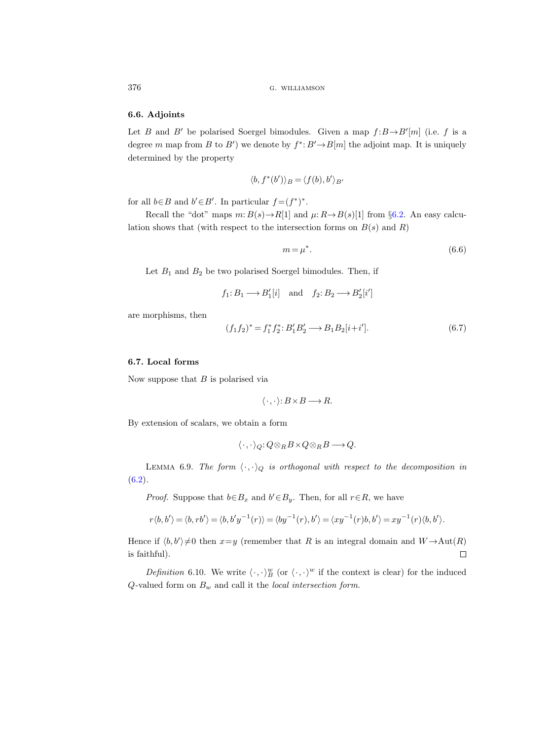### 6.6. Adjoints

Let $B$ and $B'$ be polarised Soergel bimodules. Given a map $f: B \to B'[m]$ (i.e. $f$ is a degree $m$ map from $B$ to $B'$) we denote by $f^*: B' \to B[m]$ the adjoint map. It is uniquely determined by the property

$$\langle b, f^*(b') \rangle_B = \langle f(b), b' \rangle_{B'}$$

for all $b \in B$ and $b' \in B'$. In particular $f = (f^*)^*$.

Recall the "dot" maps $m: B(s) \to R[1]$ and $\mu: R \to B(s)[1]$ from §6.2. An easy calculation shows that (with respect to the intersection forms on $B(s)$ and $R$)

$$m = \mu^*. \tag{6.6}$$

Let $B_1$ and $B_2$ be two polarised Soergel bimodules. Then, if

$$f_1: B_1 \longrightarrow B_1'[i] \quad \text{and} \quad f_2: B_2 \longrightarrow B_2'[i']$$

are morphisms, then

$$(f_1 f_2)^* = f_1^* f_2^*: B_1' B_2' \longrightarrow B_1 B_2[i+i']. \tag{6.7}$$

### 6.7. Local forms

Now suppose that $B$ is polarised via

$$\langle \cdot, \cdot \rangle: B \times B \longrightarrow R.$$

By extension of scalars, we obtain a form

$$\langle \cdot, \cdot \rangle_Q: Q \otimes_R B \times Q \otimes_R B \longrightarrow Q.$$

Lemma 6.9. *The form $\langle \cdot, \cdot \rangle_Q$ is orthogonal with respect to the decomposition in* (6.2).

*Proof.* Suppose that $b \in B_x$ and $b' \in B_y$. Then, for all $r \in R$, we have

$$r\langle b, b' \rangle = \langle b, rb' \rangle = \langle b, b' y^{-1}(r) \rangle = \langle b y^{-1}(r), b' \rangle = \langle x y^{-1}(r) b, b' \rangle = x y^{-1}(r) \langle b, b' \rangle.$$

Hence if $\langle b, b' \rangle \neq 0$ then $x = y$ (remember that $R$ is an integral domain and $W \to \mathrm{Aut}(R)$ is faithful). $\square$

*Definition* 6.10. We write $\langle \cdot, \cdot \rangle_B^w$ (or $\langle \cdot, \cdot \rangle^w$ if the context is clear) for the induced $Q$-valued form on $B_w$ and call it the *local intersection form*.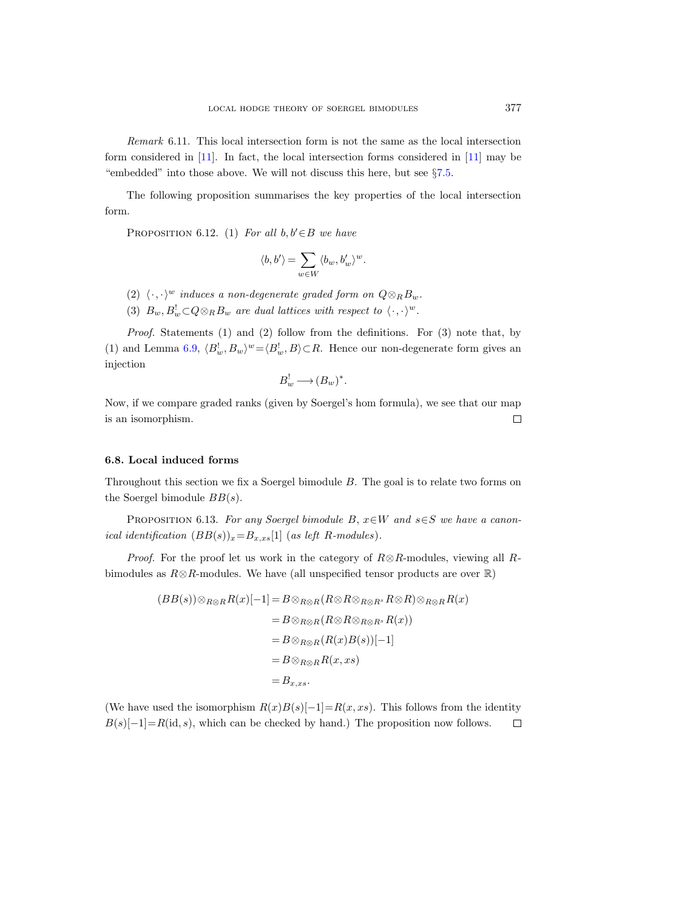*Remark* 6.11. This local intersection form is not the same as the local intersection form considered in [11]. In fact, the local intersection forms considered in [11] may be "embedded" into those above. We will not discuss this here, but see §7.5.

The following proposition summarises the key properties of the local intersection form.

PROPOSITION 6.12. (1) *For all* $b, b' \in B$ *we have*

$$\langle b, b' \rangle = \sum_{w \in W} \langle b_w, b'_w \rangle^w.$$

(2) $\langle \cdot, \cdot \rangle^w$ *induces a non-degenerate graded form on* $Q \otimes_R B_w$.

(3) $B_w, B_w^! \subset Q \otimes_R B_w$ *are dual lattices with respect to* $\langle \cdot, \cdot \rangle^w$.

*Proof.* Statements (1) and (2) follow from the definitions. For (3) note that, by (1) and Lemma 6.9, $\langle B_w^!, B_w \rangle^w = \langle B_w^!, B \rangle \subset R$. Hence our non-degenerate form gives an injection

$$B_w^! \longrightarrow (B_w)^*.$$

Now, if we compare graded ranks (given by Soergel's hom formula), we see that our map is an isomorphism. □

### 6.8. Local induced forms

Throughout this section we fix a Soergel bimodule $B$. The goal is to relate two forms on the Soergel bimodule $BB(s)$.

PROPOSITION 6.13. *For any Soergel bimodule* $B$, $x \in W$ *and* $s \in S$ *we have a canonical identification* $(BB(s))_x = B_{x,xs}[1]$ *(as left* $R$*-modules).*

*Proof.* For the proof let us work in the category of $R \otimes R$-modules, viewing all $R$-bimodules as $R \otimes R$-modules. We have (all unspecified tensor products are over $\mathbb{R}$)

$$\begin{aligned}
(BB(s)) \otimes_{R \otimes R} R(x)[-1] &= B \otimes_{R \otimes R} (R \otimes R \otimes_{R \otimes R^s} R \otimes R) \otimes_{R \otimes R} R(x) \\
&= B \otimes_{R \otimes R} (R \otimes R \otimes_{R \otimes R^s} R(x)) \\
&= B \otimes_{R \otimes R} (R(x) B(s))[-1] \\
&= B \otimes_{R \otimes R} R(x, xs) \\
&= B_{x,xs}.
\end{aligned}$$

(We have used the isomorphism $R(x)B(s)[-1] = R(x, xs)$. This follows from the identity $B(s)[-1] = R(\mathrm{id}, s)$, which can be checked by hand.) The proposition now follows. □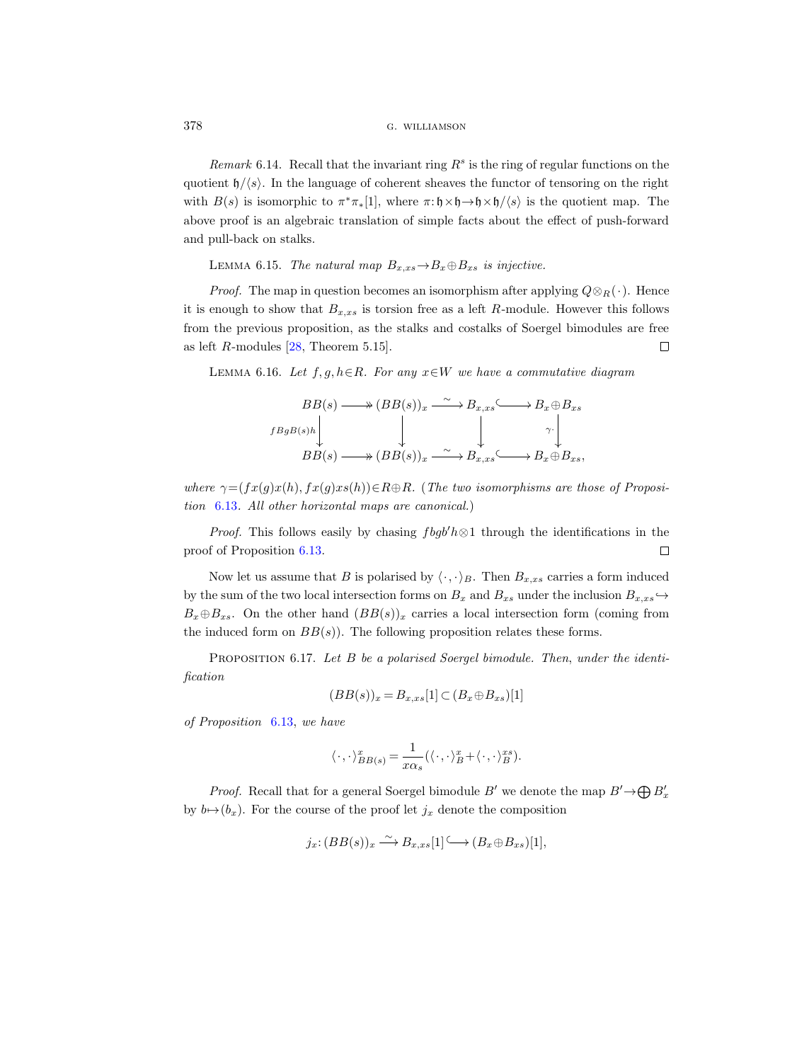*Remark* 6.14. Recall that the invariant ring $R^s$ is the ring of regular functions on the quotient $\mathfrak{h}/\langle s\rangle$. In the language of coherent sheaves the functor of tensoring on the right with $B(s)$ is isomorphic to $\pi^*\pi_*[1]$, where $\pi\colon \mathfrak{h}\times\mathfrak{h}\to\mathfrak{h}\times\mathfrak{h}/\langle s\rangle$ is the quotient map. The above proof is an algebraic translation of simple facts about the effect of push-forward and pull-back on stalks.

LEMMA 6.15. *The natural map $B_{x,xs}\to B_x\oplus B_{xs}$ is injective.*

*Proof.* The map in question becomes an isomorphism after applying $Q\otimes_R(\cdot)$. Hence it is enough to show that $B_{x,xs}$ is torsion free as a left $R$-module. However this follows from the previous proposition, as the stalks and costalks of Soergel bimodules are free as left $R$-modules [28, Theorem 5.15]. $\square$

LEMMA 6.16. *Let $f,g,h\in R$. For any $x\in W$ we have a commutative diagram*

$$\begin{array}{ccccccc}
BB(s) & \twoheadrightarrow & (BB(s))_x & \xrightarrow{\sim} & B_{x,xs} & \hookrightarrow & B_x\oplus B_{xs} \\
\downarrow{\scriptstyle fBgB(s)h} & & \downarrow & & \downarrow & & \downarrow{\scriptstyle \gamma\cdot} \\
BB(s) & \twoheadrightarrow & (BB(s))_x & \xrightarrow{\sim} & B_{x,xs} & \hookrightarrow & B_x\oplus B_{xs},
\end{array}$$

*where $\gamma=(fx(g)x(h), fx(g)xs(h))\in R\oplus R$. (The two isomorphisms are those of Proposition 6.13. All other horizontal maps are canonical.)*

*Proof.* This follows easily by chasing $fbgb'h\otimes 1$ through the identifications in the proof of Proposition 6.13. $\square$

Now let us assume that $B$ is polarised by $\langle\cdot,\cdot\rangle_B$. Then $B_{x,xs}$ carries a form induced by the sum of the two local intersection forms on $B_x$ and $B_{xs}$ under the inclusion $B_{x,xs}\hookrightarrow B_x\oplus B_{xs}$. On the other hand $(BB(s))_x$ carries a local intersection form (coming from the induced form on $BB(s)$). The following proposition relates these forms.

PROPOSITION 6.17. *Let $B$ be a polarised Soergel bimodule. Then, under the identification*

$$(BB(s))_x = B_{x,xs}[1]\subset (B_x\oplus B_{xs})[1]$$

*of Proposition 6.13, we have*

$$\langle\cdot,\cdot\rangle^x_{BB(s)} = \frac{1}{x\alpha_s}(\langle\cdot,\cdot\rangle^x_B+\langle\cdot,\cdot\rangle^{xs}_B).$$

*Proof.* Recall that for a general Soergel bimodule $B'$ we denote the map $B'\to\bigoplus B'_x$ by $b\mapsto(b_x)$. For the course of the proof let $j_x$ denote the composition

$$j_x\colon (BB(s))_x \xrightarrow{\sim} B_{x,xs}[1]\hookrightarrow (B_x\oplus B_{xs})[1],$$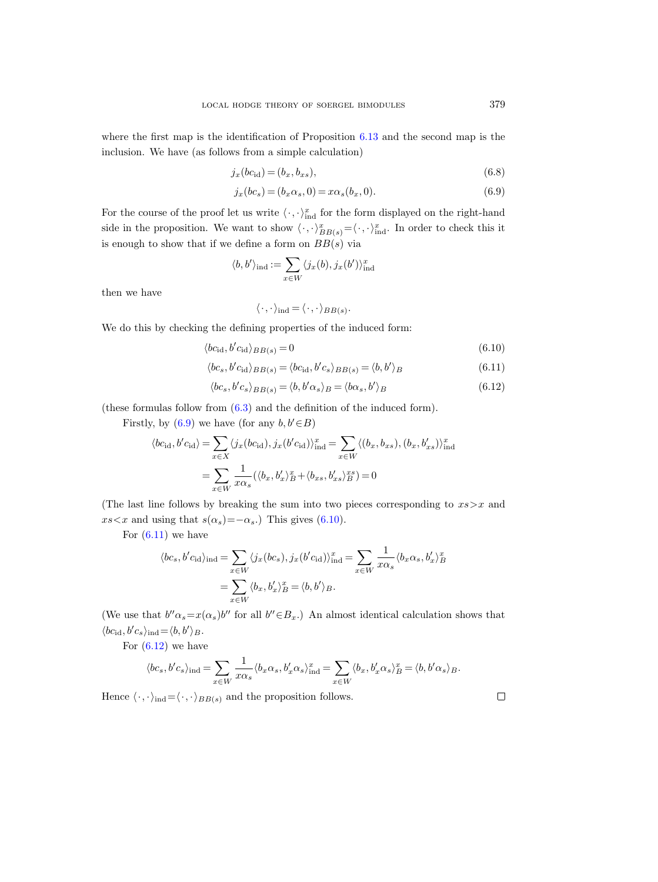where the first map is the identification of Proposition 6.13 and the second map is the inclusion. We have (as follows from a simple calculation)

$$j_x(bc_{\mathrm{id}}) = (b_x, b_{xs}), \tag{6.8}$$

$$j_x(bc_s) = (b_x\alpha_s, 0) = x\alpha_s(b_x, 0). \tag{6.9}$$

For the course of the proof let us write $\langle \cdot,\cdot\rangle_{\mathrm{ind}}^x$ for the form displayed on the right-hand side in the proposition. We want to show $\langle \cdot,\cdot\rangle_{BB(s)}^x = \langle \cdot,\cdot\rangle_{\mathrm{ind}}^x$. In order to check this it is enough to show that if we define a form on $BB(s)$ via

$$\langle b, b'\rangle_{\mathrm{ind}} := \sum_{x\in W} \langle j_x(b), j_x(b')\rangle_{\mathrm{ind}}^x$$

then we have

$$\langle \cdot,\cdot\rangle_{\mathrm{ind}} = \langle \cdot,\cdot\rangle_{BB(s)}.$$

We do this by checking the defining properties of the induced form:

$$\langle bc_{\mathrm{id}}, b'c_{\mathrm{id}}\rangle_{BB(s)} = 0 \tag{6.10}$$

$$\langle bc_s, b'c_{\mathrm{id}}\rangle_{BB(s)} = \langle bc_{\mathrm{id}}, b'c_s\rangle_{BB(s)} = \langle b, b'\rangle_B \tag{6.11}$$

$$\langle bc_s, b'c_s\rangle_{BB(s)} = \langle b, b'\alpha_s\rangle_B = \langle b\alpha_s, b'\rangle_B \tag{6.12}$$

(these formulas follow from (6.3) and the definition of the induced form).

Firstly, by (6.9) we have (for any $b, b'\in B$)

$$\begin{aligned}\langle bc_{\mathrm{id}}, b'c_{\mathrm{id}}\rangle &= \sum_{x\in X}\langle j_x(bc_{\mathrm{id}}), j_x(b'c_{\mathrm{id}})\rangle_{\mathrm{ind}}^x = \sum_{x\in W}\langle (b_x, b_{xs}), (b_x, b'_{xs})\rangle_{\mathrm{ind}}^x \\ &= \sum_{x\in W}\frac{1}{x\alpha_s}(\langle b_x, b'_x\rangle_B^x + \langle b_{xs}, b'_{xs}\rangle_B^{xs}) = 0\end{aligned}$$

(The last line follows by breaking the sum into two pieces corresponding to $xs>x$ and $xs<x$ and using that $s(\alpha_s)=-\alpha_s$.) This gives (6.10).

For (6.11) we have

$$\begin{aligned}\langle bc_s, b'c_{\mathrm{id}}\rangle_{\mathrm{ind}} &= \sum_{x\in W}\langle j_x(bc_s), j_x(b'c_{\mathrm{id}})\rangle_{\mathrm{ind}}^x = \sum_{x\in W}\frac{1}{x\alpha_s}\langle b_x\alpha_s, b'_x\rangle_B^x \\ &= \sum_{x\in W}\langle b_x, b'_x\rangle_B^x = \langle b, b'\rangle_B.\end{aligned}$$

(We use that $b''\alpha_s = x(\alpha_s)b''$ for all $b''\in B_x$.) An almost identical calculation shows that $\langle bc_{\mathrm{id}}, b'c_s\rangle_{\mathrm{ind}} = \langle b, b'\rangle_B$.

For (6.12) we have

$$\langle bc_s, b'c_s\rangle_{\mathrm{ind}} = \sum_{x\in W}\frac{1}{x\alpha_s}\langle b_x\alpha_s, b'_x\alpha_s\rangle_{\mathrm{ind}}^x = \sum_{x\in W}\langle b_x, b'_x\alpha_s\rangle_B^x = \langle b, b'\alpha_s\rangle_B.$$

Hence $\langle \cdot,\cdot\rangle_{\mathrm{ind}} = \langle \cdot,\cdot\rangle_{BB(s)}$ and the proposition follows. □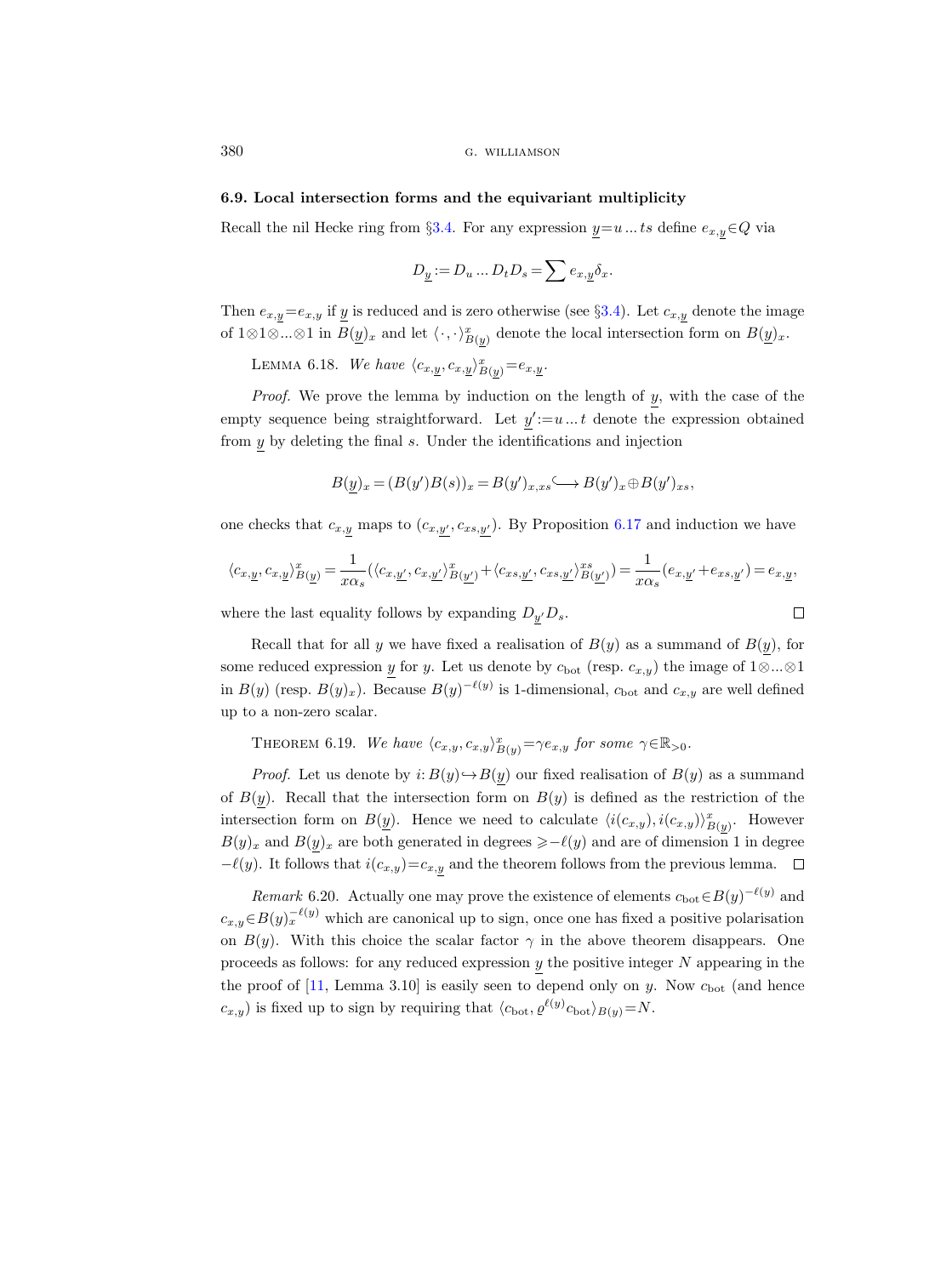### 6.9. Local intersection forms and the equivariant multiplicity

Recall the nil Hecke ring from §3.4. For any expression $\underline{y}=u\ldots ts$ define $e_{x,\underline{y}}\in Q$ via

$$D_{\underline{y}} := D_u \ldots D_t D_s = \sum e_{x,\underline{y}} \delta_x.$$

Then $e_{x,\underline{y}}=e_{x,y}$ if $\underline{y}$ is reduced and is zero otherwise (see §3.4). Let $c_{x,\underline{y}}$ denote the image of $1\otimes 1\otimes \ldots \otimes 1$ in $B(\underline{y})_x$ and let $\langle \cdot,\cdot\rangle^x_{B(\underline{y})}$ denote the local intersection form on $B(\underline{y})_x$.

Lemma 6.18. *We have* $\langle c_{x,\underline{y}}, c_{x,\underline{y}}\rangle^x_{B(\underline{y})}=e_{x,\underline{y}}$.

*Proof.* We prove the lemma by induction on the length of $\underline{y}$, with the case of the empty sequence being straightforward. Let $\underline{y}':=u\ldots t$ denote the expression obtained from $\underline{y}$ by deleting the final $s$. Under the identifications and injection

$$B(\underline{y})_x = (B(\underline{y}')B(s))_x = B(\underline{y}')_{x,xs} \hookrightarrow B(\underline{y}')_x \oplus B(\underline{y}')_{xs},$$

one checks that $c_{x,\underline{y}}$ maps to $(c_{x,\underline{y}'}, c_{xs,\underline{y}'})$. By Proposition 6.17 and induction we have

$$\langle c_{x,\underline{y}}, c_{x,\underline{y}}\rangle^x_{B(\underline{y})} = \frac{1}{x\alpha_s}(\langle c_{x,\underline{y}'}, c_{x,\underline{y}'}\rangle^x_{B(\underline{y}')} + \langle c_{xs,\underline{y}'}, c_{xs,\underline{y}'}\rangle^{xs}_{B(\underline{y}')}) = \frac{1}{x\alpha_s}(e_{x,\underline{y}'}+e_{xs,\underline{y}'}) = e_{x,\underline{y}},$$

where the last equality follows by expanding $D_{\underline{y}'}D_s$. $\square$

Recall that for all $y$ we have fixed a realisation of $B(y)$ as a summand of $B(\underline{y})$, for some reduced expression $\underline{y}$ for $y$. Let us denote by $c_{\text{bot}}$ (resp. $c_{x,y}$) the image of $1\otimes \ldots \otimes 1$ in $B(y)$ (resp. $B(y)_x$). Because $B(y)^{-\ell(y)}$ is 1-dimensional, $c_{\text{bot}}$ and $c_{x,y}$ are well defined up to a non-zero scalar.

Theorem 6.19. *We have* $\langle c_{x,y}, c_{x,y}\rangle^x_{B(y)}=\gamma e_{x,y}$ *for some* $\gamma\in\mathbb{R}_{>0}$.

*Proof.* Let us denote by $i: B(y)\hookrightarrow B(\underline{y})$ our fixed realisation of $B(y)$ as a summand of $B(\underline{y})$. Recall that the intersection form on $B(y)$ is defined as the restriction of the intersection form on $B(\underline{y})$. Hence we need to calculate $\langle i(c_{x,y}), i(c_{x,y})\rangle^x_{B(\underline{y})}$. However $B(y)_x$ and $B(\underline{y})_x$ are both generated in degrees $\geqslant -\ell(y)$ and are of dimension 1 in degree $-\ell(y)$. It follows that $i(c_{x,y})=c_{x,\underline{y}}$ and the theorem follows from the previous lemma. $\square$

*Remark* 6.20. Actually one may prove the existence of elements $c_{\text{bot}}\in B(y)^{-\ell(y)}$ and $c_{x,y}\in B(y)_x^{-\ell(y)}$ which are canonical up to sign, once one has fixed a positive polarisation on $B(y)$. With this choice the scalar factor $\gamma$ in the above theorem disappears. One proceeds as follows: for any reduced expression $\underline{y}$ the positive integer $N$ appearing in the the proof of [11, Lemma 3.10] is easily seen to depend only on $y$. Now $c_{\text{bot}}$ (and hence $c_{x,y}$) is fixed up to sign by requiring that $\langle c_{\text{bot}}, \varrho^{\ell(y)} c_{\text{bot}}\rangle_{B(y)}=N$.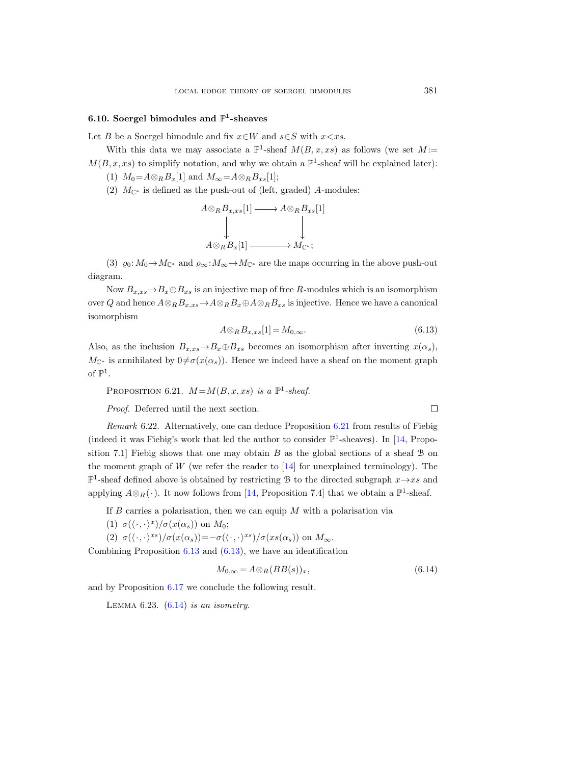### 6.10. Soergel bimodules and $\mathbb{P}^1$-sheaves

Let $B$ be a Soergel bimodule and fix $x \in W$ and $s \in S$ with $x < xs$.

With this data we may associate a $\mathbb{P}^1$-sheaf $M(B, x, xs)$ as follows (we set $M := M(B, x, xs)$ to simplify notation, and why we obtain a $\mathbb{P}^1$-sheaf will be explained later):

(1) $M_0 = A \otimes_R B_x[1]$ and $M_\infty = A \otimes_R B_{xs}[1]$;

(2) $M_{\mathbb{C}^*}$ is defined as the push-out of (left, graded) $A$-modules:

$$\begin{array}{ccc} A \otimes_R B_{x,xs}[1] & \longrightarrow & A \otimes_R B_{xs}[1] \\ \big\downarrow & & \big\downarrow \\ A \otimes_R B_x[1] & \longrightarrow & M_{\mathbb{C}^*}; \end{array}$$

(3) $\varrho_0 : M_0 \to M_{\mathbb{C}^*}$ and $\varrho_\infty : M_\infty \to M_{\mathbb{C}^*}$ are the maps occurring in the above push-out diagram.

Now $B_{x,xs} \to B_x \oplus B_{xs}$ is an injective map of free $R$-modules which is an isomorphism over $Q$ and hence $A \otimes_R B_{x,xs} \to A \otimes_R B_x \oplus A \otimes_R B_{xs}$ is injective. Hence we have a canonical isomorphism

$$A \otimes_R B_{x,xs}[1] = M_{0,\infty}. \tag{6.13}$$

Also, as the inclusion $B_{x,xs} \to B_x \oplus B_{xs}$ becomes an isomorphism after inverting $x(\alpha_s)$, $M_{\mathbb{C}^*}$ is annihilated by $0 \neq \sigma(x(\alpha_s))$. Hence we indeed have a sheaf on the moment graph of $\mathbb{P}^1$.

Proposition 6.21. *$M = M(B, x, xs)$ is a $\mathbb{P}^1$-sheaf.*

*Proof.* Deferred until the next section. □

*Remark* 6.22. Alternatively, one can deduce Proposition 6.21 from results of Fiebig (indeed it was Fiebig's work that led the author to consider $\mathbb{P}^1$-sheaves). In [14, Proposition 7.1] Fiebig shows that one may obtain $B$ as the global sections of a sheaf $\mathcal{B}$ on the moment graph of $W$ (we refer the reader to [14] for unexplained terminology). The $\mathbb{P}^1$-sheaf defined above is obtained by restricting $\mathcal{B}$ to the directed subgraph $x \to xs$ and applying $A \otimes_R (\cdot)$. It now follows from [14, Proposition 7.4] that we obtain a $\mathbb{P}^1$-sheaf.

If $B$ carries a polarisation, then we can equip $M$ with a polarisation via

(1) $\sigma(\langle \cdot, \cdot \rangle^x)/\sigma(x(\alpha_s))$ on $M_0$;

(2) $\sigma(\langle \cdot, \cdot \rangle^{xs})/\sigma(x(\alpha_s)) = -\sigma(\langle \cdot, \cdot \rangle^{xs})/\sigma(xs(\alpha_s))$ on $M_\infty$.

Combining Proposition 6.13 and (6.13), we have an identification

$$M_{0,\infty} = A \otimes_R (BB(s))_x, \tag{6.14}$$

and by Proposition 6.17 we conclude the following result.

Lemma 6.23. *(6.14) is an isometry.*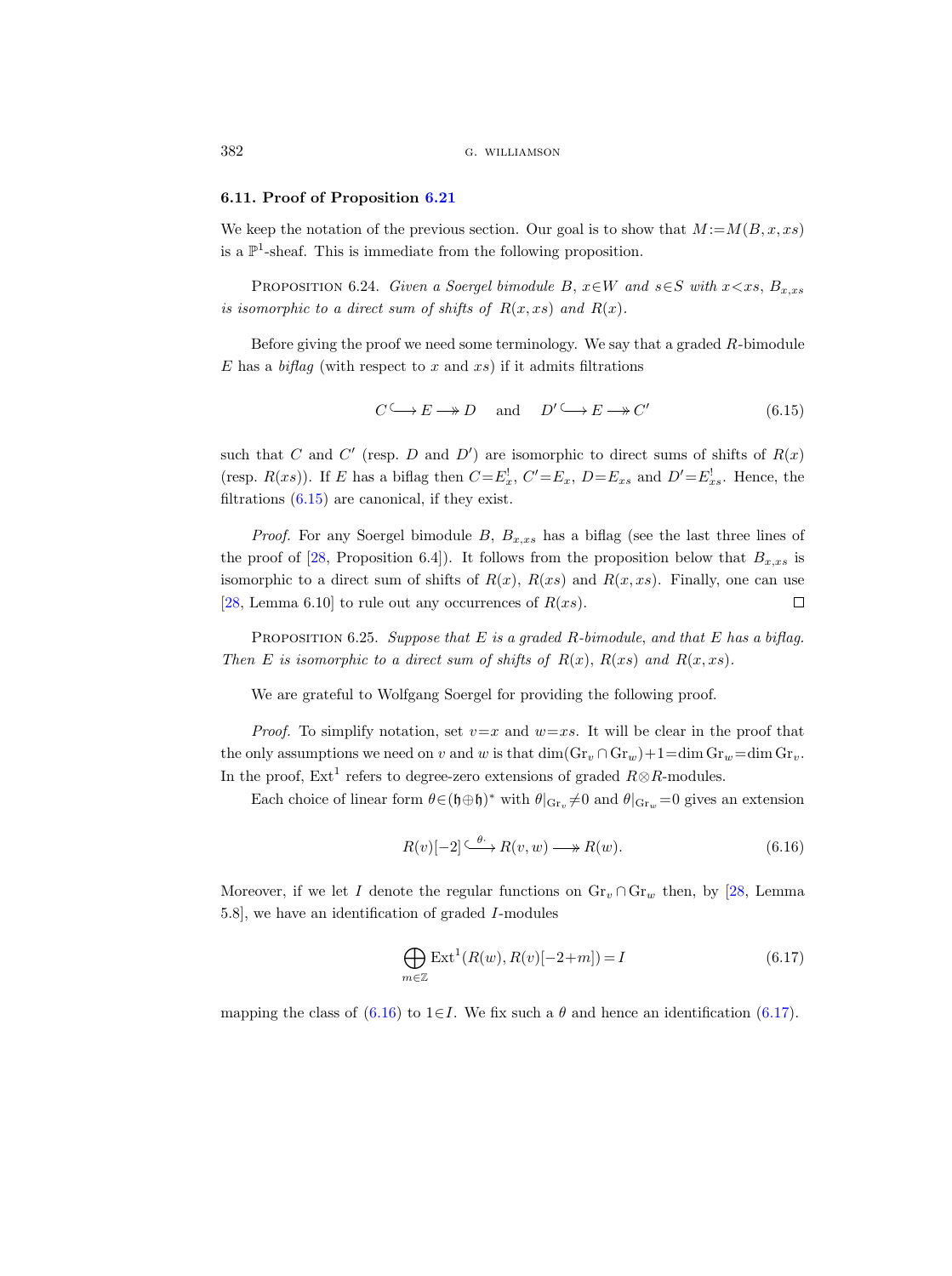### 6.11. Proof of Proposition 6.21

We keep the notation of the previous section. Our goal is to show that $M:=M(B,x,xs)$ is a $\mathbb{P}^1$-sheaf. This is immediate from the following proposition.

PROPOSITION 6.24. *Given a Soergel bimodule $B$, $x \in W$ and $s \in S$ with $x<xs$, $B_{x,xs}$ is isomorphic to a direct sum of shifts of $R(x,xs)$ and $R(x)$.*

Before giving the proof we need some terminology. We say that a graded $R$-bimodule $E$ has a *biflag* (with respect to $x$ and $xs$) if it admits filtrations

$$C \hookrightarrow E \twoheadrightarrow D \quad \text{and} \quad D' \hookrightarrow E \twoheadrightarrow C' \tag{6.15}$$

such that $C$ and $C'$ (resp. $D$ and $D'$) are isomorphic to direct sums of shifts of $R(x)$ (resp. $R(xs)$). If $E$ has a biflag then $C=E_x^!$, $C'=E_x$, $D=E_{xs}$ and $D'=E_{xs}^!$. Hence, the filtrations (6.15) are canonical, if they exist.

*Proof.* For any Soergel bimodule $B$, $B_{x,xs}$ has a biflag (see the last three lines of the proof of [28, Proposition 6.4]). It follows from the proposition below that $B_{x,xs}$ is isomorphic to a direct sum of shifts of $R(x)$, $R(xs)$ and $R(x,xs)$. Finally, one can use [28, Lemma 6.10] to rule out any occurrences of $R(xs)$. $\square$

PROPOSITION 6.25. *Suppose that $E$ is a graded $R$-bimodule, and that $E$ has a biflag. Then $E$ is isomorphic to a direct sum of shifts of $R(x)$, $R(xs)$ and $R(x,xs)$.*

We are grateful to Wolfgang Soergel for providing the following proof.

*Proof.* To simplify notation, set $v=x$ and $w=xs$. It will be clear in the proof that the only assumptions we need on $v$ and $w$ is that $\dim(\mathrm{Gr}_v \cap \mathrm{Gr}_w)+1=\dim \mathrm{Gr}_w=\dim \mathrm{Gr}_v$. In the proof, $\mathrm{Ext}^1$ refers to degree-zero extensions of graded $R\otimes R$-modules.

Each choice of linear form $\theta \in (\mathfrak{h}\oplus\mathfrak{h})^*$ with $\theta|_{\mathrm{Gr}_v} \neq 0$ and $\theta|_{\mathrm{Gr}_w}=0$ gives an extension

$$R(v)[-2] \xhookrightarrow{\theta\cdot} R(v,w) \twoheadrightarrow R(w). \tag{6.16}$$

Moreover, if we let $I$ denote the regular functions on $\mathrm{Gr}_v \cap \mathrm{Gr}_w$ then, by [28, Lemma 5.8], we have an identification of graded $I$-modules

$$\bigoplus_{m\in\mathbb{Z}} \mathrm{Ext}^1(R(w), R(v)[-2+m]) = I \tag{6.17}$$

mapping the class of (6.16) to $1 \in I$. We fix such a $\theta$ and hence an identification (6.17).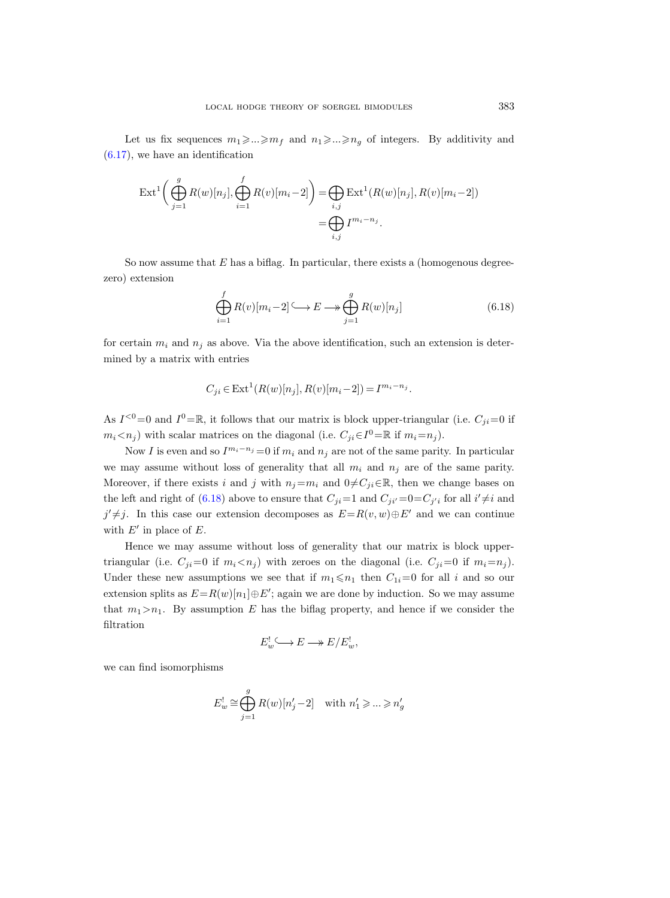Let us fix sequences $m_1 \geqslant ... \geqslant m_f$ and $n_1 \geqslant ... \geqslant n_g$ of integers. By additivity and (6.17), we have an identification

$$
\begin{aligned}
\operatorname{Ext}^1\bigg(\bigoplus_{j=1}^{g} R(w)[n_j], \bigoplus_{i=1}^{f} R(v)[m_i-2]\bigg) &= \bigoplus_{i,j} \operatorname{Ext}^1(R(w)[n_j], R(v)[m_i-2]) \\
&= \bigoplus_{i,j} I^{m_i-n_j}.
\end{aligned}
$$

So now assume that $E$ has a biflag. In particular, there exists a (homogenous degree-zero) extension

$$
\bigoplus_{i=1}^{f} R(v)[m_i-2] \hookrightarrow E \twoheadrightarrow \bigoplus_{j=1}^{g} R(w)[n_j] \tag{6.18}
$$

for certain $m_i$ and $n_j$ as above. Via the above identification, such an extension is determined by a matrix with entries

$$
C_{ji} \in \operatorname{Ext}^1(R(w)[n_j], R(v)[m_i-2]) = I^{m_i-n_j}.
$$

As $I^{<0}=0$ and $I^0=\mathbb{R}$, it follows that our matrix is block upper-triangular (i.e. $C_{ji}=0$ if $m_i<n_j$) with scalar matrices on the diagonal (i.e. $C_{ji} \in I^0=\mathbb{R}$ if $m_i=n_j$).

Now $I$ is even and so $I^{m_i-n_j}=0$ if $m_i$ and $n_j$ are not of the same parity. In particular we may assume without loss of generality that all $m_i$ and $n_j$ are of the same parity. Moreover, if there exists $i$ and $j$ with $n_j=m_i$ and $0 \neq C_{ji} \in \mathbb{R}$, then we change bases on the left and right of (6.18) above to ensure that $C_{ji}=1$ and $C_{ji'}=0=C_{j'i}$ for all $i' \neq i$ and $j' \neq j$. In this case our extension decomposes as $E=R(v,w) \oplus E'$ and we can continue with $E'$ in place of $E$.

Hence we may assume without loss of generality that our matrix is block upper-triangular (i.e. $C_{ji}=0$ if $m_i<n_j$) with zeroes on the diagonal (i.e. $C_{ji}=0$ if $m_i=n_j$). Under these new assumptions we see that if $m_1 \leqslant n_1$ then $C_{1i}=0$ for all $i$ and so our extension splits as $E=R(w)[n_1] \oplus E'$; again we are done by induction. So we may assume that $m_1>n_1$. By assumption $E$ has the biflag property, and hence if we consider the filtration

$$
E_w^! \hookrightarrow E \twoheadrightarrow E/E_w^!,
$$

we can find isomorphisms

$$
E_w^! \cong \bigoplus_{j=1}^{g} R(w)[n_j'-2] \quad \text{with } n_1' \geqslant ... \geqslant n_g'
$$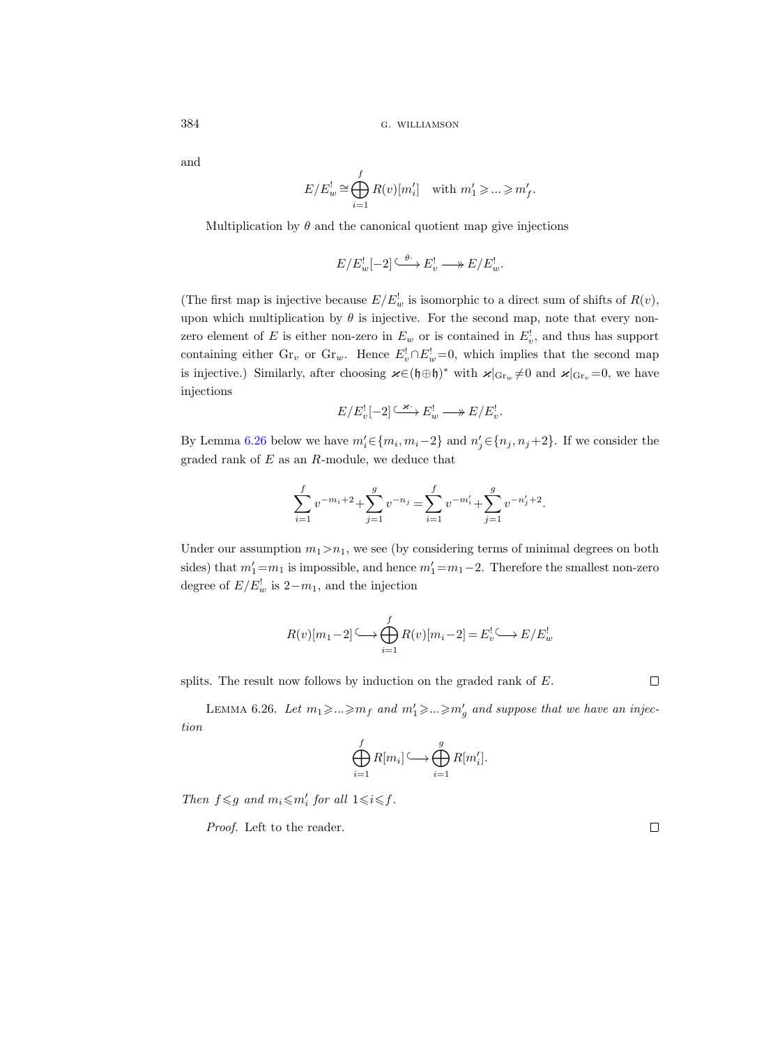and

$$E/E^!_w \cong \bigoplus_{i=1}^{f} R(v)[m'_i] \quad \text{with } m'_1 \geqslant \ldots \geqslant m'_f.$$

Multiplication by $\theta$ and the canonical quotient map give injections

$$E/E^!_w[-2] \xhookrightarrow{\theta \cdot} E^!_v \twoheadrightarrow E/E^!_w.$$

(The first map is injective because $E/E^!_w$ is isomorphic to a direct sum of shifts of $R(v)$, upon which multiplication by $\theta$ is injective. For the second map, note that every non-zero element of $E$ is either non-zero in $E_w$ or is contained in $E^!_v$, and thus has support containing either $\mathrm{Gr}_v$ or $\mathrm{Gr}_w$. Hence $E^!_v \cap E^!_w = 0$, which implies that the second map is injective.) Similarly, after choosing $\varkappa \in (\mathfrak{h} \oplus \mathfrak{h})^*$ with $\varkappa|_{\mathrm{Gr}_w} \neq 0$ and $\varkappa|_{\mathrm{Gr}_v} = 0$, we have injections

$$E/E^!_v[-2] \xhookrightarrow{\varkappa \cdot} E^!_w \twoheadrightarrow E/E^!_v.$$

By Lemma 6.26 below we have $m'_i \in \{m_i, m_i - 2\}$ and $n'_j \in \{n_j, n_j + 2\}$. If we consider the graded rank of $E$ as an $R$-module, we deduce that

$$\sum_{i=1}^{f} v^{-m_i+2} + \sum_{j=1}^{g} v^{-n_j} = \sum_{i=1}^{f} v^{-m'_i} + \sum_{j=1}^{g} v^{-n'_j+2}.$$

Under our assumption $m_1 > n_1$, we see (by considering terms of minimal degrees on both sides) that $m'_1 = m_1$ is impossible, and hence $m'_1 = m_1 - 2$. Therefore the smallest non-zero degree of $E/E^!_w$ is $2 - m_1$, and the injection

$$R(v)[m_1 - 2] \hookrightarrow \bigoplus_{i=1}^{f} R(v)[m_i - 2] = E^!_v \hookrightarrow E/E^!_w$$

splits. The result now follows by induction on the graded rank of $E$. $\square$

LEMMA 6.26. *Let $m_1 \geqslant \ldots \geqslant m_f$ and $m'_1 \geqslant \ldots \geqslant m'_g$ and suppose that we have an injection*

$$\bigoplus_{i=1}^{f} R[m_i] \hookrightarrow \bigoplus_{i=1}^{g} R[m'_i].$$

*Then $f \leqslant g$ and $m_i \leqslant m'_i$ for all $1 \leqslant i \leqslant f$.*

*Proof.* Left to the reader. $\square$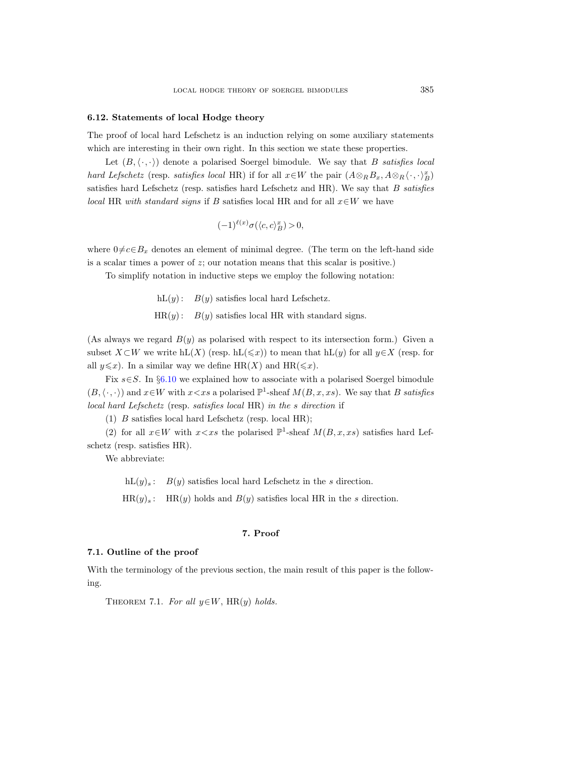### 6.12. Statements of local Hodge theory

The proof of local hard Lefschetz is an induction relying on some auxiliary statements which are interesting in their own right. In this section we state these properties.

Let $(B, \langle\cdot,\cdot\rangle)$ denote a polarised Soergel bimodule. We say that $B$ *satisfies local hard Lefschetz* (resp. *satisfies local* HR) if for all $x \in W$ the pair $(A\otimes_R B_x, A\otimes_R \langle\cdot,\cdot\rangle_B^x)$ satisfies hard Lefschetz (resp. satisfies hard Lefschetz and HR). We say that $B$ *satisfies local* HR *with standard signs* if $B$ satisfies local HR and for all $x\in W$ we have

$$(-1)^{\ell(x)}\sigma(\langle c, c\rangle_B^x) > 0,$$

where $0 \neq c \in B_x$ denotes an element of minimal degree. (The term on the left-hand side is a scalar times a power of $z$; our notation means that this scalar is positive.)

To simplify notation in inductive steps we employ the following notation:

hL$(y)$: $B(y)$ satisfies local hard Lefschetz.

HR$(y)$: $B(y)$ satisfies local HR with standard signs.

(As always we regard $B(y)$ as polarised with respect to its intersection form.) Given a subset $X\subset W$ we write hL$(X)$ (resp. hL$(\leqslant x)$) to mean that hL$(y)$ for all $y\in X$ (resp. for all $y\leqslant x$). In a similar way we define HR$(X)$ and HR$(\leqslant x)$.

Fix $s\in S$. In §6.10 we explained how to associate with a polarised Soergel bimodule $(B, \langle\cdot,\cdot\rangle)$ and $x\in W$ with $x<xs$ a polarised $\mathbb{P}^1$-sheaf $M(B,x,xs)$. We say that $B$ *satisfies local hard Lefschetz* (resp. *satisfies local* HR) *in the* $s$ *direction* if

(1) $B$ satisfies local hard Lefschetz (resp. local HR);

(2) for all $x\in W$ with $x<xs$ the polarised $\mathbb{P}^1$-sheaf $M(B,x,xs)$ satisfies hard Lefschetz (resp. satisfies HR).

We abbreviate:

hL$(y)_s$: $B(y)$ satisfies local hard Lefschetz in the $s$ direction.

HR$(y)_s$: HR$(y)$ holds and $B(y)$ satisfies local HR in the $s$ direction.

## 7. Proof

### 7.1. Outline of the proof

With the terminology of the previous section, the main result of this paper is the following.

THEOREM 7.1. *For all* $y\in W$, HR$(y)$ *holds.*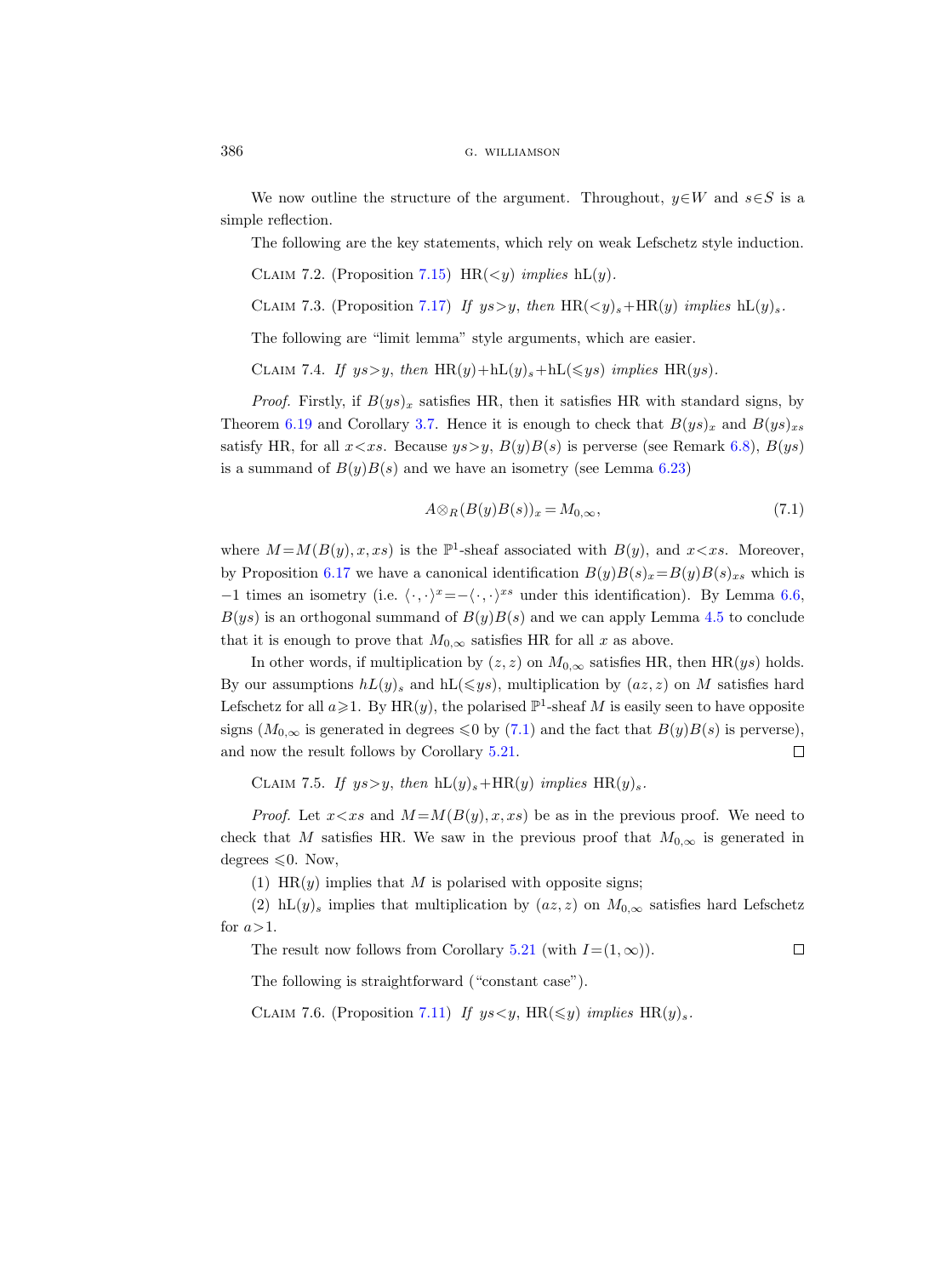We now outline the structure of the argument. Throughout, $y \in W$ and $s \in S$ is a simple reflection.

The following are the key statements, which rely on weak Lefschetz style induction.

Claim 7.2. (Proposition 7.15) *$\mathrm{HR}(<y)$ implies $\mathrm{hL}(y)$.*

Claim 7.3. (Proposition 7.17) *If $ys > y$, then $\mathrm{HR}(<y)_s + \mathrm{HR}(y)$ implies $\mathrm{hL}(y)_s$.*

The following are "limit lemma" style arguments, which are easier.

Claim 7.4. *If $ys > y$, then $\mathrm{HR}(y) + \mathrm{hL}(y)_s + \mathrm{hL}(\leqslant ys)$ implies $\mathrm{HR}(ys)$.*

*Proof.* Firstly, if $B(ys)_x$ satisfies HR, then it satisfies HR with standard signs, by Theorem 6.19 and Corollary 3.7. Hence it is enough to check that $B(ys)_x$ and $B(ys)_{xs}$ satisfy HR, for all $x < xs$. Because $ys > y$, $B(y)B(s)$ is perverse (see Remark 6.8), $B(ys)$ is a summand of $B(y)B(s)$ and we have an isometry (see Lemma 6.23)

$$A \otimes_R (B(y)B(s))_x = M_{0,\infty}, \tag{7.1}$$

where $M = M(B(y), x, xs)$ is the $\mathbb{P}^1$-sheaf associated with $B(y)$, and $x < xs$. Moreover, by Proposition 6.17 we have a canonical identification $B(y)B(s)_x = B(y)B(s)_{xs}$ which is $-1$ times an isometry (i.e. $\langle \cdot, \cdot \rangle^x = -\langle \cdot, \cdot \rangle^{xs}$ under this identification). By Lemma 6.6, $B(ys)$ is an orthogonal summand of $B(y)B(s)$ and we can apply Lemma 4.5 to conclude that it is enough to prove that $M_{0,\infty}$ satisfies HR for all $x$ as above.

In other words, if multiplication by $(z, z)$ on $M_{0,\infty}$ satisfies HR, then $\mathrm{HR}(ys)$ holds. By our assumptions $hL(y)_s$ and $\mathrm{hL}(\leqslant ys)$, multiplication by $(az, z)$ on $M$ satisfies hard Lefschetz for all $a \geqslant 1$. By $\mathrm{HR}(y)$, the polarised $\mathbb{P}^1$-sheaf $M$ is easily seen to have opposite signs ($M_{0,\infty}$ is generated in degrees $\leqslant 0$ by (7.1) and the fact that $B(y)B(s)$ is perverse), and now the result follows by Corollary 5.21. ∎

Claim 7.5. *If $ys > y$, then $\mathrm{hL}(y)_s + \mathrm{HR}(y)$ implies $\mathrm{HR}(y)_s$.*

*Proof.* Let $x < xs$ and $M = M(B(y), x, xs)$ be as in the previous proof. We need to check that $M$ satisfies HR. We saw in the previous proof that $M_{0,\infty}$ is generated in degrees $\leqslant 0$. Now,

(1) $\mathrm{HR}(y)$ implies that $M$ is polarised with opposite signs;

(2) $\mathrm{hL}(y)_s$ implies that multiplication by $(az, z)$ on $M_{0,\infty}$ satisfies hard Lefschetz for $a > 1$.

The result now follows from Corollary 5.21 (with $I = (1, \infty)$). ∎

The following is straightforward ("constant case").

Claim 7.6. (Proposition 7.11) *If $ys < y$, $\mathrm{HR}(\leqslant y)$ implies $\mathrm{HR}(y)_s$.*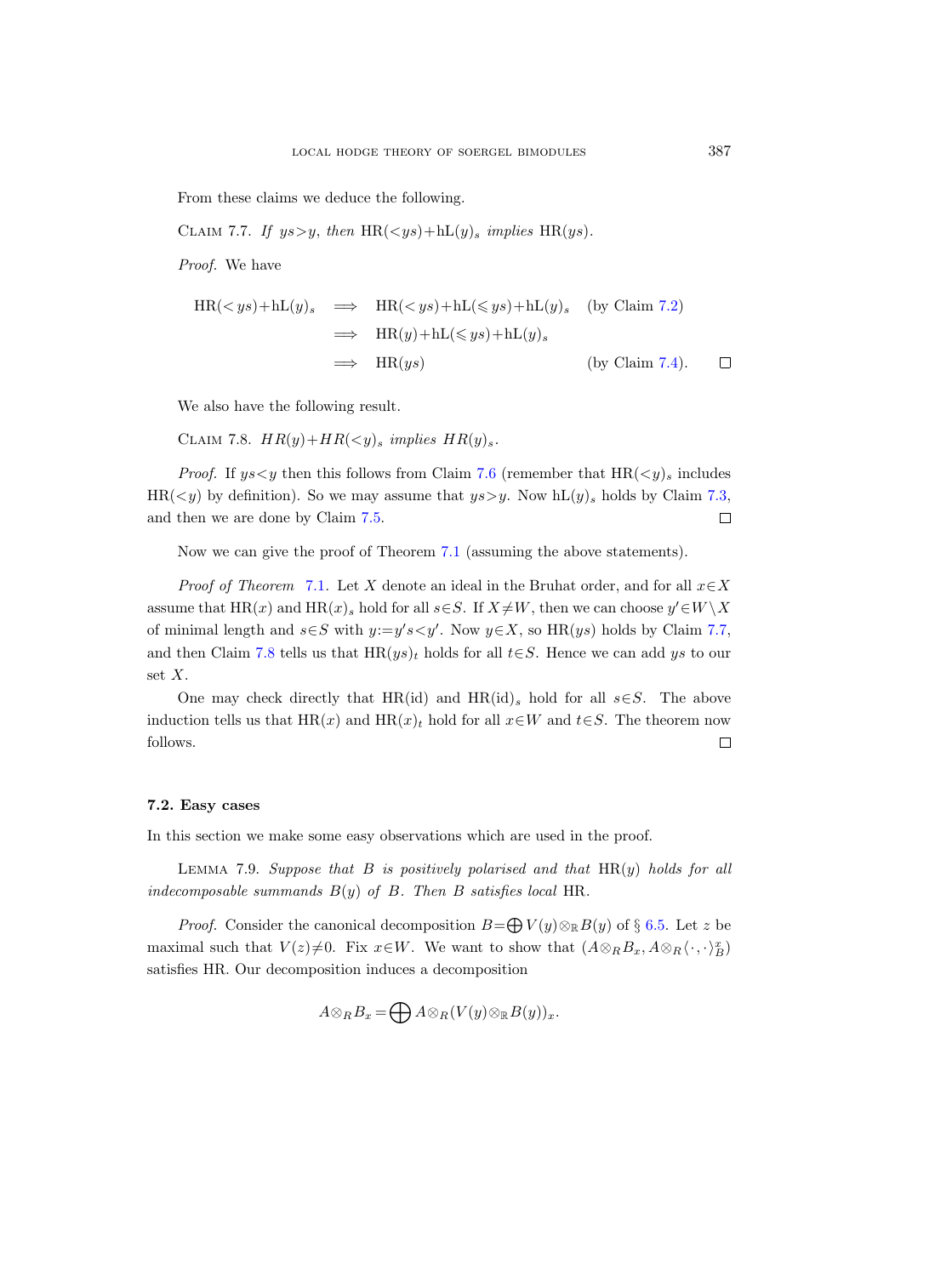From these claims we deduce the following.

Claim 7.7. *If* $ys > y$, *then* $\mathrm{HR}(<ys) + \mathrm{hL}(y)_s$ *implies* $\mathrm{HR}(ys)$.

*Proof.* We have

$$\begin{aligned}
\mathrm{HR}(<ys) + \mathrm{hL}(y)_s &\implies \mathrm{HR}(<ys) + \mathrm{hL}(\leqslant ys) + \mathrm{hL}(y)_s \quad \text{(by Claim 7.2)} \\
&\implies \mathrm{HR}(y) + \mathrm{hL}(\leqslant ys) + \mathrm{hL}(y)_s \\
&\implies \mathrm{HR}(ys) \quad \text{(by Claim 7.4)}. \qquad \square
\end{aligned}$$

We also have the following result.

Claim 7.8. $HR(y) + HR(<y)_s$ *implies* $HR(y)_s$.

*Proof.* If $ys < y$ then this follows from Claim 7.6 (remember that $\mathrm{HR}(<y)_s$ includes $\mathrm{HR}(<y)$ by definition). So we may assume that $ys > y$. Now $\mathrm{hL}(y)_s$ holds by Claim 7.3, and then we are done by Claim 7.5. $\square$

Now we can give the proof of Theorem 7.1 (assuming the above statements).

*Proof of Theorem 7.1.* Let $X$ denote an ideal in the Bruhat order, and for all $x \in X$ assume that $\mathrm{HR}(x)$ and $\mathrm{HR}(x)_s$ hold for all $s \in S$. If $X \neq W$, then we can choose $y' \in W \setminus X$ of minimal length and $s \in S$ with $y := y's < y'$. Now $y \in X$, so $\mathrm{HR}(ys)$ holds by Claim 7.7, and then Claim 7.8 tells us that $\mathrm{HR}(ys)_t$ holds for all $t \in S$. Hence we can add $ys$ to our set $X$.

One may check directly that $\mathrm{HR}(\mathrm{id})$ and $\mathrm{HR}(\mathrm{id})_s$ hold for all $s \in S$. The above induction tells us that $\mathrm{HR}(x)$ and $\mathrm{HR}(x)_t$ hold for all $x \in W$ and $t \in S$. The theorem now follows. $\square$

### 7.2. Easy cases

In this section we make some easy observations which are used in the proof.

Lemma 7.9. *Suppose that* $B$ *is positively polarised and that* $\mathrm{HR}(y)$ *holds for all indecomposable summands* $B(y)$ *of* $B$. *Then* $B$ *satisfies local* HR.

*Proof.* Consider the canonical decomposition $B = \bigoplus V(y) \otimes_{\mathbb{R}} B(y)$ of § 6.5. Let $z$ be maximal such that $V(z) \neq 0$. Fix $x \in W$. We want to show that $(A \otimes_R B_x, A \otimes_R \langle \cdot, \cdot \rangle_B^x)$ satisfies HR. Our decomposition induces a decomposition

$$A \otimes_R B_x = \bigoplus A \otimes_R (V(y) \otimes_{\mathbb{R}} B(y))_x.$$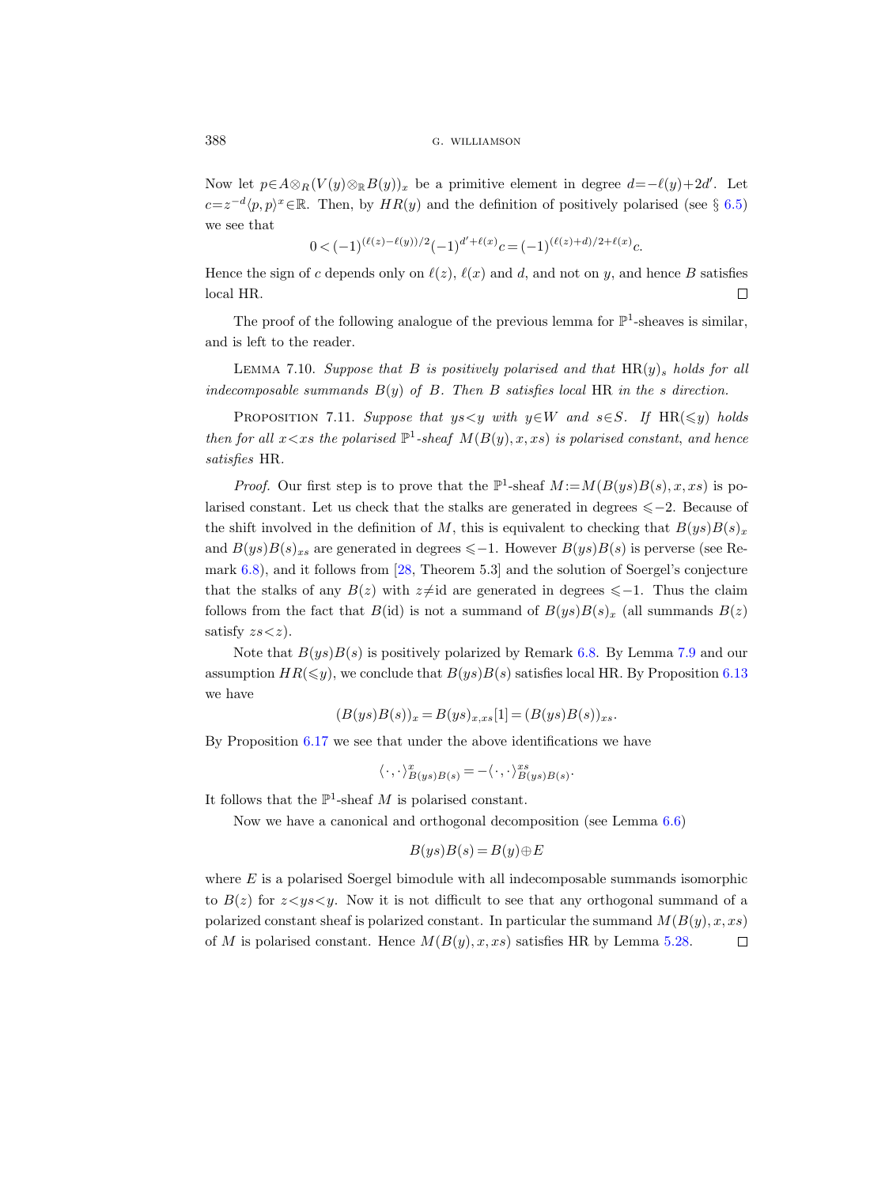Now let $p \in A \otimes_R (V(y) \otimes_{\mathbb{R}} B(y))_x$ be a primitive element in degree $d = -\ell(y) + 2d'$. Let $c = z^{-d} \langle p, p \rangle^x \in \mathbb{R}$. Then, by $HR(y)$ and the definition of positively polarised (see § 6.5) we see that

$$0 < (-1)^{(\ell(z)-\ell(y))/2} (-1)^{d'+\ell(x)} c = (-1)^{(\ell(z)+d)/2+\ell(x)} c.$$

Hence the sign of $c$ depends only on $\ell(z)$, $\ell(x)$ and $d$, and not on $y$, and hence $B$ satisfies local HR. ◻

The proof of the following analogue of the previous lemma for $\mathbb{P}^1$-sheaves is similar, and is left to the reader.

Lemma 7.10. *Suppose that $B$ is positively polarised and that $\mathrm{HR}(y)_s$ holds for all indecomposable summands $B(y)$ of $B$. Then $B$ satisfies local* HR *in the $s$ direction.*

Proposition 7.11. *Suppose that $ys < y$ with $y \in W$ and $s \in S$. If $\mathrm{HR}(\leqslant y)$ holds then for all $x < xs$ the polarised $\mathbb{P}^1$-sheaf $M(B(y), x, xs)$ is polarised constant, and hence satisfies* HR.

*Proof.* Our first step is to prove that the $\mathbb{P}^1$-sheaf $M := M(B(ys)B(s), x, xs)$ is polarised constant. Let us check that the stalks are generated in degrees $\leqslant -2$. Because of the shift involved in the definition of $M$, this is equivalent to checking that $B(ys)B(s)_x$ and $B(ys)B(s)_{xs}$ are generated in degrees $\leqslant -1$. However $B(ys)B(s)$ is perverse (see Remark 6.8), and it follows from [28, Theorem 5.3] and the solution of Soergel's conjecture that the stalks of any $B(z)$ with $z \neq \mathrm{id}$ are generated in degrees $\leqslant -1$. Thus the claim follows from the fact that $B(\mathrm{id})$ is not a summand of $B(ys)B(s)_x$ (all summands $B(z)$ satisfy $zs < z$).

Note that $B(ys)B(s)$ is positively polarized by Remark 6.8. By Lemma 7.9 and our assumption $HR(\leqslant y)$, we conclude that $B(ys)B(s)$ satisfies local HR. By Proposition 6.13 we have

$$(B(ys)B(s))_x = B(ys)_{x,xs}[1] = (B(ys)B(s))_{xs}.$$

By Proposition 6.17 we see that under the above identifications we have

$$\langle \cdot, \cdot \rangle^x_{B(ys)B(s)} = -\langle \cdot, \cdot \rangle^{xs}_{B(ys)B(s)}.$$

It follows that the $\mathbb{P}^1$-sheaf $M$ is polarised constant.

Now we have a canonical and orthogonal decomposition (see Lemma 6.6)

$$B(ys)B(s) = B(y) \oplus E$$

where $E$ is a polarised Soergel bimodule with all indecomposable summands isomorphic to $B(z)$ for $z < ys < y$. Now it is not difficult to see that any orthogonal summand of a polarized constant sheaf is polarized constant. In particular the summand $M(B(y), x, xs)$ of $M$ is polarised constant. Hence $M(B(y), x, xs)$ satisfies HR by Lemma 5.28. ◻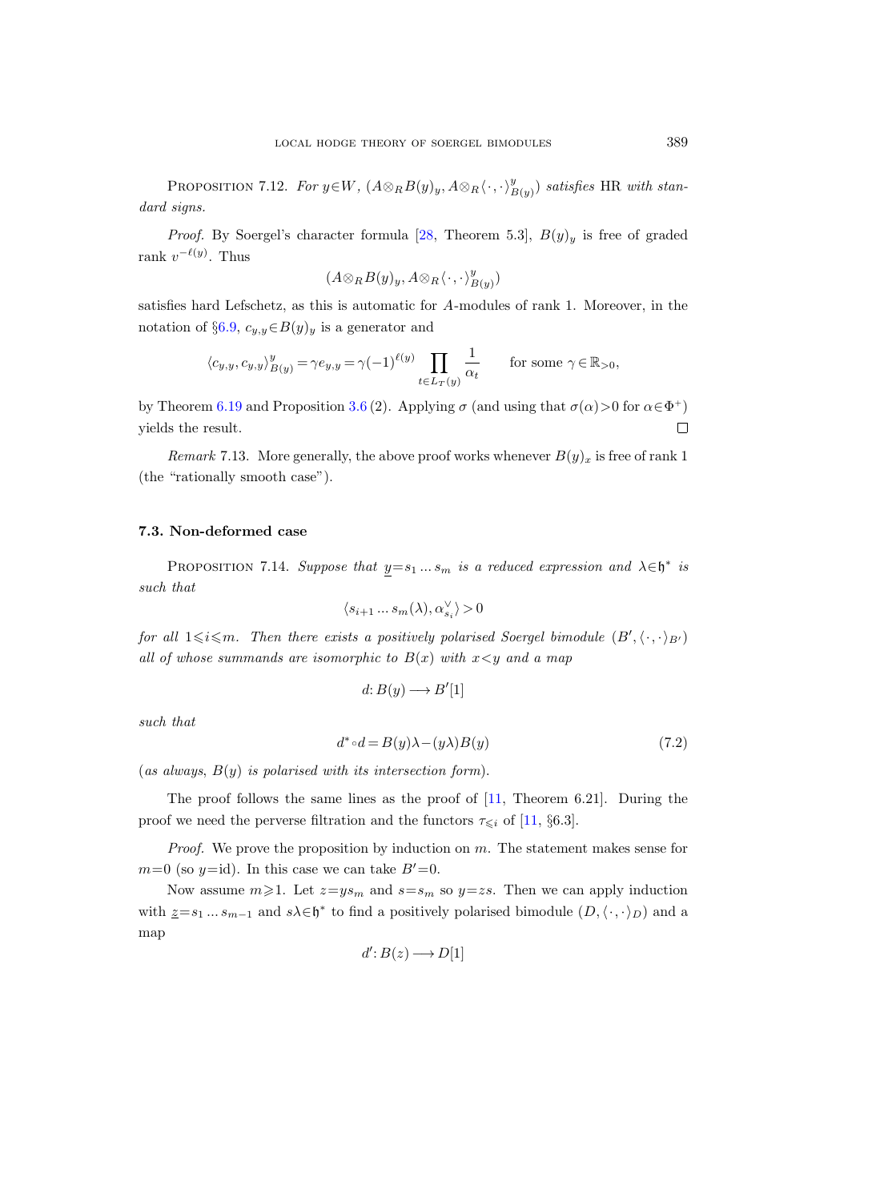Proposition 7.12. *For $y \in W$, $(A \otimes_R B(y)_y, A \otimes_R \langle \cdot, \cdot \rangle^y_{B(y)})$ satisfies* HR *with standard signs.*

*Proof.* By Soergel's character formula [28, Theorem 5.3], $B(y)_y$ is free of graded rank $v^{-\ell(y)}$. Thus

$$(A \otimes_R B(y)_y, A \otimes_R \langle \cdot, \cdot \rangle^y_{B(y)})$$

satisfies hard Lefschetz, as this is automatic for $A$-modules of rank 1. Moreover, in the notation of §6.9, $c_{y,y} \in B(y)_y$ is a generator and

$$\langle c_{y,y}, c_{y,y} \rangle^y_{B(y)} = \gamma e_{y,y} = \gamma (-1)^{\ell(y)} \prod_{t \in L_T(y)} \frac{1}{\alpha_t} \qquad \text{for some } \gamma \in \mathbb{R}_{>0},$$

by Theorem 6.19 and Proposition 3.6 (2). Applying $\sigma$ (and using that $\sigma(\alpha) > 0$ for $\alpha \in \Phi^+$) yields the result. □

*Remark* 7.13. More generally, the above proof works whenever $B(y)_x$ is free of rank 1 (the "rationally smooth case").

### 7.3. Non-deformed case

Proposition 7.14. *Suppose that $\underline{y} = s_1 \ldots s_m$ is a reduced expression and $\lambda \in \mathfrak{h}^*$ is such that*

$$\langle s_{i+1} \ldots s_m(\lambda), \alpha^\vee_{s_i} \rangle > 0$$

*for all $1 \leqslant i \leqslant m$. Then there exists a positively polarised Soergel bimodule $(B', \langle \cdot, \cdot \rangle_{B'})$ all of whose summands are isomorphic to $B(x)$ with $x < y$ and a map*

$$d: B(y) \longrightarrow B'[1]$$

*such that*

$$d^* \circ d = B(y)\lambda - (y\lambda)B(y) \tag{7.2}$$

(*as always, $B(y)$ is polarised with its intersection form*).

The proof follows the same lines as the proof of [11, Theorem 6.21]. During the proof we need the perverse filtration and the functors $\tau_{\leqslant i}$ of [11, §6.3].

*Proof.* We prove the proposition by induction on $m$. The statement makes sense for $m = 0$ (so $y = \mathrm{id}$). In this case we can take $B' = 0$.

Now assume $m \geqslant 1$. Let $z = ys_m$ and $s = s_m$ so $y = zs$. Then we can apply induction with $\underline{z} = s_1 \ldots s_{m-1}$ and $s\lambda \in \mathfrak{h}^*$ to find a positively polarised bimodule $(D, \langle \cdot, \cdot \rangle_D)$ and a map

$$d': B(z) \longrightarrow D[1]$$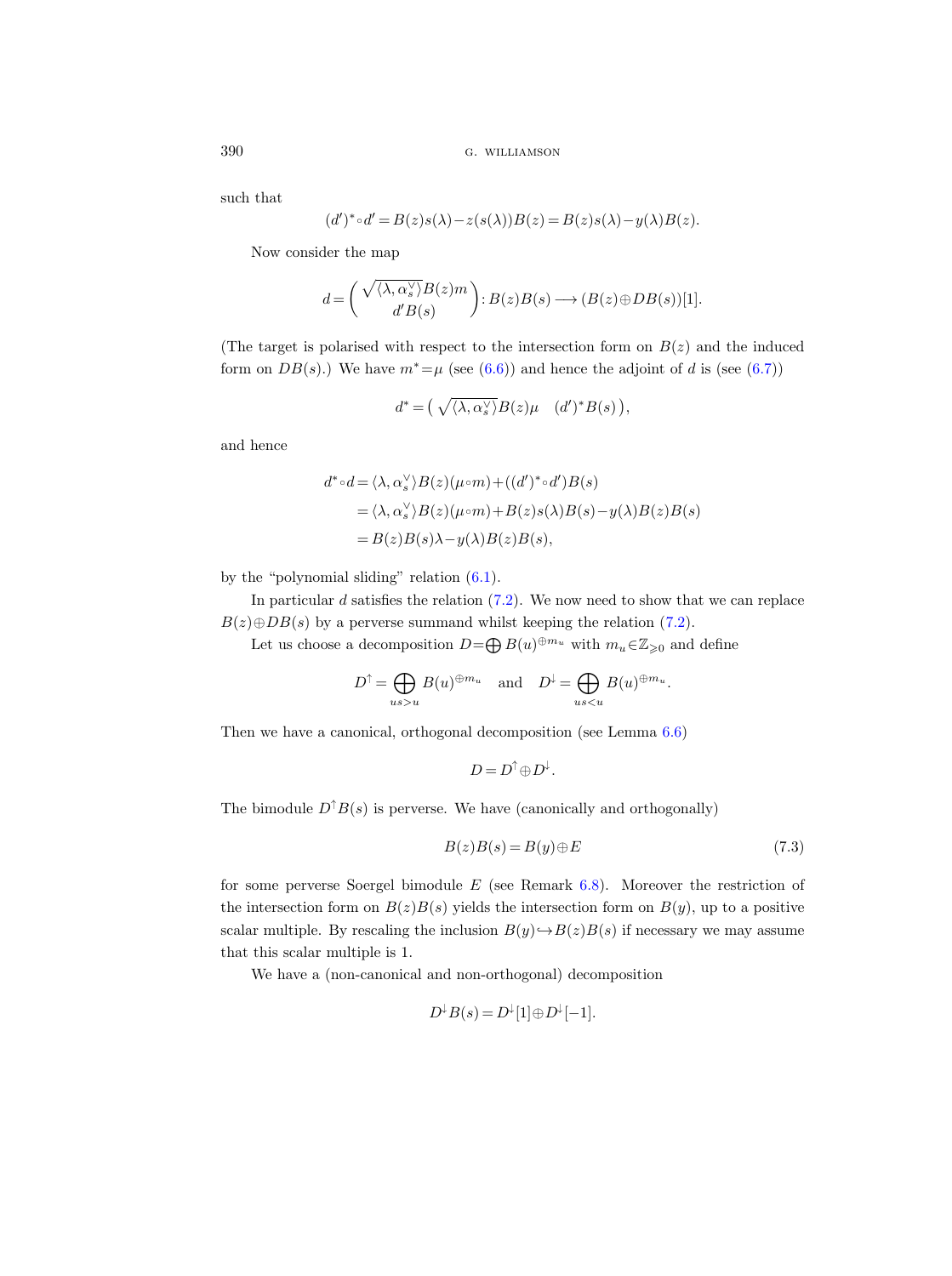such that

$$(d')^* \circ d' = B(z)s(\lambda) - z(s(\lambda))B(z) = B(z)s(\lambda) - y(\lambda)B(z).$$

Now consider the map

$$d = \begin{pmatrix} \sqrt{\langle \lambda, \alpha_s^\vee \rangle} B(z) m \\ d' B(s) \end{pmatrix} : B(z)B(s) \longrightarrow (B(z) \oplus DB(s))[1].$$

(The target is polarised with respect to the intersection form on $B(z)$ and the induced form on $DB(s)$.) We have $m^* = \mu$ (see (6.6)) and hence the adjoint of $d$ is (see (6.7))

$$d^* = \begin{pmatrix} \sqrt{\langle \lambda, \alpha_s^\vee \rangle} B(z) \mu & (d')^* B(s) \end{pmatrix},$$

and hence

$$\begin{aligned} d^* \circ d &= \langle \lambda, \alpha_s^\vee \rangle B(z)(\mu \circ m) + ((d')^* \circ d') B(s) \\ &= \langle \lambda, \alpha_s^\vee \rangle B(z)(\mu \circ m) + B(z)s(\lambda)B(s) - y(\lambda)B(z)B(s) \\ &= B(z)B(s)\lambda - y(\lambda)B(z)B(s), \end{aligned}$$

by the "polynomial sliding" relation (6.1).

In particular $d$ satisfies the relation (7.2). We now need to show that we can replace $B(z) \oplus DB(s)$ by a perverse summand whilst keeping the relation (7.2).

Let us choose a decomposition $D = \bigoplus B(u)^{\oplus m_u}$ with $m_u \in \mathbb{Z}_{\geqslant 0}$ and define

$$D^{\uparrow} = \bigoplus_{us > u} B(u)^{\oplus m_u} \quad \text{and} \quad D^{\downarrow} = \bigoplus_{us < u} B(u)^{\oplus m_u}.$$

Then we have a canonical, orthogonal decomposition (see Lemma 6.6)

$$D = D^{\uparrow} \oplus D^{\downarrow}.$$

The bimodule $D^{\uparrow} B(s)$ is perverse. We have (canonically and orthogonally)

$$B(z)B(s) = B(y) \oplus E \tag{7.3}$$

for some perverse Soergel bimodule $E$ (see Remark 6.8). Moreover the restriction of the intersection form on $B(z)B(s)$ yields the intersection form on $B(y)$, up to a positive scalar multiple. By rescaling the inclusion $B(y) \hookrightarrow B(z)B(s)$ if necessary we may assume that this scalar multiple is 1.

We have a (non-canonical and non-orthogonal) decomposition

$$D^{\downarrow} B(s) = D^{\downarrow}[1] \oplus D^{\downarrow}[-1].$$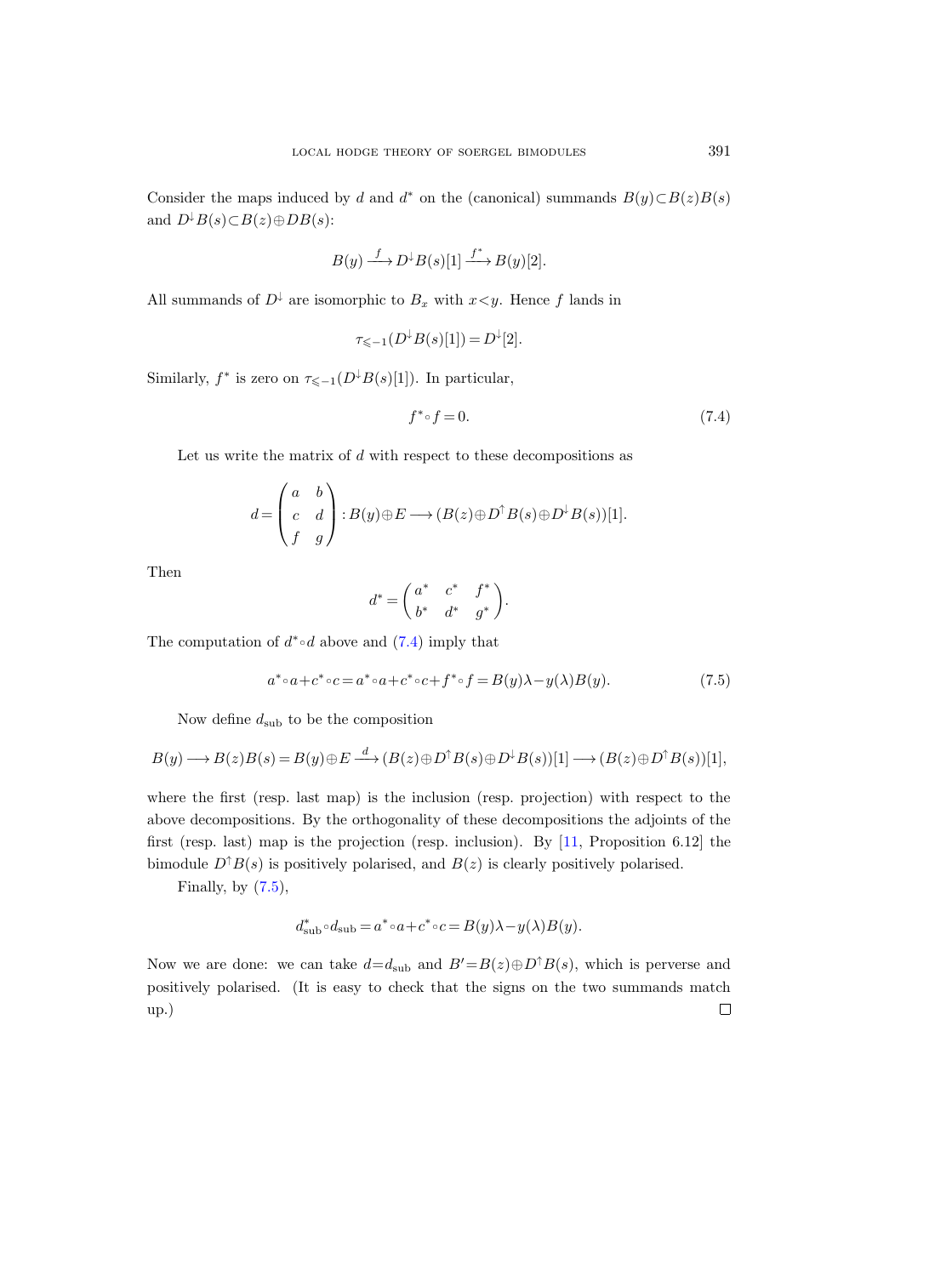Consider the maps induced by $d$ and $d^*$ on the (canonical) summands $B(y) \subset B(z)B(s)$ and $D^{\downarrow}B(s) \subset B(z) \oplus DB(s)$:

$$B(y) \xrightarrow{f} D^{\downarrow}B(s)[1] \xrightarrow{f^*} B(y)[2].$$

All summands of $D^{\downarrow}$ are isomorphic to $B_x$ with $x<y$. Hence $f$ lands in

$$\tau_{\leqslant -1}(D^{\downarrow}B(s)[1]) = D^{\downarrow}[2].$$

Similarly, $f^*$ is zero on $\tau_{\leqslant -1}(D^{\downarrow}B(s)[1])$. In particular,

$$f^* \circ f = 0. \tag{7.4}$$

Let us write the matrix of $d$ with respect to these decompositions as

$$d = \begin{pmatrix} a & b \\ c & d \\ f & g \end{pmatrix} : B(y) \oplus E \longrightarrow (B(z) \oplus D^{\uparrow}B(s) \oplus D^{\downarrow}B(s))[1].$$

Then

$$d^* = \begin{pmatrix} a^* & c^* & f^* \\ b^* & d^* & g^* \end{pmatrix}.$$

The computation of $d^* \circ d$ above and (7.4) imply that

$$a^* \circ a + c^* \circ c = a^* \circ a + c^* \circ c + f^* \circ f = B(y)\lambda - y(\lambda)B(y). \tag{7.5}$$

Now define $d_{\mathrm{sub}}$ to be the composition

$$B(y) \longrightarrow B(z)B(s) = B(y) \oplus E \xrightarrow{d} (B(z) \oplus D^{\uparrow}B(s) \oplus D^{\downarrow}B(s))[1] \longrightarrow (B(z) \oplus D^{\uparrow}B(s))[1],$$

where the first (resp. last map) is the inclusion (resp. projection) with respect to the above decompositions. By the orthogonality of these decompositions the adjoints of the first (resp. last) map is the projection (resp. inclusion). By [11, Proposition 6.12] the bimodule $D^{\uparrow}B(s)$ is positively polarised, and $B(z)$ is clearly positively polarised.

Finally, by (7.5),

$$d_{\mathrm{sub}}^* \circ d_{\mathrm{sub}} = a^* \circ a + c^* \circ c = B(y)\lambda - y(\lambda)B(y).$$

Now we are done: we can take $d = d_{\mathrm{sub}}$ and $B' = B(z) \oplus D^{\uparrow}B(s)$, which is perverse and positively polarised. (It is easy to check that the signs on the two summands match up.) $\square$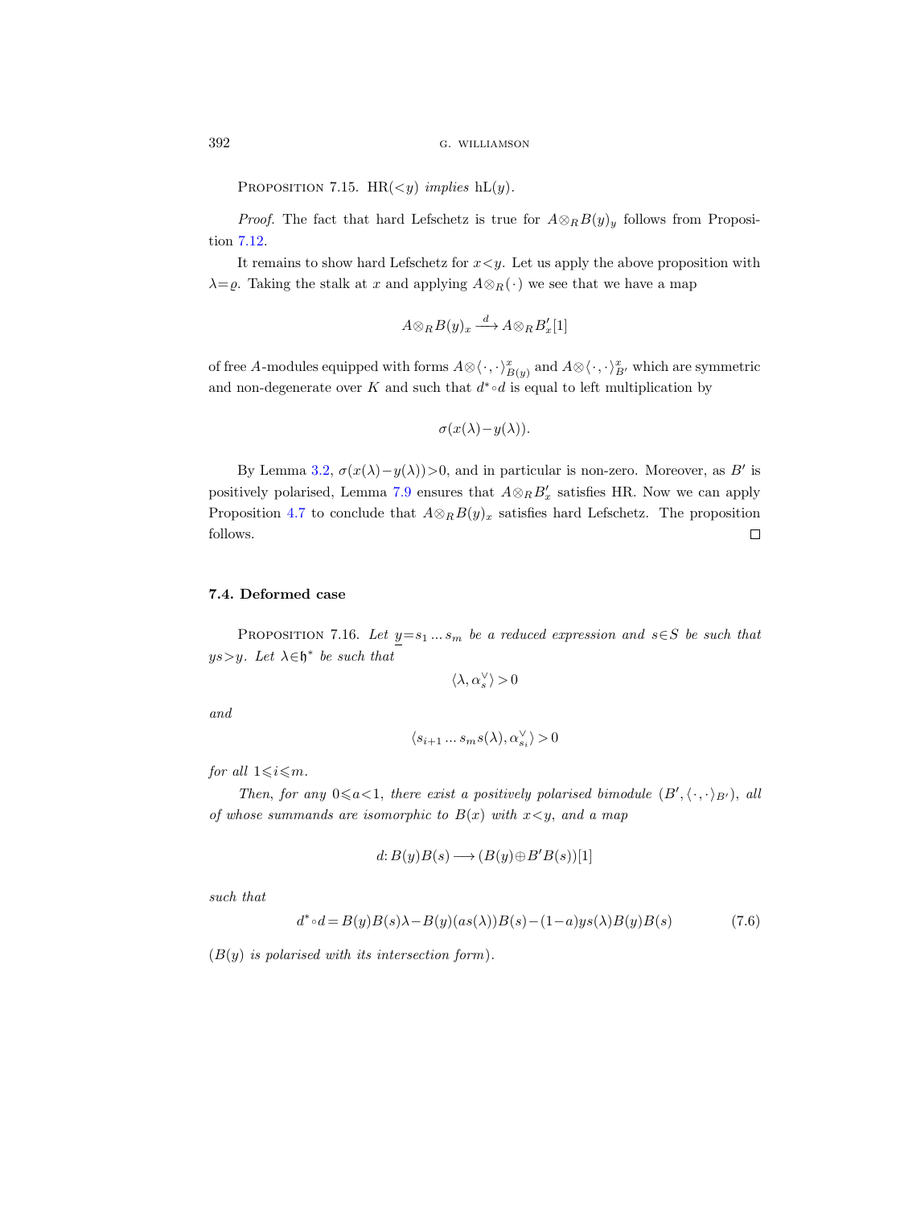Proposition 7.15. $\mathrm{HR}(<y)$ *implies* $\mathrm{hL}(y)$.

*Proof.* The fact that hard Lefschetz is true for $A\otimes_R B(y)_y$ follows from Proposition 7.12.

It remains to show hard Lefschetz for $x<y$. Let us apply the above proposition with $\lambda=\varrho$. Taking the stalk at $x$ and applying $A\otimes_R(\cdot)$ we see that we have a map

$$A\otimes_R B(y)_x \xrightarrow{d} A\otimes_R B'_x[1]$$

of free $A$-modules equipped with forms $A\otimes\langle\cdot,\cdot\rangle^x_{B(y)}$ and $A\otimes\langle\cdot,\cdot\rangle^x_{B'}$ which are symmetric and non-degenerate over $K$ and such that $d^*\circ d$ is equal to left multiplication by

$$\sigma(x(\lambda)-y(\lambda)).$$

By Lemma 3.2, $\sigma(x(\lambda)-y(\lambda))>0$, and in particular is non-zero. Moreover, as $B'$ is positively polarised, Lemma 7.9 ensures that $A\otimes_R B'_x$ satisfies HR. Now we can apply Proposition 4.7 to conclude that $A\otimes_R B(y)_x$ satisfies hard Lefschetz. The proposition follows. $\square$

### 7.4. Deformed case

Proposition 7.16. *Let* $\underline{y}=s_1 \dots s_m$ *be a reduced expression and* $s\in S$ *be such that* $ys>y$. *Let* $\lambda\in\mathfrak{h}^*$ *be such that*

$$\langle\lambda,\alpha_s^\vee\rangle>0$$

*and*

$$\langle s_{i+1}\dots s_m s(\lambda),\alpha_{s_i}^\vee\rangle>0$$

*for all* $1\leqslant i\leqslant m$.

*Then, for any* $0\leqslant a<1$, *there exist a positively polarised bimodule* $(B',\langle\cdot,\cdot\rangle_{B'})$, *all of whose summands are isomorphic to* $B(x)$ *with* $x<y$, *and a map*

$$d\colon B(y)B(s)\longrightarrow (B(y)\oplus B'B(s))[1]$$

*such that*

$$d^*\circ d=B(y)B(s)\lambda-B(y)(as(\lambda))B(s)-(1-a)ys(\lambda)B(y)B(s) \tag{7.6}$$

($B(y)$ *is polarised with its intersection form*).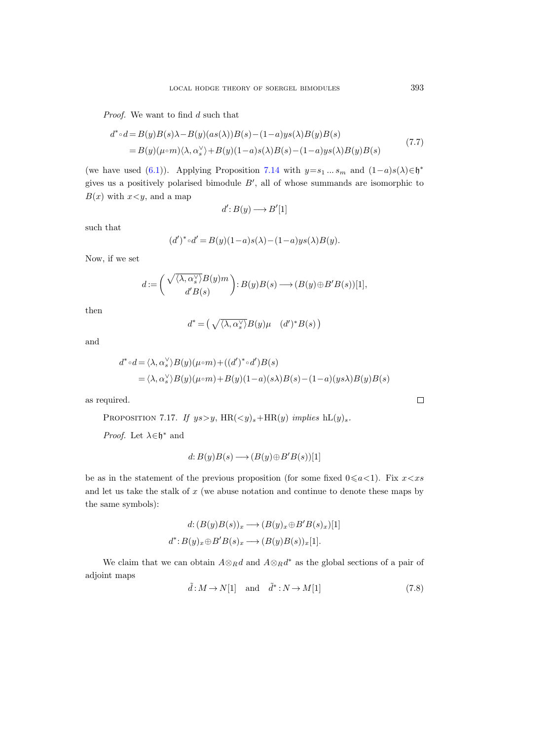*Proof.* We want to find $d$ such that

$$
\begin{aligned}
d^* \circ d &= B(y)B(s)\lambda - B(y)(as(\lambda))B(s) - (1-a)ys(\lambda)B(y)B(s) \\
&= B(y)(\mu \circ m)\langle \lambda, \alpha_s^\vee \rangle + B(y)(1-a)s(\lambda)B(s) - (1-a)ys(\lambda)B(y)B(s)
\end{aligned}
\tag{7.7}
$$

(we have used (6.1)). Applying Proposition 7.14 with $y = s_1 \dots s_m$ and $(1-a)s(\lambda) \in \mathfrak{h}^*$ gives us a positively polarised bimodule $B'$, all of whose summands are isomorphic to $B(x)$ with $x < y$, and a map

$$
d' \colon B(y) \longrightarrow B'[1]
$$

such that

$$
(d')^* \circ d' = B(y)(1-a)s(\lambda) - (1-a)ys(\lambda)B(y).
$$

Now, if we set

$$
d := \begin{pmatrix} \sqrt{\langle \lambda, \alpha_s^\vee \rangle} B(y)m \\ d'B(s) \end{pmatrix} \colon B(y)B(s) \longrightarrow (B(y) \oplus B'B(s))[1],
$$

then

$$
d^* = \begin{pmatrix} \sqrt{\langle \lambda, \alpha_s^\vee \rangle} B(y)\mu & (d')^* B(s) \end{pmatrix}
$$

and

$$
\begin{aligned}
d^* \circ d &= \langle \lambda, \alpha_s^\vee \rangle B(y)(\mu \circ m) + ((d')^* \circ d')B(s) \\
&= \langle \lambda, \alpha_s^\vee \rangle B(y)(\mu \circ m) + B(y)(1-a)(s\lambda)B(s) - (1-a)(ys\lambda)B(y)B(s)
\end{aligned}
$$

as required. □

**Proposition 7.17.** *If $ys > y$, $\mathrm{HR}(<y)_s + \mathrm{HR}(y)$ implies $\mathrm{hL}(y)_s$.*

*Proof.* Let $\lambda \in \mathfrak{h}^*$ and

$$
d \colon B(y)B(s) \longrightarrow (B(y) \oplus B'B(s))[1]
$$

be as in the statement of the previous proposition (for some fixed $0 \leqslant a < 1$). Fix $x < xs$ and let us take the stalk of $x$ (we abuse notation and continue to denote these maps by the same symbols):

$$
\begin{aligned}
d &\colon (B(y)B(s))_x \longrightarrow (B(y)_x \oplus B'B(s)_x)[1] \\
d^* &\colon B(y)_x \oplus B'B(s)_x \longrightarrow (B(y)B(s))_x[1].
\end{aligned}
$$

We claim that we can obtain $A \otimes_R d$ and $A \otimes_R d^*$ as the global sections of a pair of adjoint maps

$$
\tilde{d} \colon M \to N[1] \quad \text{and} \quad \tilde{d}^* \colon N \to M[1] \tag{7.8}
$$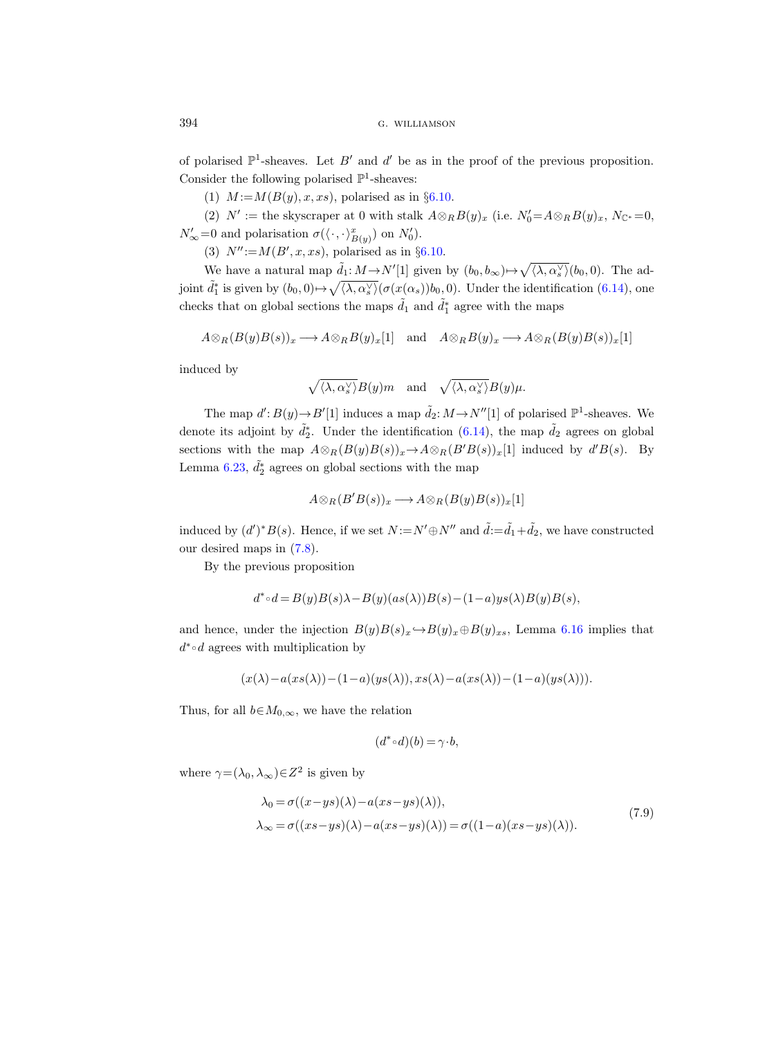of polarised $\mathbb{P}^1$-sheaves. Let $B'$ and $d'$ be as in the proof of the previous proposition. Consider the following polarised $\mathbb{P}^1$-sheaves:

(1) $M := M(B(y), x, xs)$, polarised as in §6.10.

(2) $N'$ := the skyscraper at 0 with stalk $A \otimes_R B(y)_x$ (i.e. $N'_0 = A \otimes_R B(y)_x$, $N_{\mathbb{C}^*} = 0$, $N'_\infty = 0$ and polarisation $\sigma(\langle \cdot, \cdot \rangle^x_{B(y)})$ on $N'_0$).

(3) $N'' := M(B', x, xs)$, polarised as in §6.10.

We have a natural map $\tilde{d}_1 : M \to N'[1]$ given by $(b_0, b_\infty) \mapsto \sqrt{\langle \lambda, \alpha_s^\vee \rangle}(b_0, 0)$. The adjoint $\tilde{d}_1^*$ is given by $(b_0, 0) \mapsto \sqrt{\langle \lambda, \alpha_s^\vee \rangle}(\sigma(x(\alpha_s))b_0, 0)$. Under the identification (6.14), one checks that on global sections the maps $\tilde{d}_1$ and $\tilde{d}_1^*$ agree with the maps

$$A \otimes_R (B(y)B(s))_x \longrightarrow A \otimes_R B(y)_x[1] \quad \text{and} \quad A \otimes_R B(y)_x \longrightarrow A \otimes_R (B(y)B(s))_x[1]$$

induced by

$$\sqrt{\langle \lambda, \alpha_s^\vee \rangle} B(y) m \quad \text{and} \quad \sqrt{\langle \lambda, \alpha_s^\vee \rangle} B(y) \mu.$$

The map $d' : B(y) \to B'[1]$ induces a map $\tilde{d}_2 : M \to N''[1]$ of polarised $\mathbb{P}^1$-sheaves. We denote its adjoint by $\tilde{d}_2^*$. Under the identification (6.14), the map $\tilde{d}_2$ agrees on global sections with the map $A \otimes_R (B(y)B(s))_x \to A \otimes_R (B'B(s))_x[1]$ induced by $d'B(s)$. By Lemma 6.23, $\tilde{d}_2^*$ agrees on global sections with the map

$$A \otimes_R (B'B(s))_x \longrightarrow A \otimes_R (B(y)B(s))_x[1]$$

induced by $(d')^*B(s)$. Hence, if we set $N := N' \oplus N''$ and $\tilde{d} := \tilde{d}_1 + \tilde{d}_2$, we have constructed our desired maps in (7.8).

By the previous proposition

$$d^* \circ d = B(y)B(s)\lambda - B(y)(as(\lambda))B(s) - (1-a)ys(\lambda)B(y)B(s),$$

and hence, under the injection $B(y)B(s)_x \hookrightarrow B(y)_x \oplus B(y)_{xs}$, Lemma 6.16 implies that $d^* \circ d$ agrees with multiplication by

$$(x(\lambda) - a(xs(\lambda)) - (1-a)(ys(\lambda)), xs(\lambda) - a(xs(\lambda)) - (1-a)(ys(\lambda))).$$

Thus, for all $b \in M_{0,\infty}$, we have the relation

$$(d^* \circ d)(b) = \gamma \cdot b,$$

where $\gamma = (\lambda_0, \lambda_\infty) \in Z^2$ is given by

$$\begin{aligned} \lambda_0 &= \sigma((x - ys)(\lambda) - a(xs - ys)(\lambda)), \\ \lambda_\infty &= \sigma((xs - ys)(\lambda) - a(xs - ys)(\lambda)) = \sigma((1-a)(xs - ys)(\lambda)). \end{aligned} \tag{7.9}$$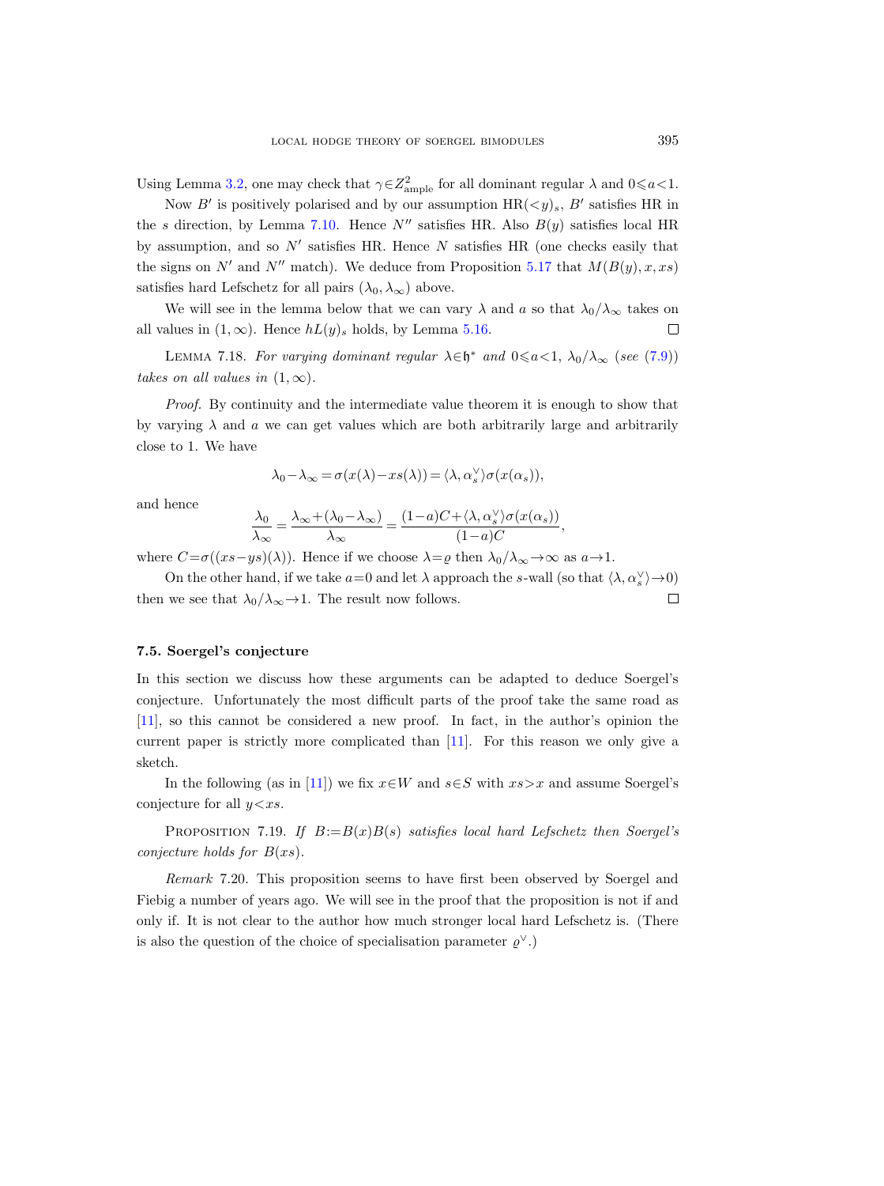Using Lemma 3.2, one may check that $\gamma \in Z^2_{\text{ample}}$ for all dominant regular $\lambda$ and $0 \leqslant a < 1$.

Now $B'$ is positively polarised and by our assumption $\mathrm{HR}(<y)_s$, $B'$ satisfies HR in the $s$ direction, by Lemma 7.10. Hence $N''$ satisfies HR. Also $B(y)$ satisfies local HR by assumption, and so $N'$ satisfies HR. Hence $N$ satisfies HR (one checks easily that the signs on $N'$ and $N''$ match). We deduce from Proposition 5.17 that $M(B(y), x, xs)$ satisfies hard Lefschetz for all pairs $(\lambda_0, \lambda_\infty)$ above.

We will see in the lemma below that we can vary $\lambda$ and $a$ so that $\lambda_0/\lambda_\infty$ takes on all values in $(1, \infty)$. Hence $hL(y)_s$ holds, by Lemma 5.16. □

Lemma 7.18. *For varying dominant regular $\lambda \in \mathfrak{h}^*$ and $0 \leqslant a < 1$, $\lambda_0/\lambda_\infty$ (see (7.9)) takes on all values in $(1, \infty)$.*

*Proof.* By continuity and the intermediate value theorem it is enough to show that by varying $\lambda$ and $a$ we can get values which are both arbitrarily large and arbitrarily close to 1. We have

$$\lambda_0 - \lambda_\infty = \sigma(x(\lambda) - xs(\lambda)) = \langle \lambda, \alpha_s^\vee \rangle \sigma(x(\alpha_s)),$$

and hence

$$\frac{\lambda_0}{\lambda_\infty} = \frac{\lambda_\infty + (\lambda_0 - \lambda_\infty)}{\lambda_\infty} = \frac{(1-a)C + \langle \lambda, \alpha_s^\vee \rangle \sigma(x(\alpha_s))}{(1-a)C},$$

where $C = \sigma((xs - ys)(\lambda))$. Hence if we choose $\lambda = \varrho$ then $\lambda_0/\lambda_\infty \to \infty$ as $a \to 1$.

On the other hand, if we take $a = 0$ and let $\lambda$ approach the $s$-wall (so that $\langle \lambda, \alpha_s^\vee \rangle \to 0$) then we see that $\lambda_0/\lambda_\infty \to 1$. The result now follows. □

### 7.5. Soergel's conjecture

In this section we discuss how these arguments can be adapted to deduce Soergel's conjecture. Unfortunately the most difficult parts of the proof take the same road as [11], so this cannot be considered a new proof. In fact, in the author's opinion the current paper is strictly more complicated than [11]. For this reason we only give a sketch.

In the following (as in [11]) we fix $x \in W$ and $s \in S$ with $xs > x$ and assume Soergel's conjecture for all $y < xs$.

Proposition 7.19. *If $B := B(x)B(s)$ satisfies local hard Lefschetz then Soergel's conjecture holds for $B(xs)$.*

*Remark* 7.20. This proposition seems to have first been observed by Soergel and Fiebig a number of years ago. We will see in the proof that the proposition is not if and only if. It is not clear to the author how much stronger local hard Lefschetz is. (There is also the question of the choice of specialisation parameter $\varrho^\vee$.)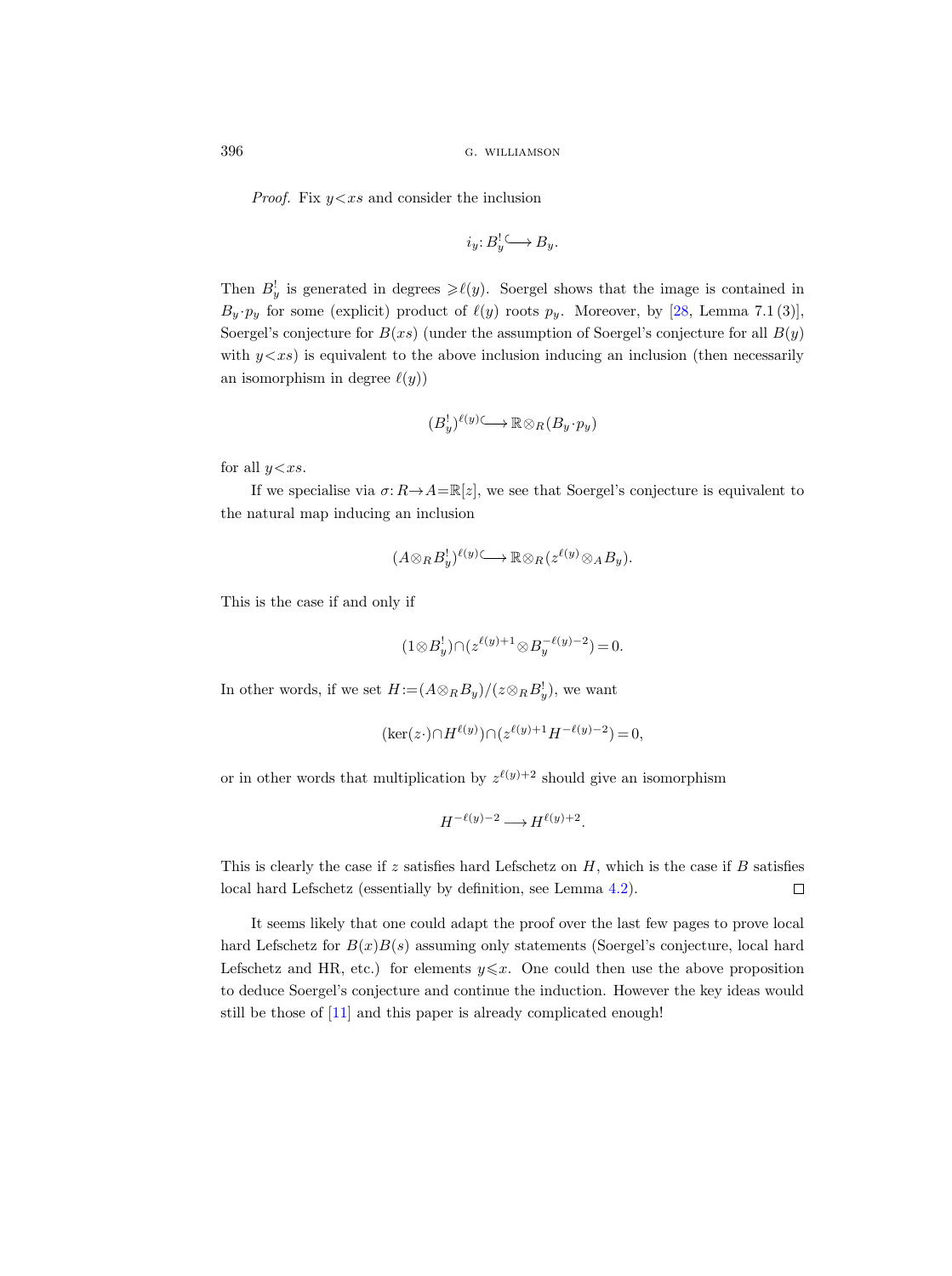*Proof.* Fix $y<xs$ and consider the inclusion

$$i_y\colon B_y^! \hookrightarrow B_y.$$

Then $B_y^!$ is generated in degrees $\geqslant \ell(y)$. Soergel shows that the image is contained in $B_y \cdot p_y$ for some (explicit) product of $\ell(y)$ roots $p_y$. Moreover, by [28, Lemma 7.1 (3)], Soergel's conjecture for $B(xs)$ (under the assumption of Soergel's conjecture for all $B(y)$ with $y<xs$) is equivalent to the above inclusion inducing an inclusion (then necessarily an isomorphism in degree $\ell(y)$)

$$(B_y^!)^{\ell(y)} \hookrightarrow \mathbb{R} \otimes_R (B_y \cdot p_y)$$

for all $y<xs$.

If we specialise via $\sigma\colon R \to A = \mathbb{R}[z]$, we see that Soergel's conjecture is equivalent to the natural map inducing an inclusion

$$(A \otimes_R B_y^!)^{\ell(y)} \hookrightarrow \mathbb{R} \otimes_R (z^{\ell(y)} \otimes_A B_y).$$

This is the case if and only if

$$(1 \otimes B_y^!) \cap (z^{\ell(y)+1} \otimes B_y^{-\ell(y)-2}) = 0.$$

In other words, if we set $H := (A \otimes_R B_y)/(z \otimes_R B_y^!)$, we want

$$(\ker(z \cdot) \cap H^{\ell(y)}) \cap (z^{\ell(y)+1} H^{-\ell(y)-2}) = 0,$$

or in other words that multiplication by $z^{\ell(y)+2}$ should give an isomorphism

$$H^{-\ell(y)-2} \longrightarrow H^{\ell(y)+2}.$$

This is clearly the case if $z$ satisfies hard Lefschetz on $H$, which is the case if $B$ satisfies local hard Lefschetz (essentially by definition, see Lemma 4.2). $\square$

It seems likely that one could adapt the proof over the last few pages to prove local hard Lefschetz for $B(x)B(s)$ assuming only statements (Soergel's conjecture, local hard Lefschetz and HR, etc.) for elements $y \leqslant x$. One could then use the above proposition to deduce Soergel's conjecture and continue the induction. However the key ideas would still be those of [11] and this paper is already complicated enough!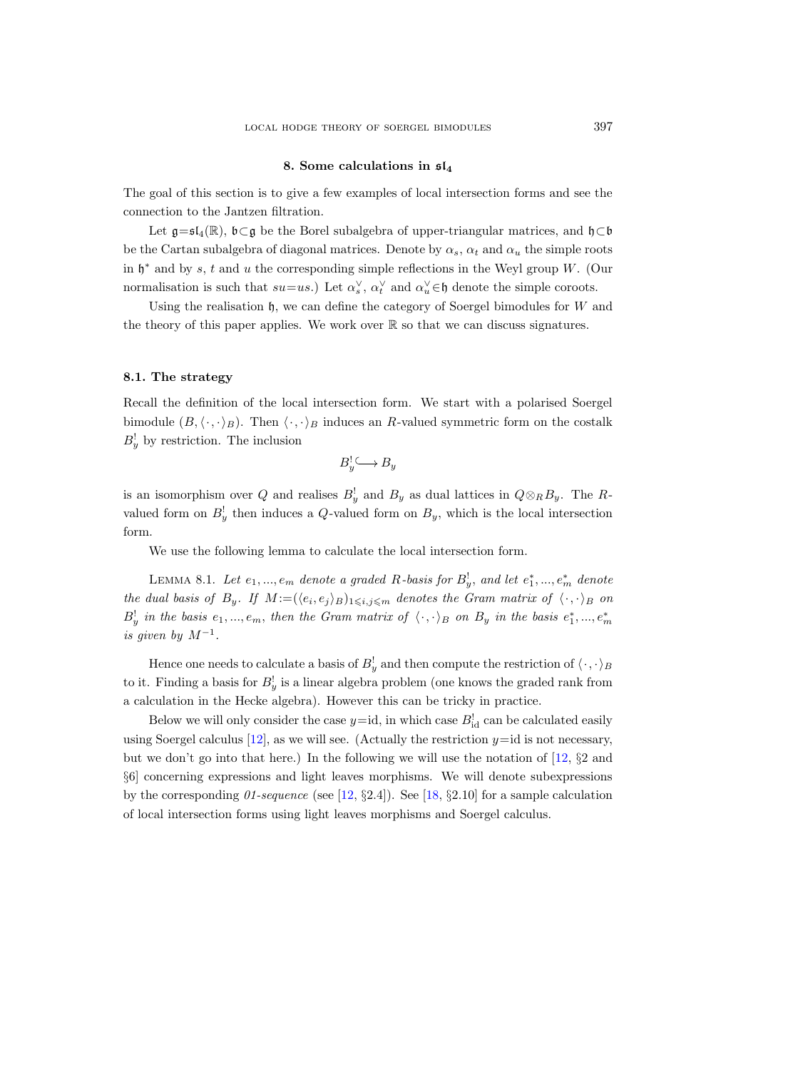## 8. Some calculations in $\mathfrak{sl}_4$

The goal of this section is to give a few examples of local intersection forms and see the connection to the Jantzen filtration.

Let $\mathfrak{g}=\mathfrak{sl}_4(\mathbb{R})$, $\mathfrak{b}\subset\mathfrak{g}$ be the Borel subalgebra of upper-triangular matrices, and $\mathfrak{h}\subset\mathfrak{b}$ be the Cartan subalgebra of diagonal matrices. Denote by $\alpha_s$, $\alpha_t$ and $\alpha_u$ the simple roots in $\mathfrak{h}^*$ and by $s$, $t$ and $u$ the corresponding simple reflections in the Weyl group $W$. (Our normalisation is such that $su=us$.) Let $\alpha_s^\vee$, $\alpha_t^\vee$ and $\alpha_u^\vee\in\mathfrak{h}$ denote the simple coroots.

Using the realisation $\mathfrak{h}$, we can define the category of Soergel bimodules for $W$ and the theory of this paper applies. We work over $\mathbb{R}$ so that we can discuss signatures.

### 8.1. The strategy

Recall the definition of the local intersection form. We start with a polarised Soergel bimodule $(B,\langle\cdot,\cdot\rangle_B)$. Then $\langle\cdot,\cdot\rangle_B$ induces an $R$-valued symmetric form on the costalk $B_y^!$ by restriction. The inclusion

$$B_y^! \hookrightarrow B_y$$

is an isomorphism over $Q$ and realises $B_y^!$ and $B_y$ as dual lattices in $Q\otimes_R B_y$. The $R$-valued form on $B_y^!$ then induces a $Q$-valued form on $B_y$, which is the local intersection form.

We use the following lemma to calculate the local intersection form.

Lemma 8.1. *Let $e_1,\dots,e_m$ denote a graded $R$-basis for $B_y^!$, and let $e_1^*,\dots,e_m^*$ denote the dual basis of $B_y$. If $M:=(\langle e_i,e_j\rangle_B)_{1\leqslant i,j\leqslant m}$ denotes the Gram matrix of $\langle\cdot,\cdot\rangle_B$ on $B_y^!$ in the basis $e_1,\dots,e_m$, then the Gram matrix of $\langle\cdot,\cdot\rangle_B$ on $B_y$ in the basis $e_1^*,\dots,e_m^*$ is given by $M^{-1}$.*

Hence one needs to calculate a basis of $B_y^!$ and then compute the restriction of $\langle\cdot,\cdot\rangle_B$ to it. Finding a basis for $B_y^!$ is a linear algebra problem (one knows the graded rank from a calculation in the Hecke algebra). However this can be tricky in practice.

Below we will only consider the case $y=\mathrm{id}$, in which case $B_{\mathrm{id}}^!$ can be calculated easily using Soergel calculus [12], as we will see. (Actually the restriction $y=\mathrm{id}$ is not necessary, but we don't go into that here.) In the following we will use the notation of [12, §2 and §6] concerning expressions and light leaves morphisms. We will denote subexpressions by the corresponding *01-sequence* (see [12, §2.4]). See [18, §2.10] for a sample calculation of local intersection forms using light leaves morphisms and Soergel calculus.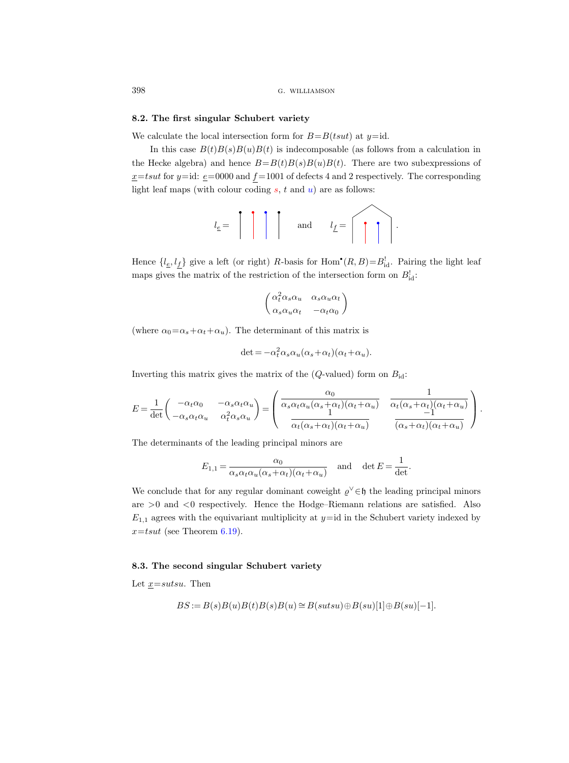### 8.2. The first singular Schubert variety

We calculate the local intersection form for $B=B(tsut)$ at $y=\mathrm{id}$.

In this case $B(t)B(s)B(u)B(t)$ is indecomposable (as follows from a calculation in the Hecke algebra) and hence $B=B(t)B(s)B(u)B(t)$. There are two subexpressions of $\underline{x}=tsut$ for $y=\mathrm{id}$: $\underline{e}=0000$ and $\underline{f}=1001$ of defects 4 and 2 respectively. The corresponding light leaf maps (with colour coding $s$, $t$ and $u$) are as follows:

$l_{\underline{e}} =$ and $l_{\underline{f}} =$ .

Hence $\{l_{\underline{e}}, l_{\underline{f}}\}$ give a left (or right) $R$-basis for $\mathrm{Hom}^\bullet(R,B)=B^!_{\mathrm{id}}$. Pairing the light leaf maps gives the matrix of the restriction of the intersection form on $B^!_{\mathrm{id}}$:

$$\begin{pmatrix} \alpha_t^2\alpha_s\alpha_u & \alpha_s\alpha_u\alpha_t \\ \alpha_s\alpha_u\alpha_t & -\alpha_t\alpha_0 \end{pmatrix}$$

(where $\alpha_0=\alpha_s+\alpha_t+\alpha_u$). The determinant of this matrix is

$$\det = -\alpha_t^2\alpha_s\alpha_u(\alpha_s+\alpha_t)(\alpha_t+\alpha_u).$$

Inverting this matrix gives the matrix of the ($Q$-valued) form on $B_{\mathrm{id}}$:

$$E=\frac{1}{\det}\begin{pmatrix} -\alpha_t\alpha_0 & -\alpha_s\alpha_t\alpha_u \\ -\alpha_s\alpha_t\alpha_u & \alpha_t^2\alpha_s\alpha_u \end{pmatrix} = \begin{pmatrix} \dfrac{\alpha_0}{\alpha_s\alpha_t\alpha_u(\alpha_s+\alpha_t)(\alpha_t+\alpha_u)} & \dfrac{1}{\alpha_t(\alpha_s+\alpha_t)(\alpha_t+\alpha_u)} \\ \dfrac{1}{\alpha_t(\alpha_s+\alpha_t)(\alpha_t+\alpha_u)} & \dfrac{-1}{(\alpha_s+\alpha_t)(\alpha_t+\alpha_u)} \end{pmatrix}.$$

The determinants of the leading principal minors are

$$E_{1,1}=\frac{\alpha_0}{\alpha_s\alpha_t\alpha_u(\alpha_s+\alpha_t)(\alpha_t+\alpha_u)} \quad \text{and} \quad \det E = \frac{1}{\det}.$$

We conclude that for any regular dominant coweight $\varrho^\vee\in\mathfrak{h}$ the leading principal minors are $>0$ and $<0$ respectively. Hence the Hodge–Riemann relations are satisfied. Also $E_{1,1}$ agrees with the equivariant multiplicity at $y=\mathrm{id}$ in the Schubert variety indexed by $x=tsut$ (see Theorem 6.19).

### 8.3. The second singular Schubert variety

Let $\underline{x}=sutsu$. Then

$$BS := B(s)B(u)B(t)B(s)B(u) \cong B(sutsu)\oplus B(su)[1]\oplus B(su)[-1].$$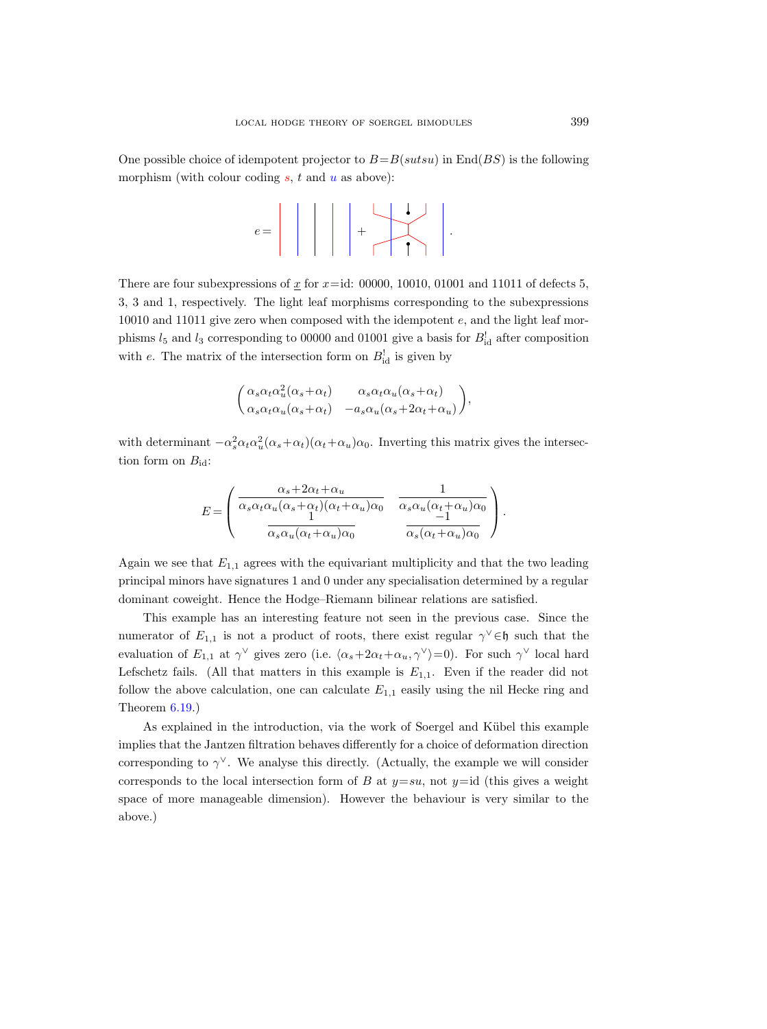One possible choice of idempotent projector to $B=B(sutsu)$ in $\mathrm{End}(BS)$ is the following morphism (with colour coding $s$, $t$ and $u$ as above):

$$e = \Big| \; \Big| \; \Big| \; \Big| \; \Big| \; + \; \cdots \; .$$

There are four subexpressions of $\underline{x}$ for $x=\mathrm{id}$: 00000, 10010, 01001 and 11011 of defects 5, 3, 3 and 1, respectively. The light leaf morphisms corresponding to the subexpressions 10010 and 11011 give zero when composed with the idempotent $e$, and the light leaf morphisms $l_5$ and $l_3$ corresponding to 00000 and 01001 give a basis for $B^!_{\mathrm{id}}$ after composition with $e$. The matrix of the intersection form on $B^!_{\mathrm{id}}$ is given by

$$\begin{pmatrix} \alpha_s\alpha_t\alpha_u^2(\alpha_s+\alpha_t) & \alpha_s\alpha_t\alpha_u(\alpha_s+\alpha_t) \\ \alpha_s\alpha_t\alpha_u(\alpha_s+\alpha_t) & -a_s\alpha_u(\alpha_s+2\alpha_t+\alpha_u) \end{pmatrix},$$

with determinant $-\alpha_s^2\alpha_t\alpha_u^2(\alpha_s+\alpha_t)(\alpha_t+\alpha_u)\alpha_0$. Inverting this matrix gives the intersection form on $B_{\mathrm{id}}$:

$$E = \begin{pmatrix} \dfrac{\alpha_s+2\alpha_t+\alpha_u}{\alpha_s\alpha_t\alpha_u(\alpha_s+\alpha_t)(\alpha_t+\alpha_u)\alpha_0} & \dfrac{1}{\alpha_s\alpha_u(\alpha_t+\alpha_u)\alpha_0} \\ \dfrac{1}{\alpha_s\alpha_u(\alpha_t+\alpha_u)\alpha_0} & \dfrac{-1}{\alpha_s(\alpha_t+\alpha_u)\alpha_0} \end{pmatrix}.$$

Again we see that $E_{1,1}$ agrees with the equivariant multiplicity and that the two leading principal minors have signatures 1 and 0 under any specialisation determined by a regular dominant coweight. Hence the Hodge–Riemann bilinear relations are satisfied.

This example has an interesting feature not seen in the previous case. Since the numerator of $E_{1,1}$ is not a product of roots, there exist regular $\gamma^\vee\in\mathfrak{h}$ such that the evaluation of $E_{1,1}$ at $\gamma^\vee$ gives zero (i.e. $\langle\alpha_s+2\alpha_t+\alpha_u,\gamma^\vee\rangle=0$). For such $\gamma^\vee$ local hard Lefschetz fails. (All that matters in this example is $E_{1,1}$. Even if the reader did not follow the above calculation, one can calculate $E_{1,1}$ easily using the nil Hecke ring and Theorem 6.19.)

As explained in the introduction, via the work of Soergel and Kübel this example implies that the Jantzen filtration behaves differently for a choice of deformation direction corresponding to $\gamma^\vee$. We analyse this directly. (Actually, the example we will consider corresponds to the local intersection form of $B$ at $y=su$, not $y=\mathrm{id}$ (this gives a weight space of more manageable dimension). However the behaviour is very similar to the above.)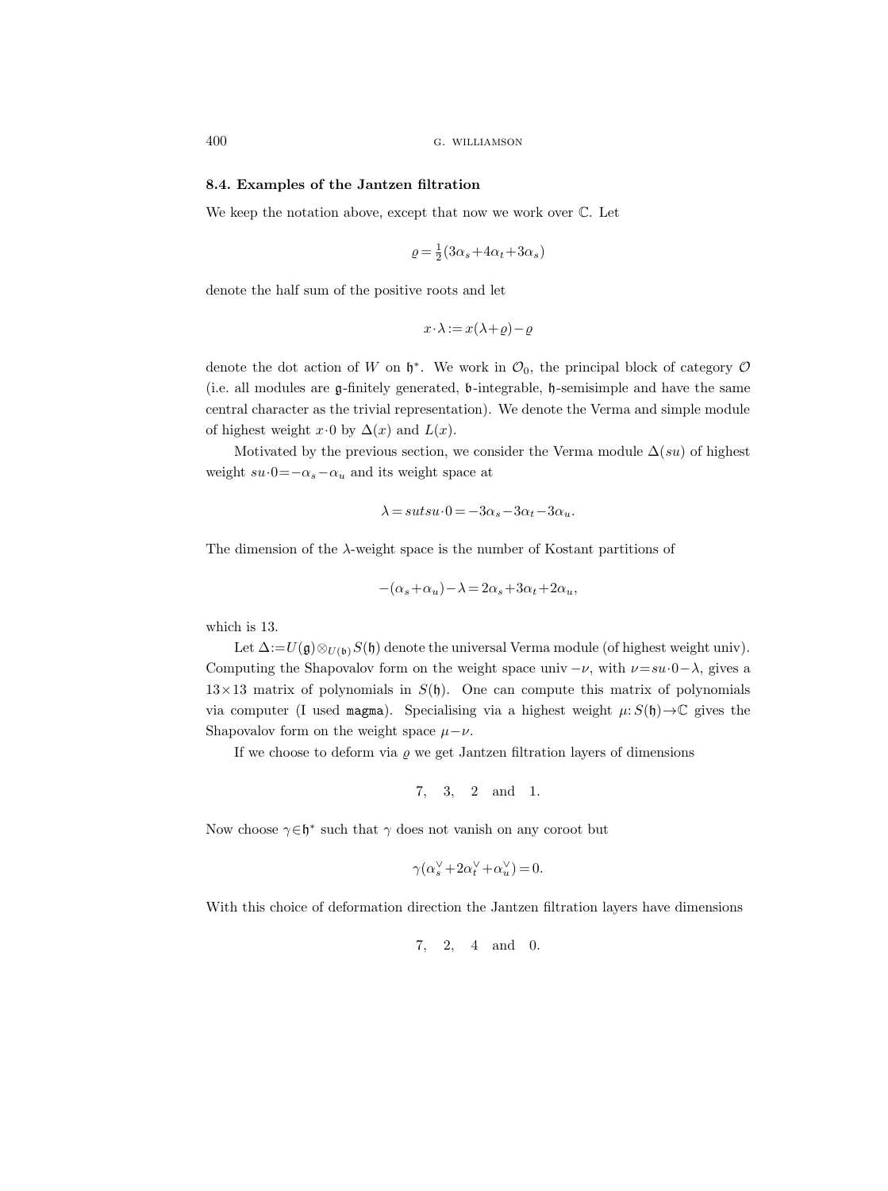### 8.4. Examples of the Jantzen filtration

We keep the notation above, except that now we work over $\mathbb{C}$. Let

$$\varrho = \tfrac{1}{2}(3\alpha_s + 4\alpha_t + 3\alpha_s)$$

denote the half sum of the positive roots and let

$$x \cdot \lambda := x(\lambda + \varrho) - \varrho$$

denote the dot action of $W$ on $\mathfrak{h}^*$. We work in $\mathcal{O}_0$, the principal block of category $\mathcal{O}$ (i.e. all modules are $\mathfrak{g}$-finitely generated, $\mathfrak{b}$-integrable, $\mathfrak{h}$-semisimple and have the same central character as the trivial representation). We denote the Verma and simple module of highest weight $x \cdot 0$ by $\Delta(x)$ and $L(x)$.

Motivated by the previous section, we consider the Verma module $\Delta(su)$ of highest weight $su \cdot 0 = -\alpha_s - \alpha_u$ and its weight space at

$$\lambda = sutsu \cdot 0 = -3\alpha_s - 3\alpha_t - 3\alpha_u.$$

The dimension of the $\lambda$-weight space is the number of Kostant partitions of

$$-(\alpha_s + \alpha_u) - \lambda = 2\alpha_s + 3\alpha_t + 2\alpha_u,$$

which is 13.

Let $\Delta := U(\mathfrak{g}) \otimes_{U(\mathfrak{b})} S(\mathfrak{h})$ denote the universal Verma module (of highest weight univ). Computing the Shapovalov form on the weight space univ $-\nu$, with $\nu = su \cdot 0 - \lambda$, gives a $13 \times 13$ matrix of polynomials in $S(\mathfrak{h})$. One can compute this matrix of polynomials via computer (I used `magma`). Specialising via a highest weight $\mu: S(\mathfrak{h}) \to \mathbb{C}$ gives the Shapovalov form on the weight space $\mu - \nu$.

If we choose to deform via $\varrho$ we get Jantzen filtration layers of dimensions

$$7, \quad 3, \quad 2 \quad \text{and} \quad 1.$$

Now choose $\gamma \in \mathfrak{h}^*$ such that $\gamma$ does not vanish on any coroot but

$$\gamma(\alpha_s^\vee + 2\alpha_t^\vee + \alpha_u^\vee) = 0.$$

With this choice of deformation direction the Jantzen filtration layers have dimensions

$$7, \quad 2, \quad 4 \quad \text{and} \quad 0.$$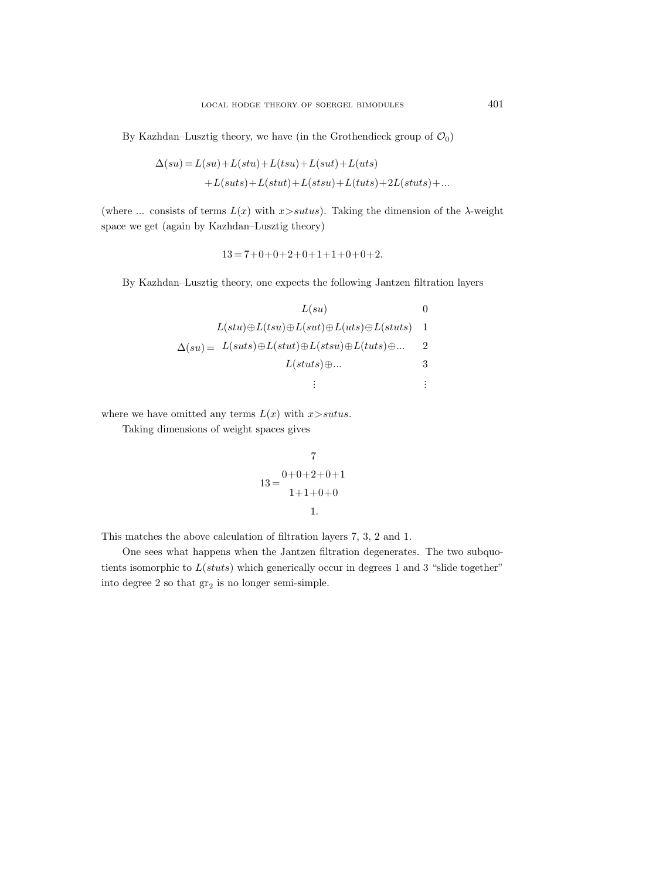By Kazhdan–Lusztig theory, we have (in the Grothendieck group of $\mathcal{O}_0$)

$$\Delta(su) = L(su) + L(stu) + L(tsu) + L(sut) + L(uts) \\ + L(suts) + L(stut) + L(stsu) + L(tuts) + 2L(stuts) + \ldots$$

(where ... consists of terms $L(x)$ with $x > sutus$). Taking the dimension of the $\lambda$-weight space we get (again by Kazhdan–Lusztig theory)

$$13 = 7 + 0 + 0 + 2 + 0 + 1 + 1 + 0 + 0 + 2.$$

By Kazhdan–Lusztig theory, one expects the following Jantzen filtration layers

$$\Delta(su) = \begin{array}{cc} L(su) & 0 \\ L(stu) \oplus L(tsu) \oplus L(sut) \oplus L(uts) \oplus L(stuts) & 1 \\ L(suts) \oplus L(stut) \oplus L(stsu) \oplus L(tuts) \oplus \ldots & 2 \\ L(stuts) \oplus \ldots & 3 \\ \vdots & \vdots \end{array}$$

where we have omitted any terms $L(x)$ with $x > sutus$.

Taking dimensions of weight spaces gives

$$13 = \begin{array}{c} 7 \\ 0+0+2+0+1 \\ 1+1+0+0 \\ 1. \end{array}$$

This matches the above calculation of filtration layers 7, 3, 2 and 1.

One sees what happens when the Jantzen filtration degenerates. The two subquotients isomorphic to $L(stuts)$ which generically occur in degrees 1 and 3 "slide together" into degree 2 so that $\mathrm{gr}_2$ is no longer semi-simple.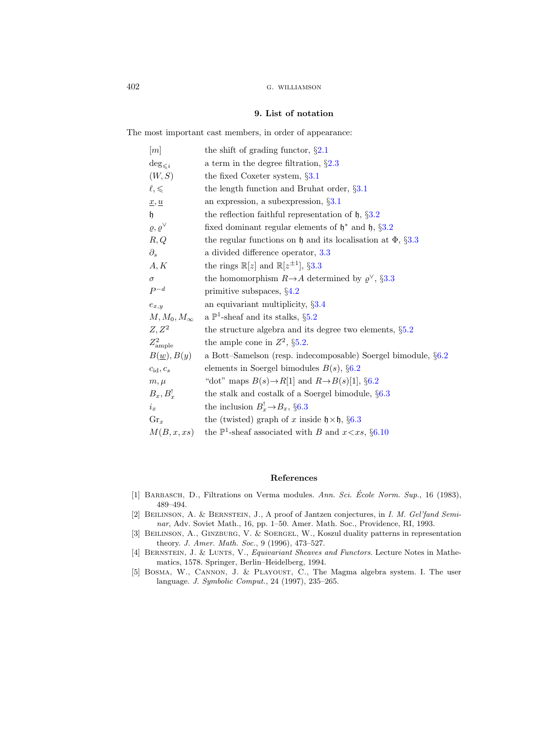## 9. List of notation

The most important cast members, in order of appearance:

| | |
|---|---|
| $[m]$ | the shift of grading functor, §2.1 |
| $\deg_{\leqslant i}$ | a term in the degree filtration, §2.3 |
| $(W, S)$ | the fixed Coxeter system, §3.1 |
| $\ell, \leqslant$ | the length function and Bruhat order, §3.1 |
| $\underline{x}, \underline{u}$ | an expression, a subexpression, §3.1 |
| $\mathfrak{h}$ | the reflection faithful representation of $\mathfrak{h}$, §3.2 |
| $\varrho, \varrho^\vee$ | fixed dominant regular elements of $\mathfrak{h}^*$ and $\mathfrak{h}$, §3.2 |
| $R, Q$ | the regular functions on $\mathfrak{h}$ and its localisation at $\Phi$, §3.3 |
| $\partial_s$ | a divided difference operator, 3.3 |
| $A, K$ | the rings $\mathbb{R}[z]$ and $\mathbb{R}[z^{\pm 1}]$, §3.3 |
| $\sigma$ | the homomorphism $R \to A$ determined by $\varrho^\vee$, §3.3 |
| $P^{-d}$ | primitive subspaces, §4.2 |
| $e_{x,y}$ | an equivariant multiplicity, §3.4 |
| $M, M_0, M_\infty$ | a $\mathbb{P}^1$-sheaf and its stalks, §5.2 |
| $Z, Z^2$ | the structure algebra and its degree two elements, §5.2 |
| $Z^2_{\text{ample}}$ | the ample cone in $Z^2$, §5.2. |
| $B(\underline{w}), B(y)$ | a Bott–Samelson (resp. indecomposable) Soergel bimodule, §6.2 |
| $c_{\text{id}}, c_s$ | elements in Soergel bimodules $B(s)$, §6.2 |
| $m, \mu$ | "dot" maps $B(s) \to R[1]$ and $R \to B(s)[1]$, §6.2 |
| $B_x, B_x^!$ | the stalk and costalk of a Soergel bimodule, §6.3 |
| $i_x$ | the inclusion $B_x^! \to B_x$, §6.3 |
| $\text{Gr}_x$ | the (twisted) graph of $x$ inside $\mathfrak{h} \times \mathfrak{h}$, §6.3 |
| $M(B, x, xs)$ | the $\mathbb{P}^1$-sheaf associated with $B$ and $x < xs$, §6.10 |

## References

[1] Barbasch, D., Filtrations on Verma modules. *Ann. Sci. École Norm. Sup.*, 16 (1983), 489–494.

[2] Beilinson, A. & Bernstein, J., A proof of Jantzen conjectures, in *I. M. Gel'fand Seminar*, Adv. Soviet Math., 16, pp. 1–50. Amer. Math. Soc., Providence, RI, 1993.

[3] Beilinson, A., Ginzburg, V. & Soergel, W., Koszul duality patterns in representation theory. *J. Amer. Math. Soc.*, 9 (1996), 473–527.

[4] Bernstein, J. & Lunts, V., *Equivariant Sheaves and Functors*. Lecture Notes in Mathematics, 1578. Springer, Berlin–Heidelberg, 1994.

[5] Bosma, W., Cannon, J. & Playoust, C., The Magma algebra system. I. The user language. *J. Symbolic Comput.*, 24 (1997), 235–265.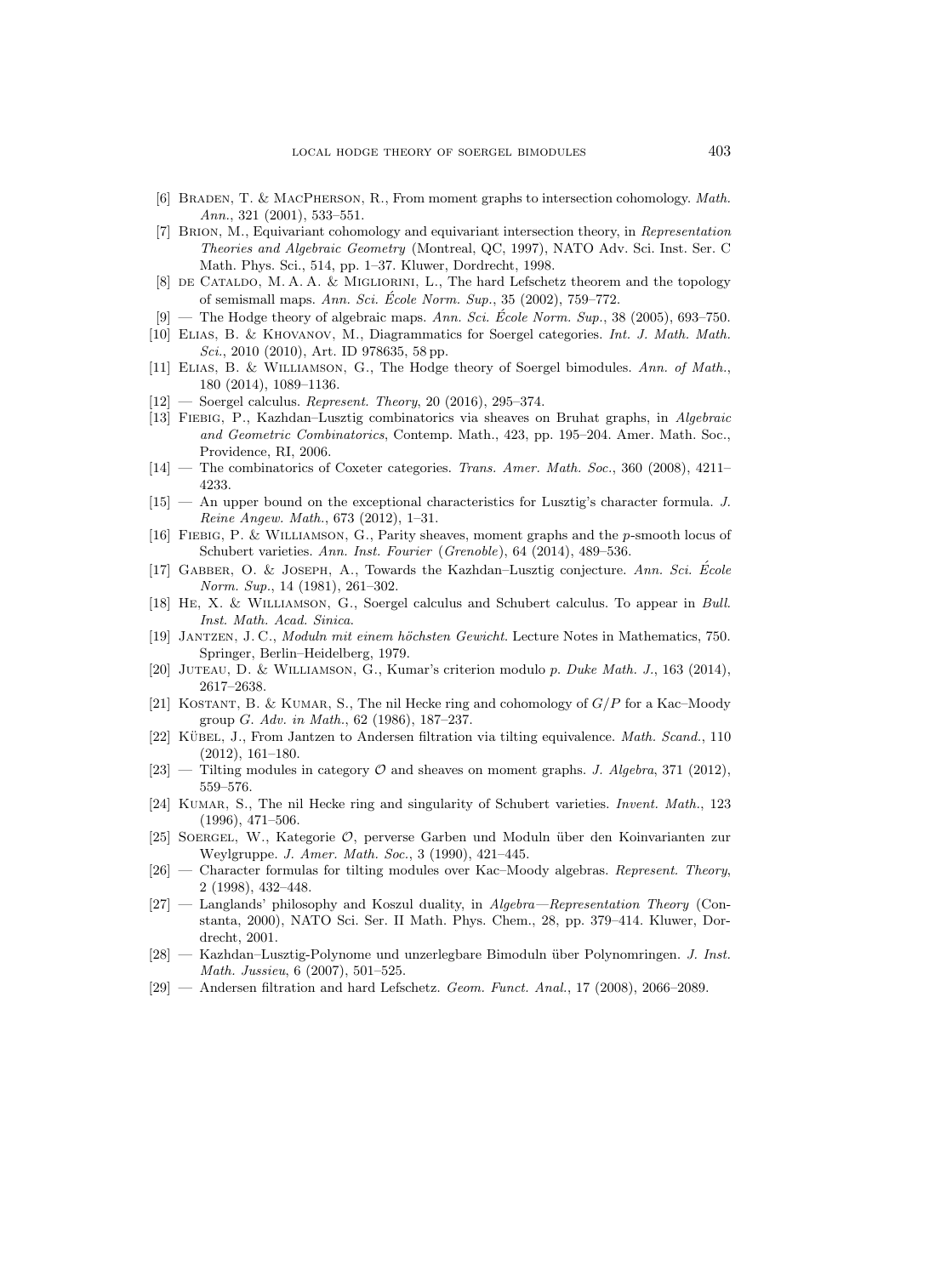[6] Braden, T. & MacPherson, R., From moment graphs to intersection cohomology. *Math. Ann.*, 321 (2001), 533–551.

[7] Brion, M., Equivariant cohomology and equivariant intersection theory, in *Representation Theories and Algebraic Geometry* (Montreal, QC, 1997), NATO Adv. Sci. Inst. Ser. C Math. Phys. Sci., 514, pp. 1–37. Kluwer, Dordrecht, 1998.

[8] de Cataldo, M. A. A. & Migliorini, L., The hard Lefschetz theorem and the topology of semismall maps. *Ann. Sci. École Norm. Sup.*, 35 (2002), 759–772.

[9] — The Hodge theory of algebraic maps. *Ann. Sci. École Norm. Sup.*, 38 (2005), 693–750.

[10] Elias, B. & Khovanov, M., Diagrammatics for Soergel categories. *Int. J. Math. Math. Sci.*, 2010 (2010), Art. ID 978635, 58 pp.

[11] Elias, B. & Williamson, G., The Hodge theory of Soergel bimodules. *Ann. of Math.*, 180 (2014), 1089–1136.

[12] — Soergel calculus. *Represent. Theory*, 20 (2016), 295–374.

[13] Fiebig, P., Kazhdan–Lusztig combinatorics via sheaves on Bruhat graphs, in *Algebraic and Geometric Combinatorics*, Contemp. Math., 423, pp. 195–204. Amer. Math. Soc., Providence, RI, 2006.

[14] — The combinatorics of Coxeter categories. *Trans. Amer. Math. Soc.*, 360 (2008), 4211–4233.

[15] — An upper bound on the exceptional characteristics for Lusztig's character formula. *J. Reine Angew. Math.*, 673 (2012), 1–31.

[16] Fiebig, P. & Williamson, G., Parity sheaves, moment graphs and the $p$-smooth locus of Schubert varieties. *Ann. Inst. Fourier (Grenoble)*, 64 (2014), 489–536.

[17] Gabber, O. & Joseph, A., Towards the Kazhdan–Lusztig conjecture. *Ann. Sci. École Norm. Sup.*, 14 (1981), 261–302.

[18] He, X. & Williamson, G., Soergel calculus and Schubert calculus. To appear in *Bull. Inst. Math. Acad. Sinica*.

[19] Jantzen, J. C., *Moduln mit einem höchsten Gewicht*. Lecture Notes in Mathematics, 750. Springer, Berlin–Heidelberg, 1979.

[20] Juteau, D. & Williamson, G., Kumar's criterion modulo $p$. *Duke Math. J.*, 163 (2014), 2617–2638.

[21] Kostant, B. & Kumar, S., The nil Hecke ring and cohomology of $G/P$ for a Kac–Moody group $G$. *Adv. in Math.*, 62 (1986), 187–237.

[22] Kübel, J., From Jantzen to Andersen filtration via tilting equivalence. *Math. Scand.*, 110 (2012), 161–180.

[23] — Tilting modules in category $\mathcal{O}$ and sheaves on moment graphs. *J. Algebra*, 371 (2012), 559–576.

[24] Kumar, S., The nil Hecke ring and singularity of Schubert varieties. *Invent. Math.*, 123 (1996), 471–506.

[25] Soergel, W., Kategorie $\mathcal{O}$, perverse Garben und Moduln über den Koinvarianten zur Weylgruppe. *J. Amer. Math. Soc.*, 3 (1990), 421–445.

[26] — Character formulas for tilting modules over Kac–Moody algebras. *Represent. Theory*, 2 (1998), 432–448.

[27] — Langlands' philosophy and Koszul duality, in *Algebra—Representation Theory* (Constanta, 2000), NATO Sci. Ser. II Math. Phys. Chem., 28, pp. 379–414. Kluwer, Dordrecht, 2001.

[28] — Kazhdan–Lusztig-Polynome und unzerlegbare Bimoduln über Polynomringen. *J. Inst. Math. Jussieu*, 6 (2007), 501–525.

[29] — Andersen filtration and hard Lefschetz. *Geom. Funct. Anal.*, 17 (2008), 2066–2089.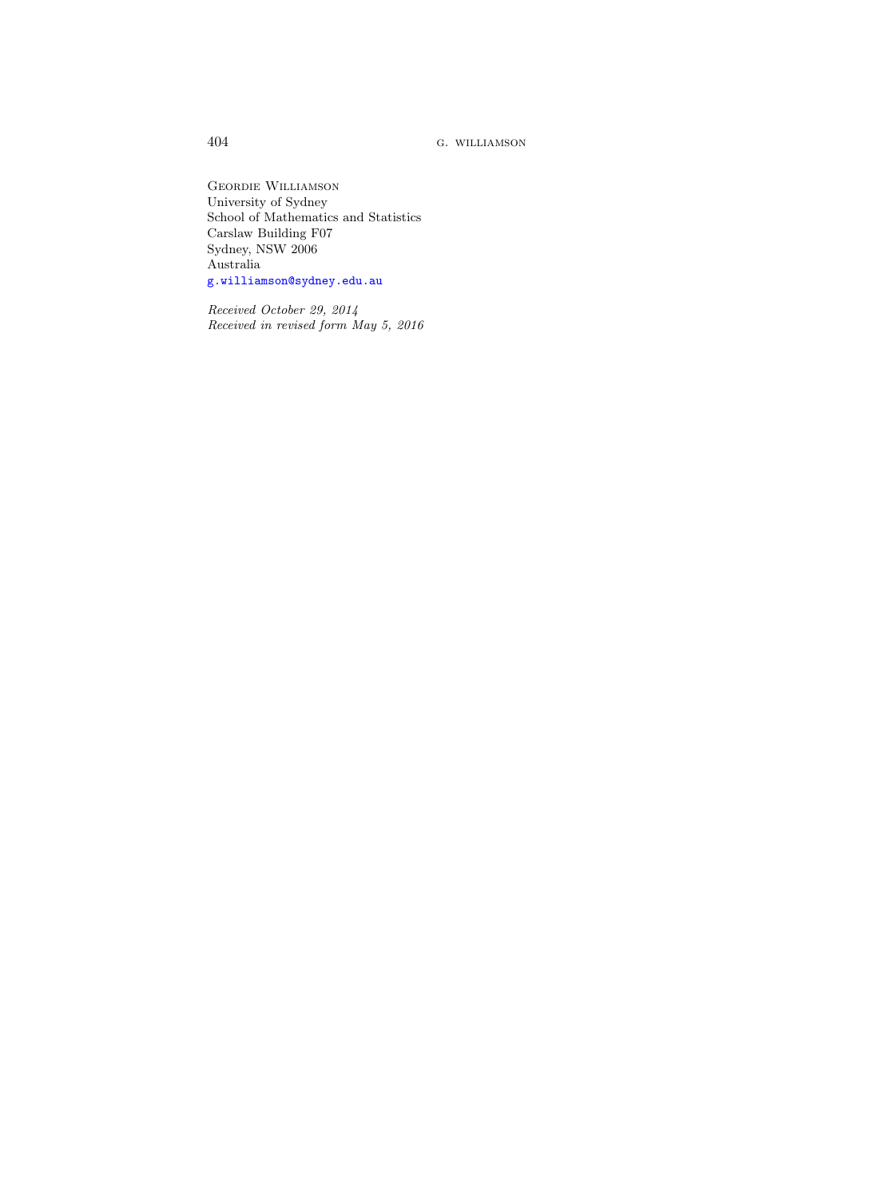Geordie Williamson
University of Sydney
School of Mathematics and Statistics
Carslaw Building F07
Sydney, NSW 2006
Australia
g.williamson@sydney.edu.au

*Received October 29, 2014*
*Received in revised form May 5, 2016*